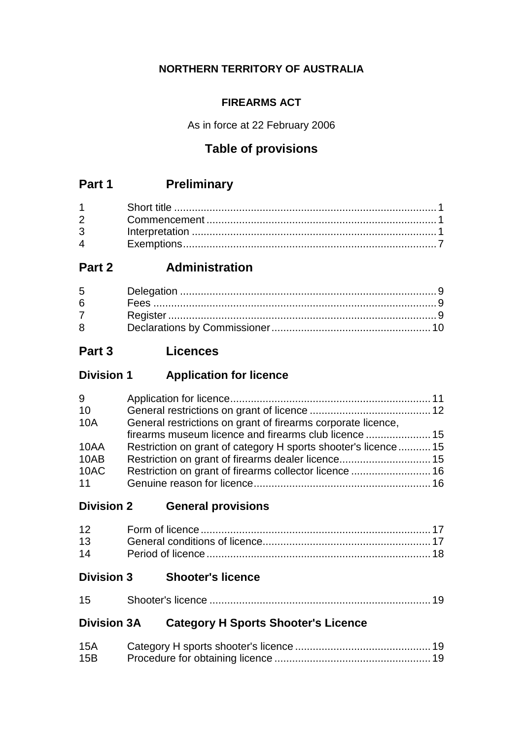**NORTHERN TERRITORY OF AUSTRALIA**

**FIREARMS ACT**

As in force at 22 February 2006

## Table of provisions

## Part 1 Preliminary

| | | |
|---|---|---|
| 1 | Short title | 1 |
| 2 | Commencement | 1 |
| 3 | Interpretation | 1 |
| 4 | Exemptions | 7 |

## Part 2 Administration

| | | |
|---|---|---|
| 5 | Delegation | 9 |
| 6 | Fees | 9 |
| 7 | Register | 9 |
| 8 | Declarations by Commissioner | 10 |

## Part 3 Licences

### Division 1 Application for licence

| | | |
|---|---|---|
| 9 | Application for licence | 11 |
| 10 | General restrictions on grant of licence | 12 |
| 10A | General restrictions on grant of firearms corporate licence, firearms museum licence and firearms club licence | 15 |
| 10AA | Restriction on grant of category H sports shooter's licence | 15 |
| 10AB | Restriction on grant of firearms dealer licence | 15 |
| 10AC | Restriction on grant of firearms collector licence | 16 |
| 11 | Genuine reason for licence | 16 |

### Division 2 General provisions

| | | |
|---|---|---|
| 12 | Form of licence | 17 |
| 13 | General conditions of licence | 17 |
| 14 | Period of licence | 18 |

### Division 3 Shooter's licence

| | | |
|---|---|---|
| 15 | Shooter's licence | 19 |

### Division 3A Category H Sports Shooter's Licence

| | | |
|---|---|---|
| 15A | Category H sports shooter's licence | 19 |
| 15B | Procedure for obtaining licence | 19 |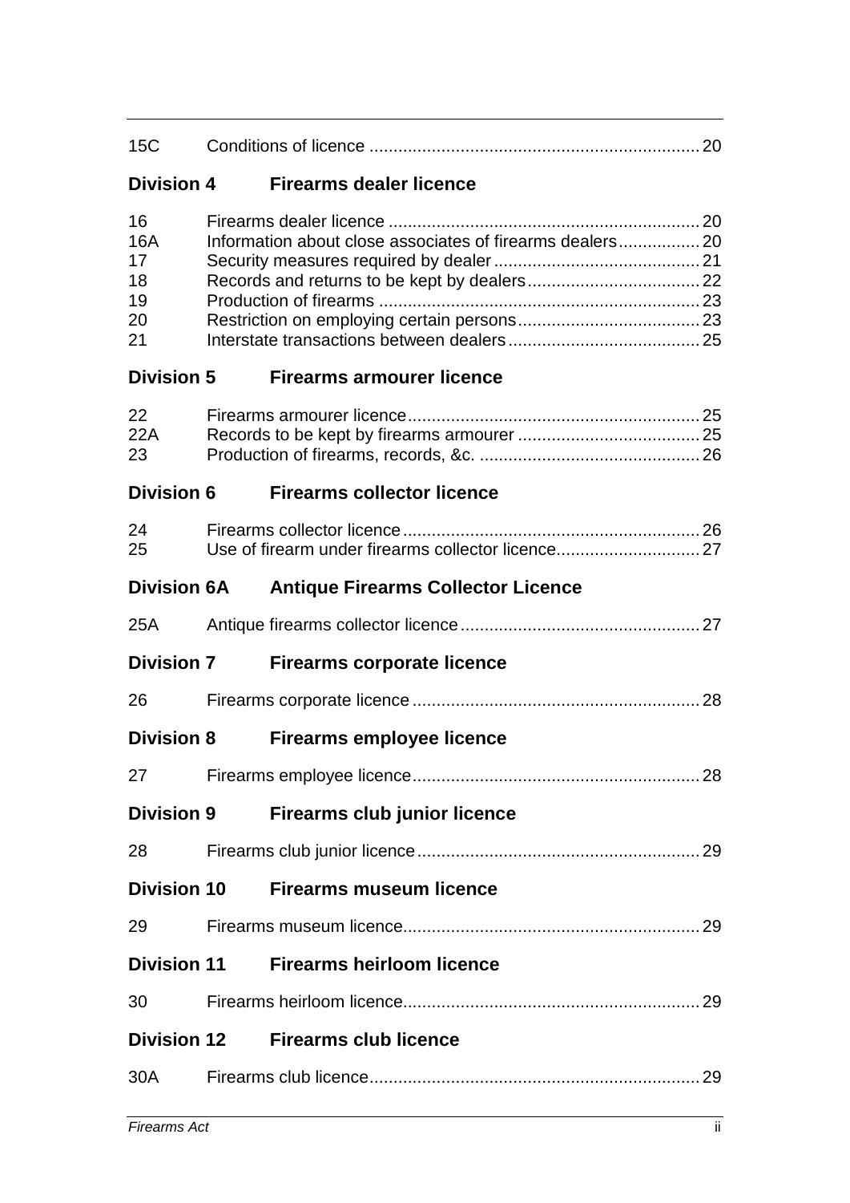| | | |
|---|---|---|
| 15C | Conditions of licence | 20 |

## Division 4 Firearms dealer licence

| | | |
|---|---|---|
| 16 | Firearms dealer licence | 20 |
| 16A | Information about close associates of firearms dealers | 20 |
| 17 | Security measures required by dealer | 21 |
| 18 | Records and returns to be kept by dealers | 22 |
| 19 | Production of firearms | 23 |
| 20 | Restriction on employing certain persons | 23 |
| 21 | Interstate transactions between dealers | 25 |

## Division 5 Firearms armourer licence

| | | |
|---|---|---|
| 22 | Firearms armourer licence | 25 |
| 22A | Records to be kept by firearms armourer | 25 |
| 23 | Production of firearms, records, &c. | 26 |

## Division 6 Firearms collector licence

| | | |
|---|---|---|
| 24 | Firearms collector licence | 26 |
| 25 | Use of firearm under firearms collector licence | 27 |

## Division 6A Antique Firearms Collector Licence

| | | |
|---|---|---|
| 25A | Antique firearms collector licence | 27 |

## Division 7 Firearms corporate licence

| | | |
|---|---|---|
| 26 | Firearms corporate licence | 28 |

## Division 8 Firearms employee licence

| | | |
|---|---|---|
| 27 | Firearms employee licence | 28 |

## Division 9 Firearms club junior licence

| | | |
|---|---|---|
| 28 | Firearms club junior licence | 29 |

## Division 10 Firearms museum licence

| | | |
|---|---|---|
| 29 | Firearms museum licence | 29 |

## Division 11 Firearms heirloom licence

| | | |
|---|---|---|
| 30 | Firearms heirloom licence | 29 |

## Division 12 Firearms club licence

| | | |
|---|---|---|
| 30A | Firearms club licence | 29 |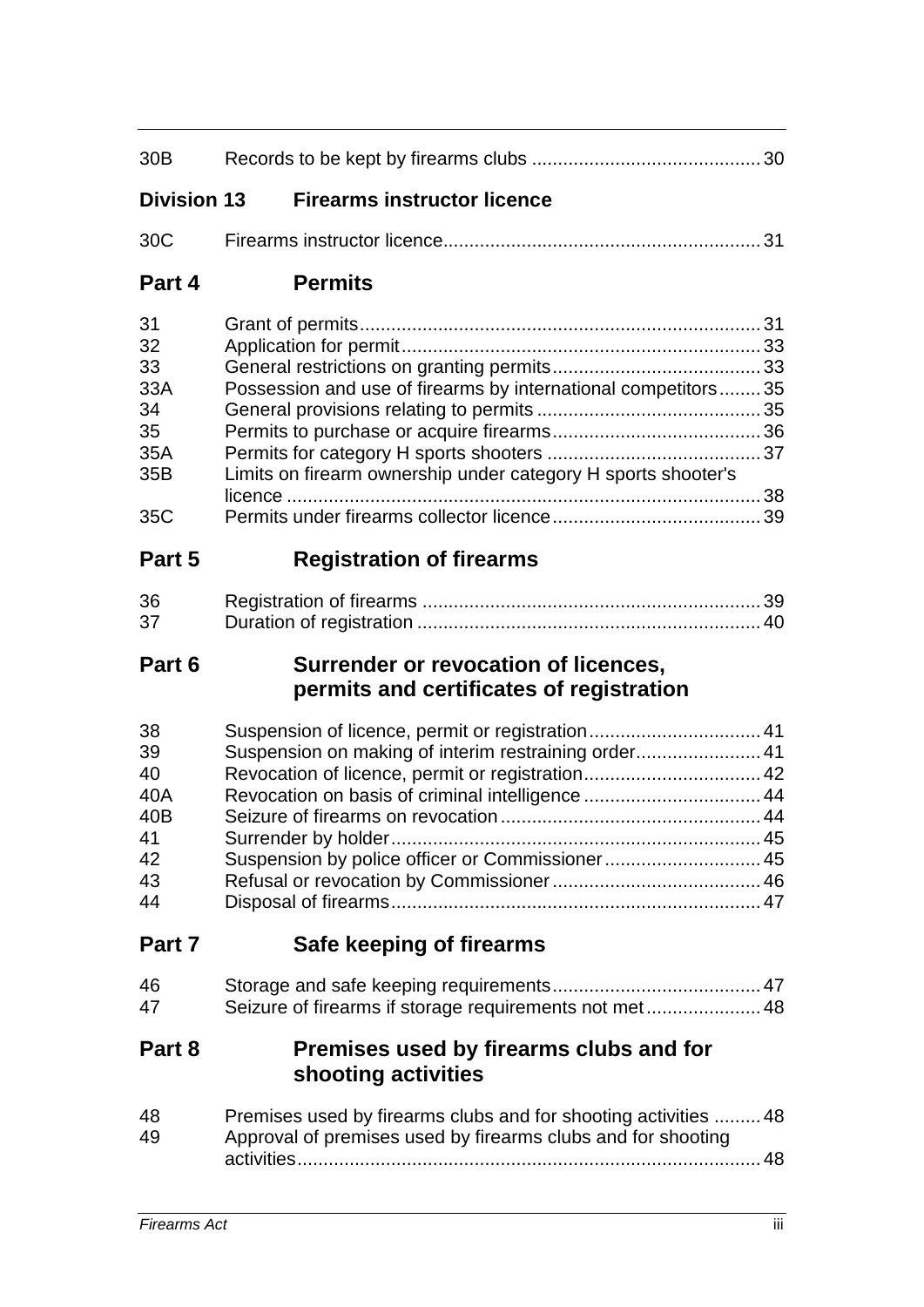| | | |
|---|---|---|
| 30B | Records to be kept by firearms clubs | 30 |

**Division 13 Firearms instructor licence**

| | | |
|---|---|---|
| 30C | Firearms instructor licence | 31 |

## Part 4 Permits

| | | |
|---|---|---|
| 31 | Grant of permits | 31 |
| 32 | Application for permit | 33 |
| 33 | General restrictions on granting permits | 33 |
| 33A | Possession and use of firearms by international competitors | 35 |
| 34 | General provisions relating to permits | 35 |
| 35 | Permits to purchase or acquire firearms | 36 |
| 35A | Permits for category H sports shooters | 37 |
| 35B | Limits on firearm ownership under category H sports shooter's licence | 38 |
| 35C | Permits under firearms collector licence | 39 |

## Part 5 Registration of firearms

| | | |
|---|---|---|
| 36 | Registration of firearms | 39 |
| 37 | Duration of registration | 40 |

## Part 6 Surrender or revocation of licences, permits and certificates of registration

| | | |
|---|---|---|
| 38 | Suspension of licence, permit or registration | 41 |
| 39 | Suspension on making of interim restraining order | 41 |
| 40 | Revocation of licence, permit or registration | 42 |
| 40A | Revocation on basis of criminal intelligence | 44 |
| 40B | Seizure of firearms on revocation | 44 |
| 41 | Surrender by holder | 45 |
| 42 | Suspension by police officer or Commissioner | 45 |
| 43 | Refusal or revocation by Commissioner | 46 |
| 44 | Disposal of firearms | 47 |

## Part 7 Safe keeping of firearms

| | | |
|---|---|---|
| 46 | Storage and safe keeping requirements | 47 |
| 47 | Seizure of firearms if storage requirements not met | 48 |

## Part 8 Premises used by firearms clubs and for shooting activities

| | | |
|---|---|---|
| 48 | Premises used by firearms clubs and for shooting activities | 48 |
| 49 | Approval of premises used by firearms clubs and for shooting activities | 48 |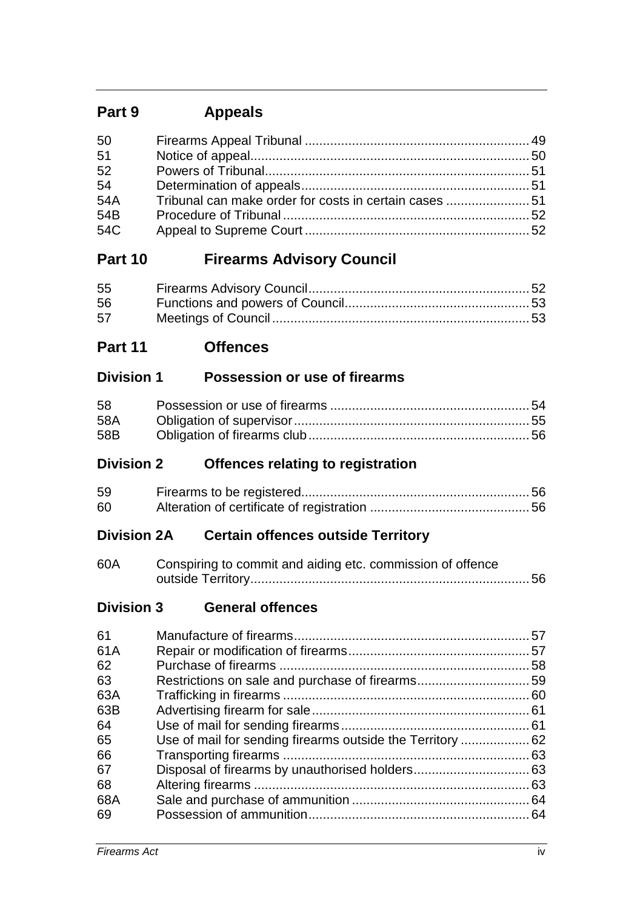## Part 9 Appeals

| | | |
|---|---|---|
| 50 | Firearms Appeal Tribunal | 49 |
| 51 | Notice of appeal | 50 |
| 52 | Powers of Tribunal | 51 |
| 54 | Determination of appeals | 51 |
| 54A | Tribunal can make order for costs in certain cases | 51 |
| 54B | Procedure of Tribunal | 52 |
| 54C | Appeal to Supreme Court | 52 |

## Part 10 Firearms Advisory Council

| | | |
|---|---|---|
| 55 | Firearms Advisory Council | 52 |
| 56 | Functions and powers of Council | 53 |
| 57 | Meetings of Council | 53 |

## Part 11 Offences

### Division 1 Possession or use of firearms

| | | |
|---|---|---|
| 58 | Possession or use of firearms | 54 |
| 58A | Obligation of supervisor | 55 |
| 58B | Obligation of firearms club | 56 |

### Division 2 Offences relating to registration

| | | |
|---|---|---|
| 59 | Firearms to be registered | 56 |
| 60 | Alteration of certificate of registration | 56 |

### Division 2A Certain offences outside Territory

| | | |
|---|---|---|
| 60A | Conspiring to commit and aiding etc. commission of offence outside Territory | 56 |

### Division 3 General offences

| | | |
|---|---|---|
| 61 | Manufacture of firearms | 57 |
| 61A | Repair or modification of firearms | 57 |
| 62 | Purchase of firearms | 58 |
| 63 | Restrictions on sale and purchase of firearms | 59 |
| 63A | Trafficking in firearms | 60 |
| 63B | Advertising firearm for sale | 61 |
| 64 | Use of mail for sending firearms | 61 |
| 65 | Use of mail for sending firearms outside the Territory | 62 |
| 66 | Transporting firearms | 63 |
| 67 | Disposal of firearms by unauthorised holders | 63 |
| 68 | Altering firearms | 63 |
| 68A | Sale and purchase of ammunition | 64 |
| 69 | Possession of ammunition | 64 |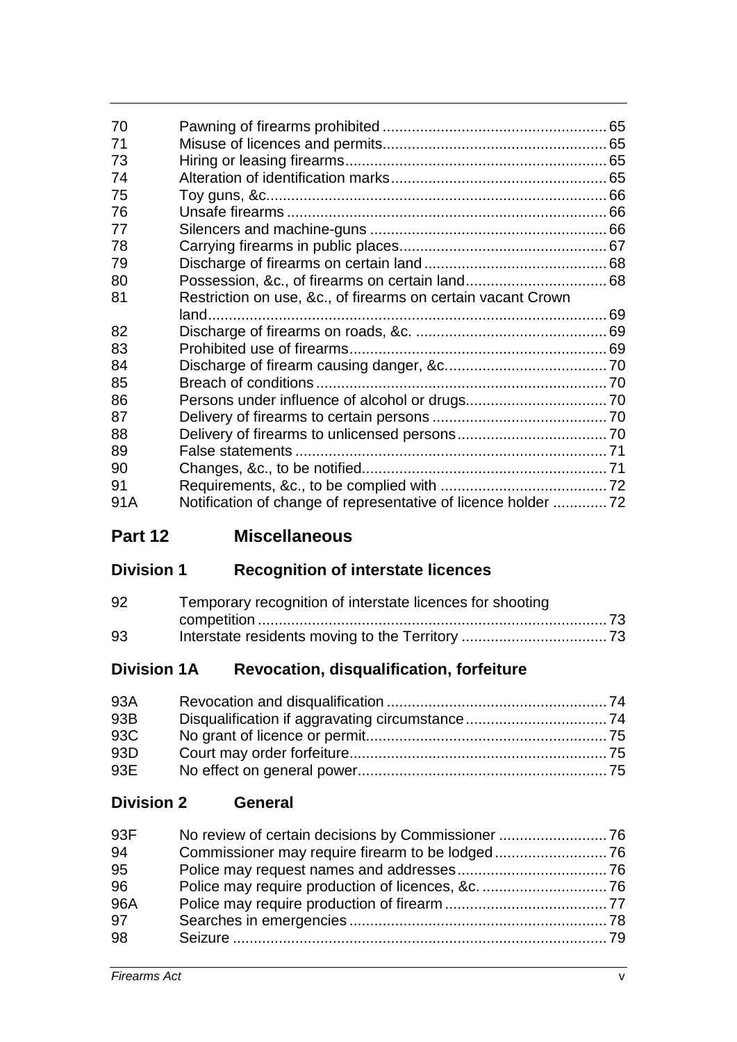| | | |
|---|---|---|
| 70 | Pawning of firearms prohibited | 65 |
| 71 | Misuse of licences and permits | 65 |
| 73 | Hiring or leasing firearms | 65 |
| 74 | Alteration of identification marks | 65 |
| 75 | Toy guns, &c. | 66 |
| 76 | Unsafe firearms | 66 |
| 77 | Silencers and machine-guns | 66 |
| 78 | Carrying firearms in public places | 67 |
| 79 | Discharge of firearms on certain land | 68 |
| 80 | Possession, &c., of firearms on certain land | 68 |
| 81 | Restriction on use, &c., of firearms on certain vacant Crown land | 69 |
| 82 | Discharge of firearms on roads, &c. | 69 |
| 83 | Prohibited use of firearms | 69 |
| 84 | Discharge of firearm causing danger, &c. | 70 |
| 85 | Breach of conditions | 70 |
| 86 | Persons under influence of alcohol or drugs | 70 |
| 87 | Delivery of firearms to certain persons | 70 |
| 88 | Delivery of firearms to unlicensed persons | 70 |
| 89 | False statements | 71 |
| 90 | Changes, &c., to be notified | 71 |
| 91 | Requirements, &c., to be complied with | 72 |
| 91A | Notification of change of representative of licence holder | 72 |

## Part 12 Miscellaneous

### Division 1 Recognition of interstate licences

| | | |
|---|---|---|
| 92 | Temporary recognition of interstate licences for shooting competition | 73 |
| 93 | Interstate residents moving to the Territory | 73 |

### Division 1A Revocation, disqualification, forfeiture

| | | |
|---|---|---|
| 93A | Revocation and disqualification | 74 |
| 93B | Disqualification if aggravating circumstance | 74 |
| 93C | No grant of licence or permit | 75 |
| 93D | Court may order forfeiture | 75 |
| 93E | No effect on general power | 75 |

### Division 2 General

| | | |
|---|---|---|
| 93F | No review of certain decisions by Commissioner | 76 |
| 94 | Commissioner may require firearm to be lodged | 76 |
| 95 | Police may request names and addresses | 76 |
| 96 | Police may require production of licences, &c. | 76 |
| 96A | Police may require production of firearm | 77 |
| 97 | Searches in emergencies | 78 |
| 98 | Seizure | 79 |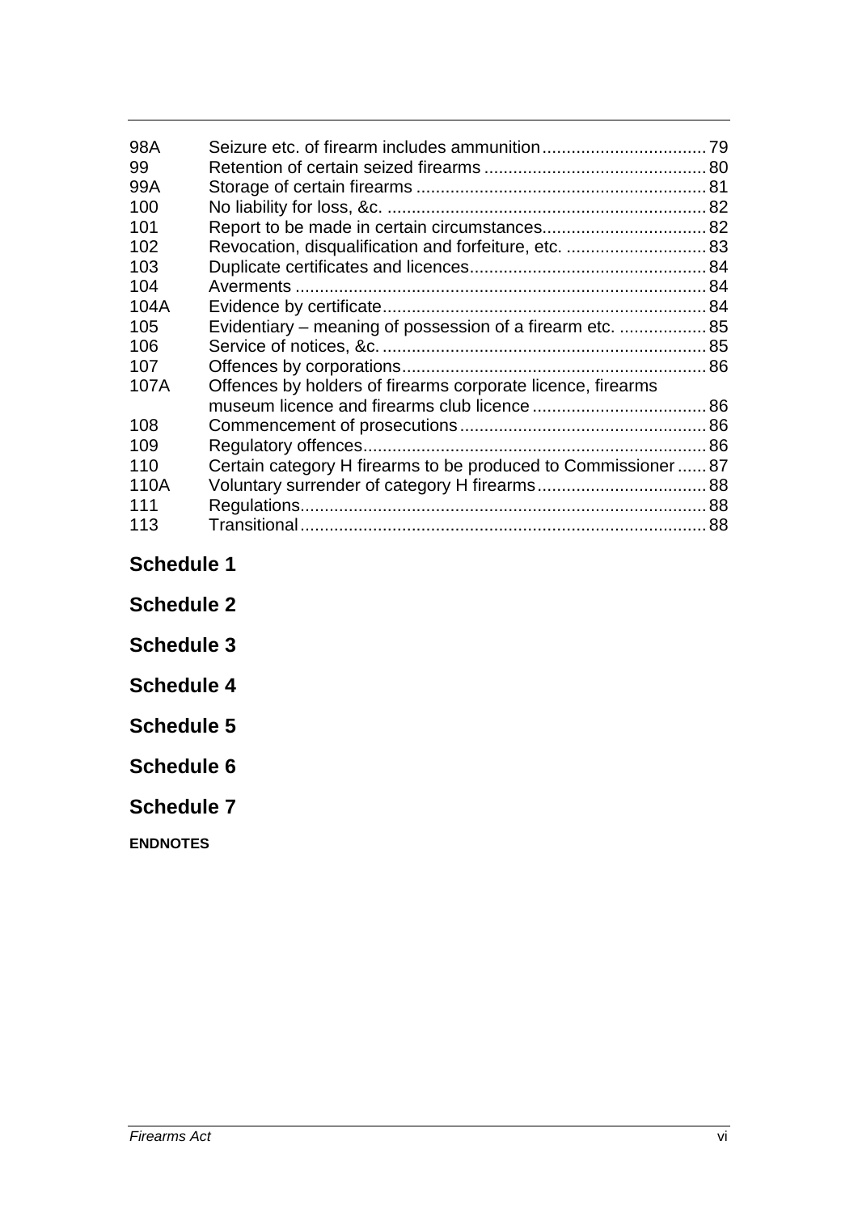| | | |
|---|---|---|
| 98A | Seizure etc. of firearm includes ammunition | 79 |
| 99 | Retention of certain seized firearms | 80 |
| 99A | Storage of certain firearms | 81 |
| 100 | No liability for loss, &c. | 82 |
| 101 | Report to be made in certain circumstances | 82 |
| 102 | Revocation, disqualification and forfeiture, etc. | 83 |
| 103 | Duplicate certificates and licences | 84 |
| 104 | Averments | 84 |
| 104A | Evidence by certificate | 84 |
| 105 | Evidentiary – meaning of possession of a firearm etc. | 85 |
| 106 | Service of notices, &c. | 85 |
| 107 | Offences by corporations | 86 |
| 107A | Offences by holders of firearms corporate licence, firearms museum licence and firearms club licence | 86 |
| 108 | Commencement of prosecutions | 86 |
| 109 | Regulatory offences | 86 |
| 110 | Certain category H firearms to be produced to Commissioner | 87 |
| 110A | Voluntary surrender of category H firearms | 88 |
| 111 | Regulations | 88 |
| 113 | Transitional | 88 |

**Schedule 1**

**Schedule 2**

**Schedule 3**

**Schedule 4**

**Schedule 5**

**Schedule 6**

**Schedule 7**

**ENDNOTES**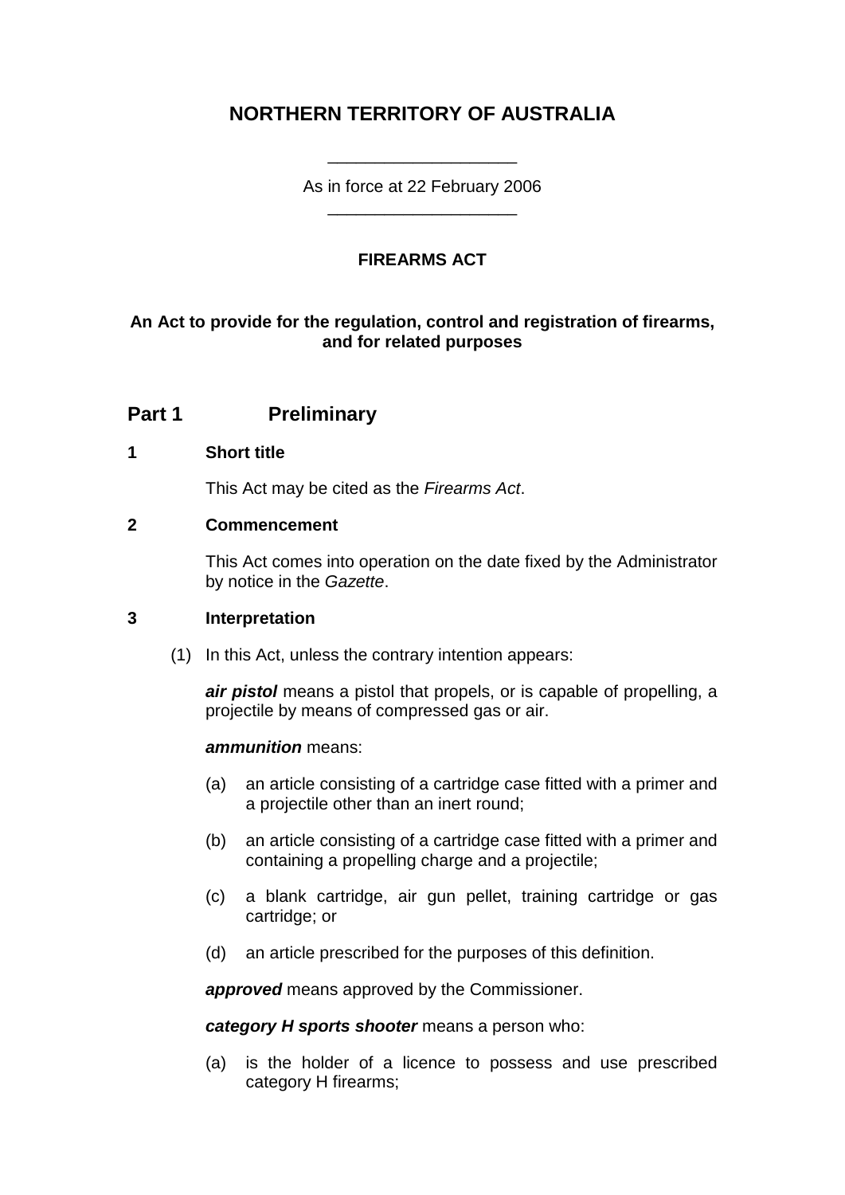# NORTHERN TERRITORY OF AUSTRALIA

\_\_\_\_\_\_\_\_\_\_\_\_\_\_\_\_\_\_\_\_

As in force at 22 February 2006

\_\_\_\_\_\_\_\_\_\_\_\_\_\_\_\_\_\_\_\_

**FIREARMS ACT**

**An Act to provide for the regulation, control and registration of firearms, and for related purposes**

## Part 1 Preliminary

### 1 Short title

This Act may be cited as the *Firearms Act*.

### 2 Commencement

This Act comes into operation on the date fixed by the Administrator by notice in the *Gazette*.

### 3 Interpretation

(1) In this Act, unless the contrary intention appears:

***air pistol*** means a pistol that propels, or is capable of propelling, a projectile by means of compressed gas or air.

***ammunition*** means:

(a) an article consisting of a cartridge case fitted with a primer and a projectile other than an inert round;

(b) an article consisting of a cartridge case fitted with a primer and containing a propelling charge and a projectile;

(c) a blank cartridge, air gun pellet, training cartridge or gas cartridge; or

(d) an article prescribed for the purposes of this definition.

***approved*** means approved by the Commissioner.

***category H sports shooter*** means a person who:

(a) is the holder of a licence to possess and use prescribed category H firearms;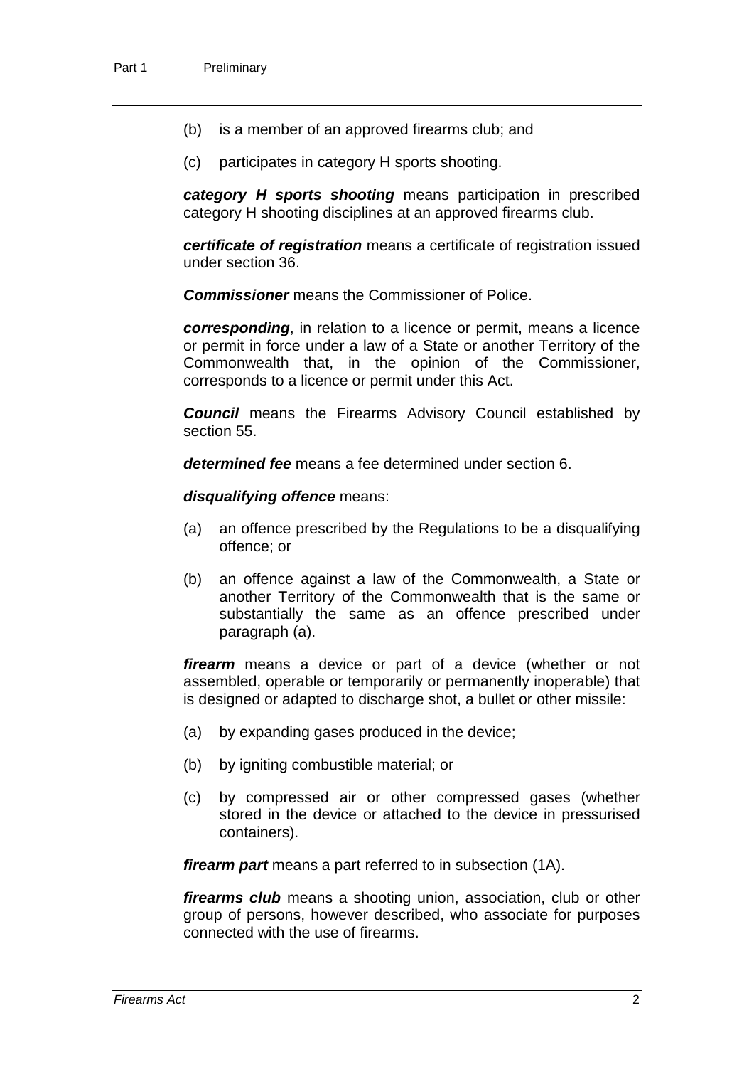(b) is a member of an approved firearms club; and

(c) participates in category H sports shooting.

***category H sports shooting*** means participation in prescribed category H shooting disciplines at an approved firearms club.

***certificate of registration*** means a certificate of registration issued under section 36.

***Commissioner*** means the Commissioner of Police.

***corresponding***, in relation to a licence or permit, means a licence or permit in force under a law of a State or another Territory of the Commonwealth that, in the opinion of the Commissioner, corresponds to a licence or permit under this Act.

***Council*** means the Firearms Advisory Council established by section 55.

***determined fee*** means a fee determined under section 6.

***disqualifying offence*** means:

(a) an offence prescribed by the Regulations to be a disqualifying offence; or

(b) an offence against a law of the Commonwealth, a State or another Territory of the Commonwealth that is the same or substantially the same as an offence prescribed under paragraph (a).

***firearm*** means a device or part of a device (whether or not assembled, operable or temporarily or permanently inoperable) that is designed or adapted to discharge shot, a bullet or other missile:

(a) by expanding gases produced in the device;

(b) by igniting combustible material; or

(c) by compressed air or other compressed gases (whether stored in the device or attached to the device in pressurised containers).

***firearm part*** means a part referred to in subsection (1A).

***firearms club*** means a shooting union, association, club or other group of persons, however described, who associate for purposes connected with the use of firearms.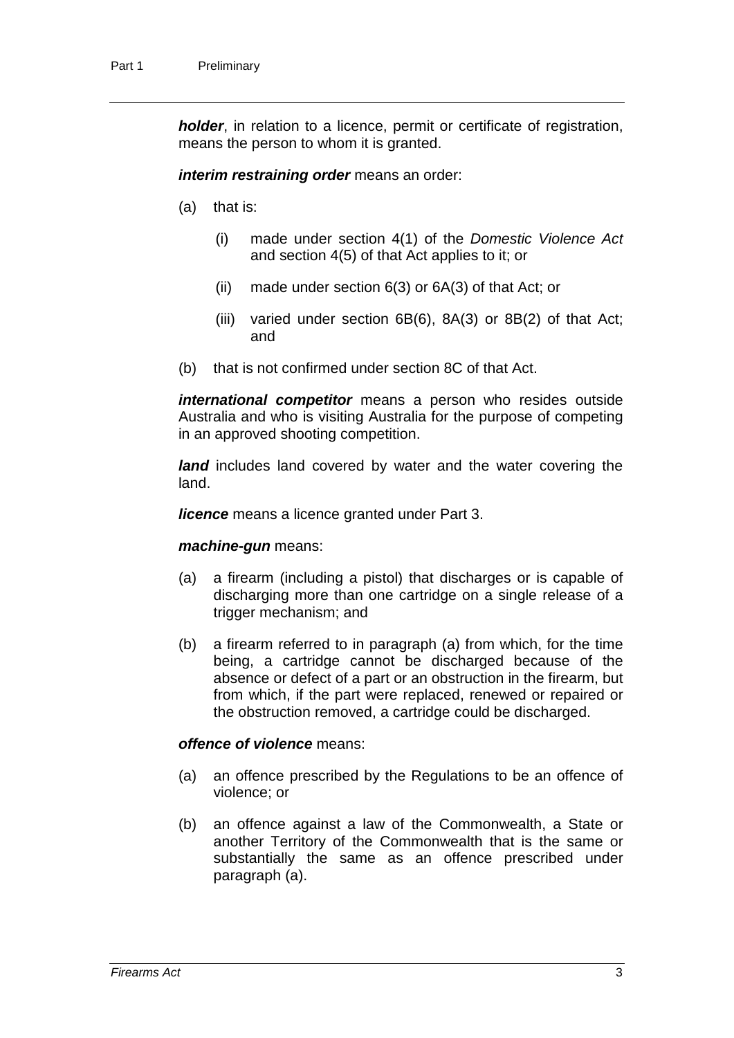***holder***, in relation to a licence, permit or certificate of registration, means the person to whom it is granted.

***interim restraining order*** means an order:

(a) that is:

  (i) made under section 4(1) of the *Domestic Violence Act* and section 4(5) of that Act applies to it; or

  (ii) made under section 6(3) or 6A(3) of that Act; or

  (iii) varied under section 6B(6), 8A(3) or 8B(2) of that Act; and

(b) that is not confirmed under section 8C of that Act.

***international competitor*** means a person who resides outside Australia and who is visiting Australia for the purpose of competing in an approved shooting competition.

***land*** includes land covered by water and the water covering the land.

***licence*** means a licence granted under Part 3.

***machine-gun*** means:

(a) a firearm (including a pistol) that discharges or is capable of discharging more than one cartridge on a single release of a trigger mechanism; and

(b) a firearm referred to in paragraph (a) from which, for the time being, a cartridge cannot be discharged because of the absence or defect of a part or an obstruction in the firearm, but from which, if the part were replaced, renewed or repaired or the obstruction removed, a cartridge could be discharged.

***offence of violence*** means:

(a) an offence prescribed by the Regulations to be an offence of violence; or

(b) an offence against a law of the Commonwealth, a State or another Territory of the Commonwealth that is the same or substantially the same as an offence prescribed under paragraph (a).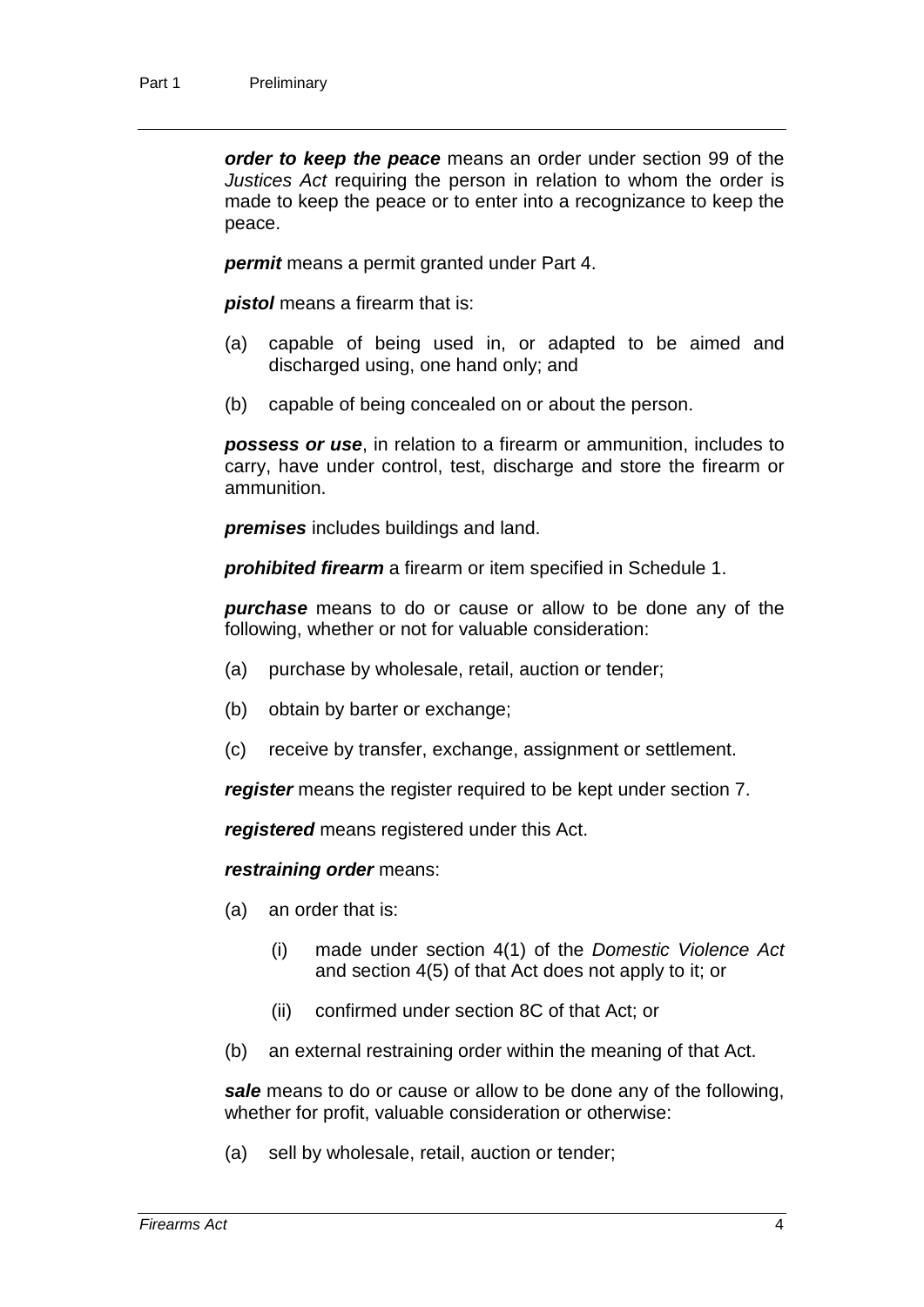***order to keep the peace*** means an order under section 99 of the *Justices Act* requiring the person in relation to whom the order is made to keep the peace or to enter into a recognizance to keep the peace.

***permit*** means a permit granted under Part 4.

***pistol*** means a firearm that is:

(a) capable of being used in, or adapted to be aimed and discharged using, one hand only; and

(b) capable of being concealed on or about the person.

***possess or use***, in relation to a firearm or ammunition, includes to carry, have under control, test, discharge and store the firearm or ammunition.

***premises*** includes buildings and land.

***prohibited firearm*** a firearm or item specified in Schedule 1.

***purchase*** means to do or cause or allow to be done any of the following, whether or not for valuable consideration:

(a) purchase by wholesale, retail, auction or tender;

(b) obtain by barter or exchange;

(c) receive by transfer, exchange, assignment or settlement.

***register*** means the register required to be kept under section 7.

***registered*** means registered under this Act.

***restraining order*** means:

(a) an order that is:

(i) made under section 4(1) of the *Domestic Violence Act* and section 4(5) of that Act does not apply to it; or

(ii) confirmed under section 8C of that Act; or

(b) an external restraining order within the meaning of that Act.

***sale*** means to do or cause or allow to be done any of the following, whether for profit, valuable consideration or otherwise:

(a) sell by wholesale, retail, auction or tender;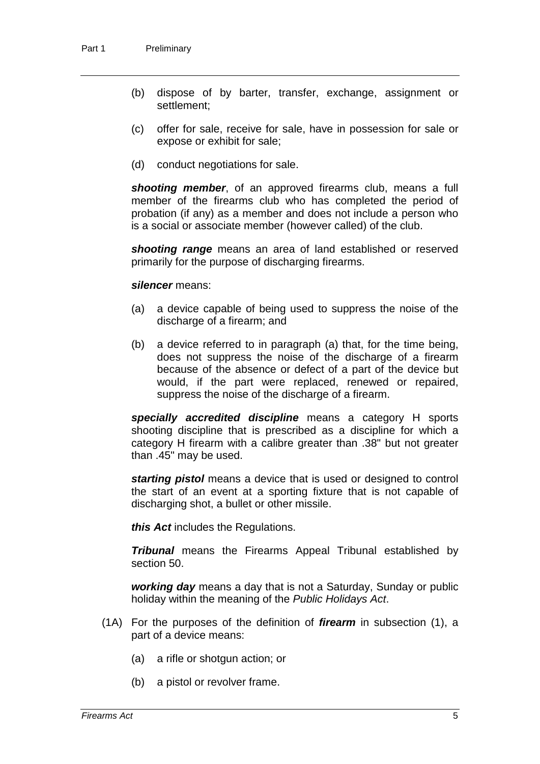(b) dispose of by barter, transfer, exchange, assignment or settlement;

(c) offer for sale, receive for sale, have in possession for sale or expose or exhibit for sale;

(d) conduct negotiations for sale.

***shooting member***, of an approved firearms club, means a full member of the firearms club who has completed the period of probation (if any) as a member and does not include a person who is a social or associate member (however called) of the club.

***shooting range*** means an area of land established or reserved primarily for the purpose of discharging firearms.

***silencer*** means:

(a) a device capable of being used to suppress the noise of the discharge of a firearm; and

(b) a device referred to in paragraph (a) that, for the time being, does not suppress the noise of the discharge of a firearm because of the absence or defect of a part of the device but would, if the part were replaced, renewed or repaired, suppress the noise of the discharge of a firearm.

***specially accredited discipline*** means a category H sports shooting discipline that is prescribed as a discipline for which a category H firearm with a calibre greater than .38" but not greater than .45" may be used.

***starting pistol*** means a device that is used or designed to control the start of an event at a sporting fixture that is not capable of discharging shot, a bullet or other missile.

***this Act*** includes the Regulations.

***Tribunal*** means the Firearms Appeal Tribunal established by section 50.

***working day*** means a day that is not a Saturday, Sunday or public holiday within the meaning of the *Public Holidays Act*.

(1A) For the purposes of the definition of ***firearm*** in subsection (1), a part of a device means:

(a) a rifle or shotgun action; or

(b) a pistol or revolver frame.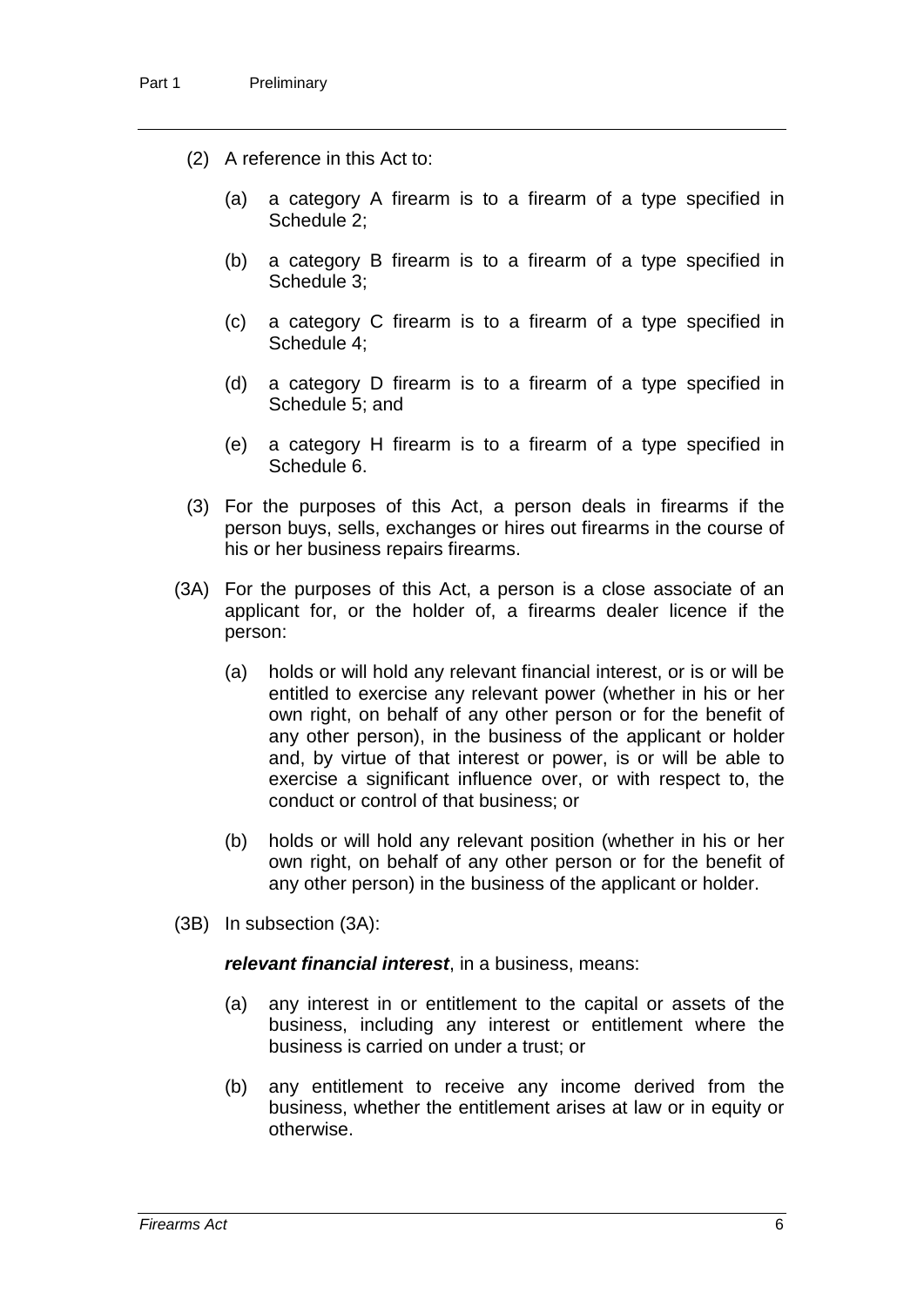(2) A reference in this Act to:

(a) a category A firearm is to a firearm of a type specified in Schedule 2;

(b) a category B firearm is to a firearm of a type specified in Schedule 3;

(c) a category C firearm is to a firearm of a type specified in Schedule 4;

(d) a category D firearm is to a firearm of a type specified in Schedule 5; and

(e) a category H firearm is to a firearm of a type specified in Schedule 6.

(3) For the purposes of this Act, a person deals in firearms if the person buys, sells, exchanges or hires out firearms in the course of his or her business repairs firearms.

(3A) For the purposes of this Act, a person is a close associate of an applicant for, or the holder of, a firearms dealer licence if the person:

(a) holds or will hold any relevant financial interest, or is or will be entitled to exercise any relevant power (whether in his or her own right, on behalf of any other person or for the benefit of any other person), in the business of the applicant or holder and, by virtue of that interest or power, is or will be able to exercise a significant influence over, or with respect to, the conduct or control of that business; or

(b) holds or will hold any relevant position (whether in his or her own right, on behalf of any other person or for the benefit of any other person) in the business of the applicant or holder.

(3B) In subsection (3A):

***relevant financial interest***, in a business, means:

(a) any interest in or entitlement to the capital or assets of the business, including any interest or entitlement where the business is carried on under a trust; or

(b) any entitlement to receive any income derived from the business, whether the entitlement arises at law or in equity or otherwise.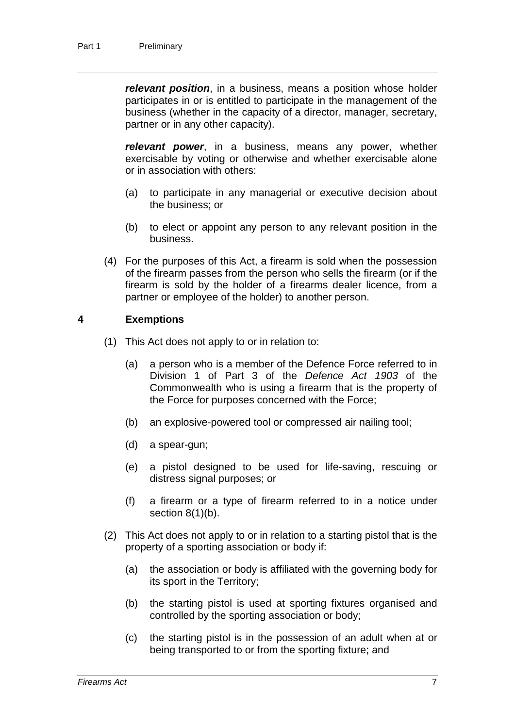***relevant position***, in a business, means a position whose holder participates in or is entitled to participate in the management of the business (whether in the capacity of a director, manager, secretary, partner or in any other capacity).

***relevant power***, in a business, means any power, whether exercisable by voting or otherwise and whether exercisable alone or in association with others:

- (a) to participate in any managerial or executive decision about the business; or
- (b) to elect or appoint any person to any relevant position in the business.

(4) For the purposes of this Act, a firearm is sold when the possession of the firearm passes from the person who sells the firearm (or if the firearm is sold by the holder of a firearms dealer licence, from a partner or employee of the holder) to another person.

### 4 Exemptions

(1) This Act does not apply to or in relation to:

- (a) a person who is a member of the Defence Force referred to in Division 1 of Part 3 of the *Defence Act 1903* of the Commonwealth who is using a firearm that is the property of the Force for purposes concerned with the Force;
- (b) an explosive-powered tool or compressed air nailing tool;
- (d) a spear-gun;
- (e) a pistol designed to be used for life-saving, rescuing or distress signal purposes; or
- (f) a firearm or a type of firearm referred to in a notice under section 8(1)(b).

(2) This Act does not apply to or in relation to a starting pistol that is the property of a sporting association or body if:

- (a) the association or body is affiliated with the governing body for its sport in the Territory;
- (b) the starting pistol is used at sporting fixtures organised and controlled by the sporting association or body;
- (c) the starting pistol is in the possession of an adult when at or being transported to or from the sporting fixture; and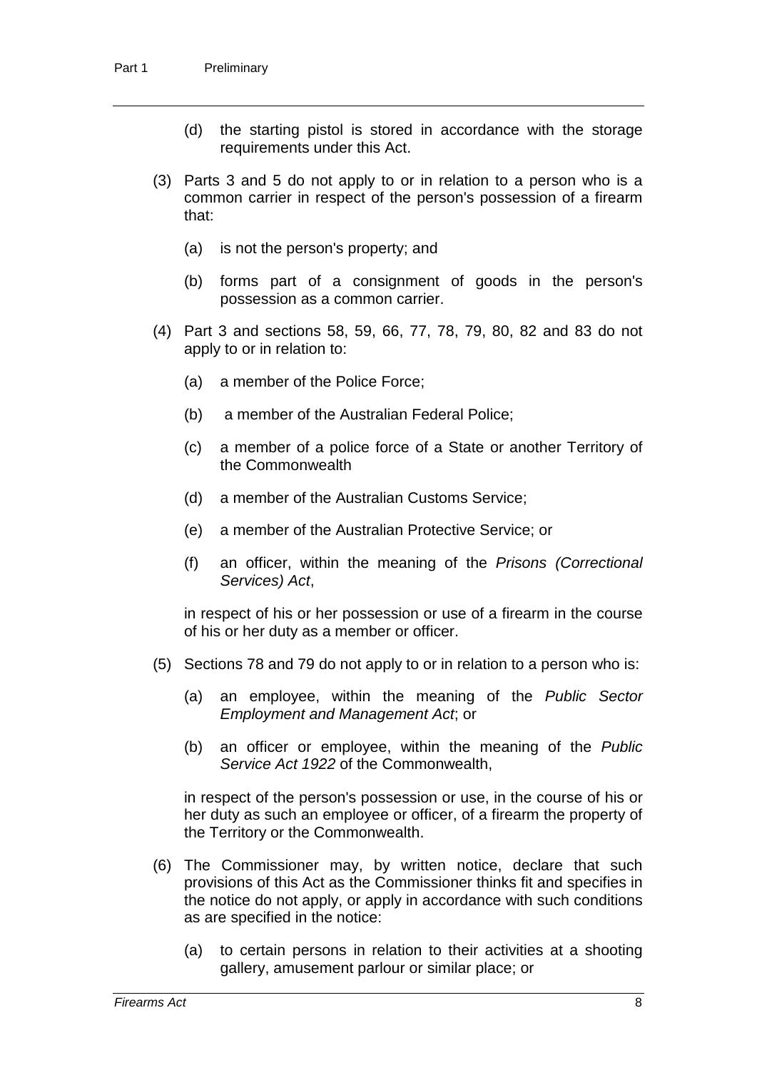(d) the starting pistol is stored in accordance with the storage requirements under this Act.

(3) Parts 3 and 5 do not apply to or in relation to a person who is a common carrier in respect of the person's possession of a firearm that:

(a) is not the person's property; and

(b) forms part of a consignment of goods in the person's possession as a common carrier.

(4) Part 3 and sections 58, 59, 66, 77, 78, 79, 80, 82 and 83 do not apply to or in relation to:

(a) a member of the Police Force;

(b) a member of the Australian Federal Police;

(c) a member of a police force of a State or another Territory of the Commonwealth

(d) a member of the Australian Customs Service;

(e) a member of the Australian Protective Service; or

(f) an officer, within the meaning of the *Prisons (Correctional Services) Act*,

in respect of his or her possession or use of a firearm in the course of his or her duty as a member or officer.

(5) Sections 78 and 79 do not apply to or in relation to a person who is:

(a) an employee, within the meaning of the *Public Sector Employment and Management Act*; or

(b) an officer or employee, within the meaning of the *Public Service Act 1922* of the Commonwealth,

in respect of the person's possession or use, in the course of his or her duty as such an employee or officer, of a firearm the property of the Territory or the Commonwealth.

(6) The Commissioner may, by written notice, declare that such provisions of this Act as the Commissioner thinks fit and specifies in the notice do not apply, or apply in accordance with such conditions as are specified in the notice:

(a) to certain persons in relation to their activities at a shooting gallery, amusement parlour or similar place; or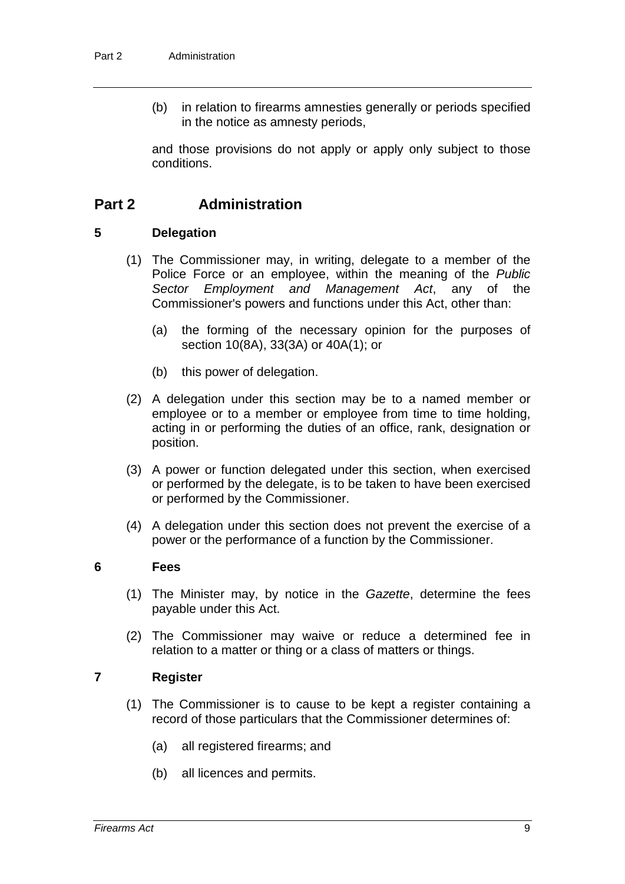(b) in relation to firearms amnesties generally or periods specified in the notice as amnesty periods,

and those provisions do not apply or apply only subject to those conditions.

## Part 2 Administration

### 5 Delegation

(1) The Commissioner may, in writing, delegate to a member of the Police Force or an employee, within the meaning of the *Public Sector Employment and Management Act*, any of the Commissioner's powers and functions under this Act, other than:

(a) the forming of the necessary opinion for the purposes of section 10(8A), 33(3A) or 40A(1); or

(b) this power of delegation.

(2) A delegation under this section may be to a named member or employee or to a member or employee from time to time holding, acting in or performing the duties of an office, rank, designation or position.

(3) A power or function delegated under this section, when exercised or performed by the delegate, is to be taken to have been exercised or performed by the Commissioner.

(4) A delegation under this section does not prevent the exercise of a power or the performance of a function by the Commissioner.

### 6 Fees

(1) The Minister may, by notice in the *Gazette*, determine the fees payable under this Act.

(2) The Commissioner may waive or reduce a determined fee in relation to a matter or thing or a class of matters or things.

### 7 Register

(1) The Commissioner is to cause to be kept a register containing a record of those particulars that the Commissioner determines of:

(a) all registered firearms; and

(b) all licences and permits.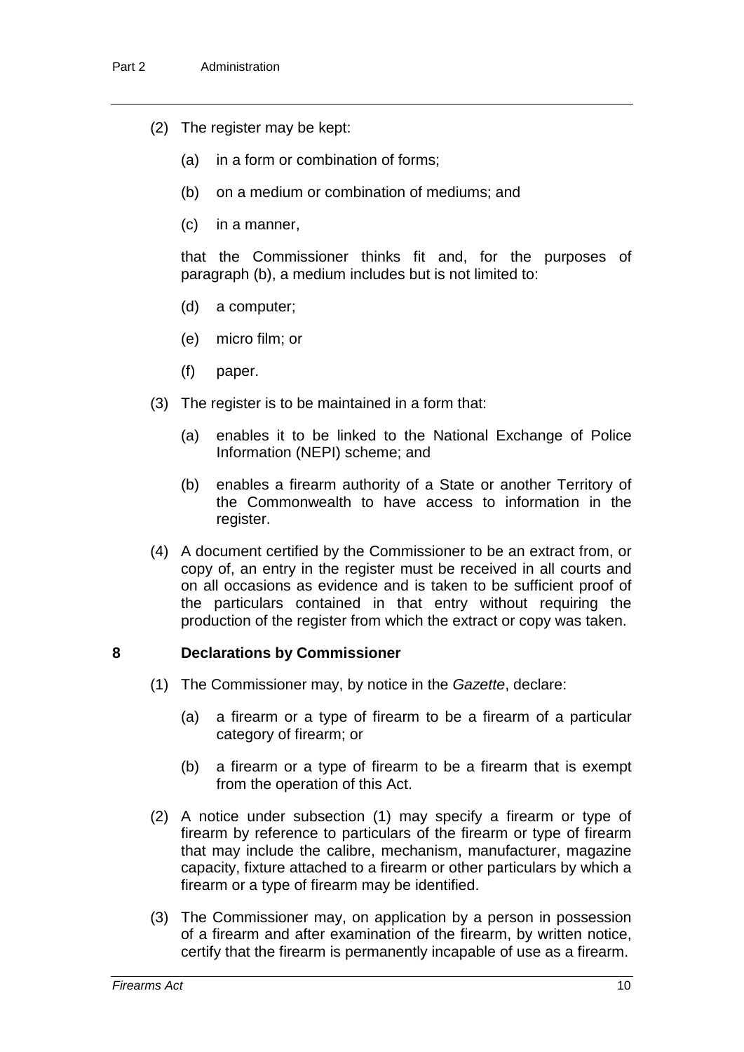(2) The register may be kept:

(a) in a form or combination of forms;

(b) on a medium or combination of mediums; and

(c) in a manner,

that the Commissioner thinks fit and, for the purposes of paragraph (b), a medium includes but is not limited to:

(d) a computer;

(e) micro film; or

(f) paper.

(3) The register is to be maintained in a form that:

(a) enables it to be linked to the National Exchange of Police Information (NEPI) scheme; and

(b) enables a firearm authority of a State or another Territory of the Commonwealth to have access to information in the register.

(4) A document certified by the Commissioner to be an extract from, or copy of, an entry in the register must be received in all courts and on all occasions as evidence and is taken to be sufficient proof of the particulars contained in that entry without requiring the production of the register from which the extract or copy was taken.

## 8 Declarations by Commissioner

(1) The Commissioner may, by notice in the *Gazette*, declare:

(a) a firearm or a type of firearm to be a firearm of a particular category of firearm; or

(b) a firearm or a type of firearm to be a firearm that is exempt from the operation of this Act.

(2) A notice under subsection (1) may specify a firearm or type of firearm by reference to particulars of the firearm or type of firearm that may include the calibre, mechanism, manufacturer, magazine capacity, fixture attached to a firearm or other particulars by which a firearm or a type of firearm may be identified.

(3) The Commissioner may, on application by a person in possession of a firearm and after examination of the firearm, by written notice, certify that the firearm is permanently incapable of use as a firearm.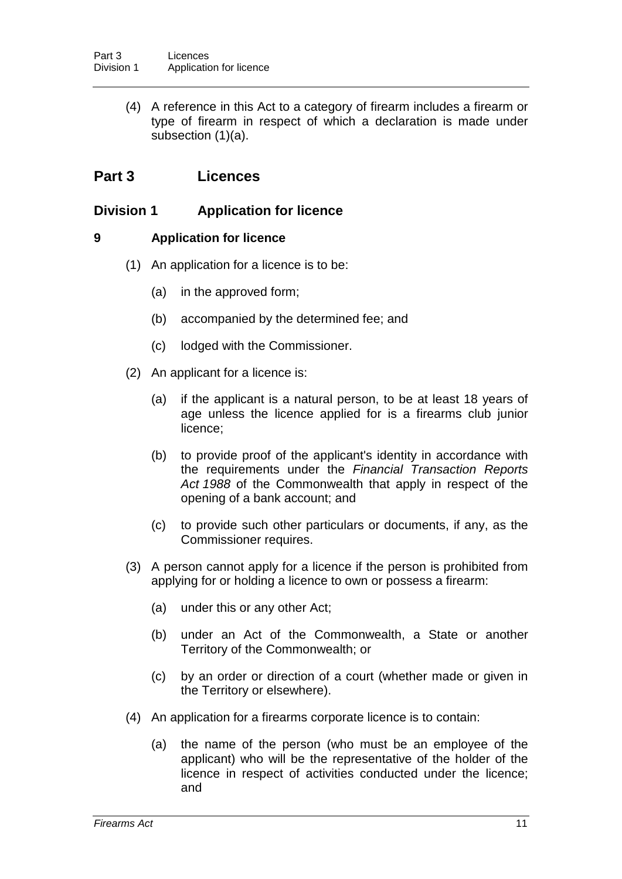(4) A reference in this Act to a category of firearm includes a firearm or type of firearm in respect of which a declaration is made under subsection (1)(a).

## Part 3 Licences

### Division 1 Application for licence

#### 9 Application for licence

(1) An application for a licence is to be:

(a) in the approved form;

(b) accompanied by the determined fee; and

(c) lodged with the Commissioner.

(2) An applicant for a licence is:

(a) if the applicant is a natural person, to be at least 18 years of age unless the licence applied for is a firearms club junior licence;

(b) to provide proof of the applicant's identity in accordance with the requirements under the *Financial Transaction Reports Act 1988* of the Commonwealth that apply in respect of the opening of a bank account; and

(c) to provide such other particulars or documents, if any, as the Commissioner requires.

(3) A person cannot apply for a licence if the person is prohibited from applying for or holding a licence to own or possess a firearm:

(a) under this or any other Act;

(b) under an Act of the Commonwealth, a State or another Territory of the Commonwealth; or

(c) by an order or direction of a court (whether made or given in the Territory or elsewhere).

(4) An application for a firearms corporate licence is to contain:

(a) the name of the person (who must be an employee of the applicant) who will be the representative of the holder of the licence in respect of activities conducted under the licence; and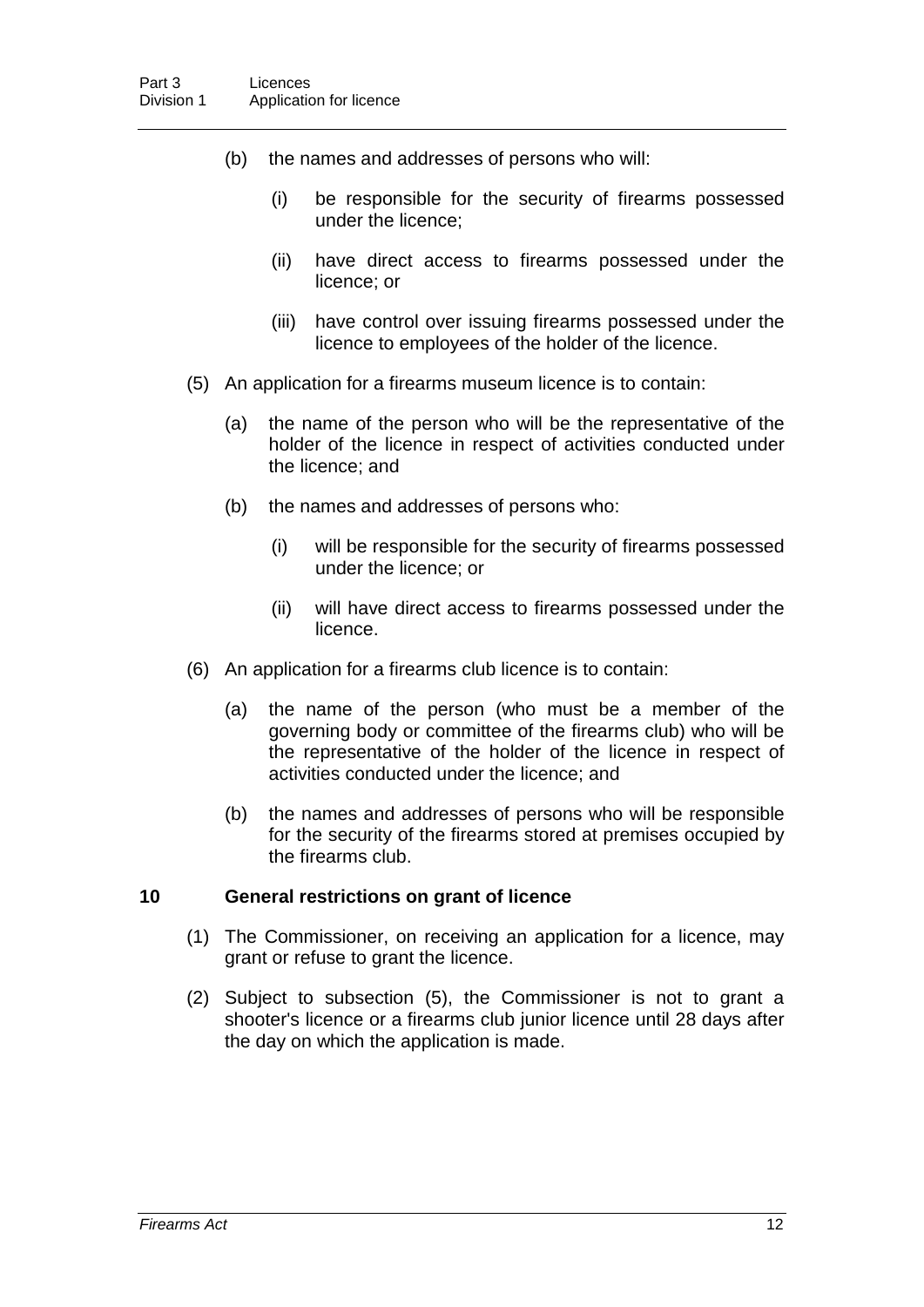(b) the names and addresses of persons who will:

(i) be responsible for the security of firearms possessed under the licence;

(ii) have direct access to firearms possessed under the licence; or

(iii) have control over issuing firearms possessed under the licence to employees of the holder of the licence.

(5) An application for a firearms museum licence is to contain:

(a) the name of the person who will be the representative of the holder of the licence in respect of activities conducted under the licence; and

(b) the names and addresses of persons who:

(i) will be responsible for the security of firearms possessed under the licence; or

(ii) will have direct access to firearms possessed under the licence.

(6) An application for a firearms club licence is to contain:

(a) the name of the person (who must be a member of the governing body or committee of the firearms club) who will be the representative of the holder of the licence in respect of activities conducted under the licence; and

(b) the names and addresses of persons who will be responsible for the security of the firearms stored at premises occupied by the firearms club.

### 10 General restrictions on grant of licence

(1) The Commissioner, on receiving an application for a licence, may grant or refuse to grant the licence.

(2) Subject to subsection (5), the Commissioner is not to grant a shooter's licence or a firearms club junior licence until 28 days after the day on which the application is made.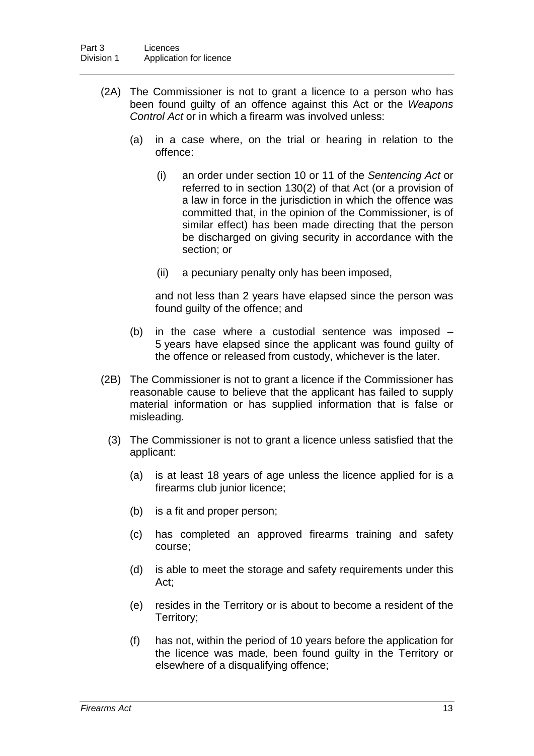(2A) The Commissioner is not to grant a licence to a person who has been found guilty of an offence against this Act or the *Weapons Control Act* or in which a firearm was involved unless:

(a) in a case where, on the trial or hearing in relation to the offence:

(i) an order under section 10 or 11 of the *Sentencing Act* or referred to in section 130(2) of that Act (or a provision of a law in force in the jurisdiction in which the offence was committed that, in the opinion of the Commissioner, is of similar effect) has been made directing that the person be discharged on giving security in accordance with the section; or

(ii) a pecuniary penalty only has been imposed,

and not less than 2 years have elapsed since the person was found guilty of the offence; and

(b) in the case where a custodial sentence was imposed – 5 years have elapsed since the applicant was found guilty of the offence or released from custody, whichever is the later.

(2B) The Commissioner is not to grant a licence if the Commissioner has reasonable cause to believe that the applicant has failed to supply material information or has supplied information that is false or misleading.

(3) The Commissioner is not to grant a licence unless satisfied that the applicant:

(a) is at least 18 years of age unless the licence applied for is a firearms club junior licence;

(b) is a fit and proper person;

(c) has completed an approved firearms training and safety course;

(d) is able to meet the storage and safety requirements under this Act;

(e) resides in the Territory or is about to become a resident of the Territory;

(f) has not, within the period of 10 years before the application for the licence was made, been found guilty in the Territory or elsewhere of a disqualifying offence;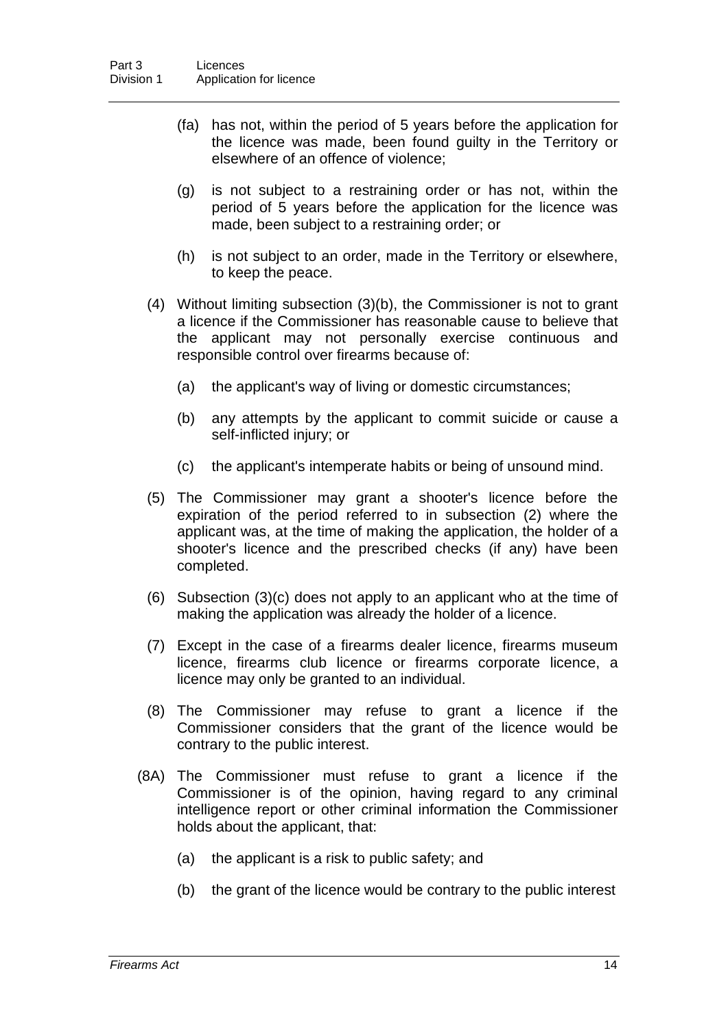(fa) has not, within the period of 5 years before the application for the licence was made, been found guilty in the Territory or elsewhere of an offence of violence;

(g) is not subject to a restraining order or has not, within the period of 5 years before the application for the licence was made, been subject to a restraining order; or

(h) is not subject to an order, made in the Territory or elsewhere, to keep the peace.

(4) Without limiting subsection (3)(b), the Commissioner is not to grant a licence if the Commissioner has reasonable cause to believe that the applicant may not personally exercise continuous and responsible control over firearms because of:

(a) the applicant's way of living or domestic circumstances;

(b) any attempts by the applicant to commit suicide or cause a self-inflicted injury; or

(c) the applicant's intemperate habits or being of unsound mind.

(5) The Commissioner may grant a shooter's licence before the expiration of the period referred to in subsection (2) where the applicant was, at the time of making the application, the holder of a shooter's licence and the prescribed checks (if any) have been completed.

(6) Subsection (3)(c) does not apply to an applicant who at the time of making the application was already the holder of a licence.

(7) Except in the case of a firearms dealer licence, firearms museum licence, firearms club licence or firearms corporate licence, a licence may only be granted to an individual.

(8) The Commissioner may refuse to grant a licence if the Commissioner considers that the grant of the licence would be contrary to the public interest.

(8A) The Commissioner must refuse to grant a licence if the Commissioner is of the opinion, having regard to any criminal intelligence report or other criminal information the Commissioner holds about the applicant, that:

(a) the applicant is a risk to public safety; and

(b) the grant of the licence would be contrary to the public interest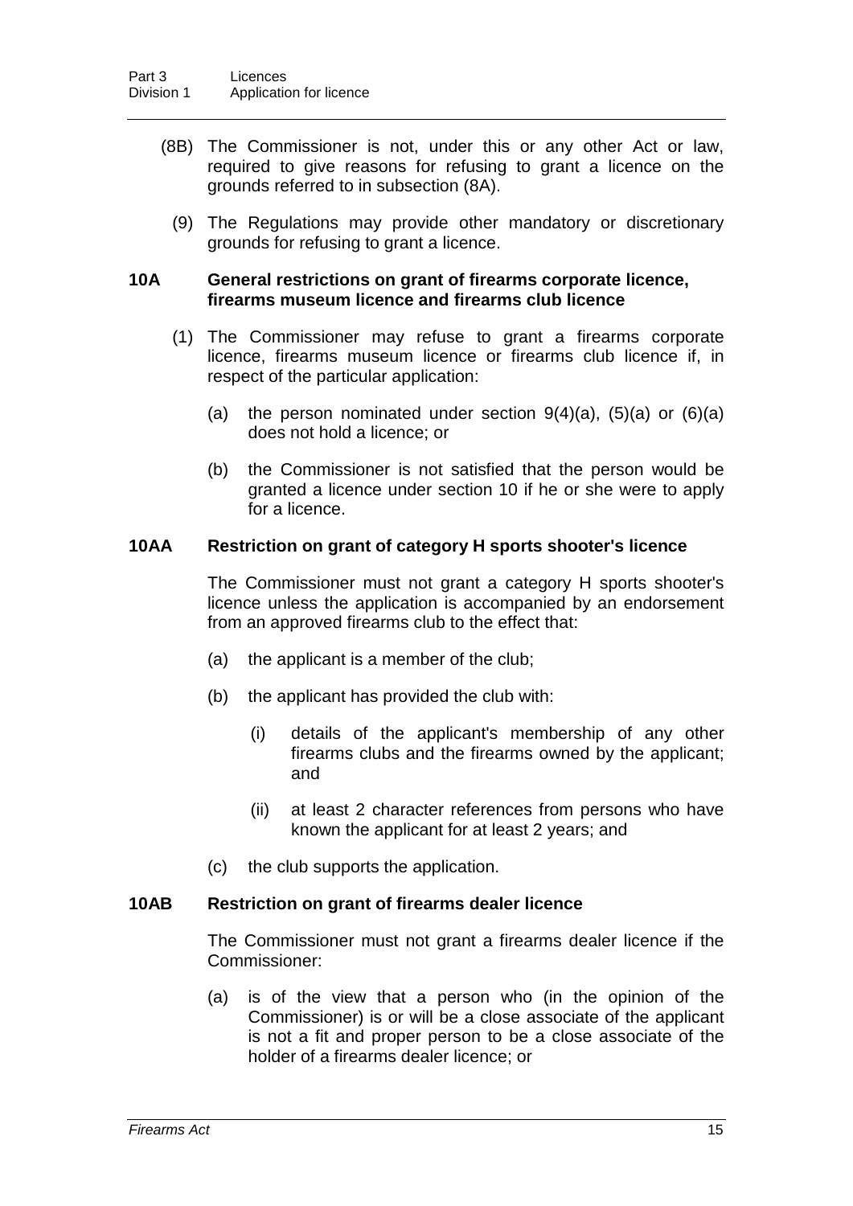(8B) The Commissioner is not, under this or any other Act or law, required to give reasons for refusing to grant a licence on the grounds referred to in subsection (8A).

(9) The Regulations may provide other mandatory or discretionary grounds for refusing to grant a licence.

### 10A General restrictions on grant of firearms corporate licence, firearms museum licence and firearms club licence

(1) The Commissioner may refuse to grant a firearms corporate licence, firearms museum licence or firearms club licence if, in respect of the particular application:

(a) the person nominated under section 9(4)(a), (5)(a) or (6)(a) does not hold a licence; or

(b) the Commissioner is not satisfied that the person would be granted a licence under section 10 if he or she were to apply for a licence.

### 10AA Restriction on grant of category H sports shooter's licence

The Commissioner must not grant a category H sports shooter's licence unless the application is accompanied by an endorsement from an approved firearms club to the effect that:

(a) the applicant is a member of the club;

(b) the applicant has provided the club with:

(i) details of the applicant's membership of any other firearms clubs and the firearms owned by the applicant; and

(ii) at least 2 character references from persons who have known the applicant for at least 2 years; and

(c) the club supports the application.

### 10AB Restriction on grant of firearms dealer licence

The Commissioner must not grant a firearms dealer licence if the Commissioner:

(a) is of the view that a person who (in the opinion of the Commissioner) is or will be a close associate of the applicant is not a fit and proper person to be a close associate of the holder of a firearms dealer licence; or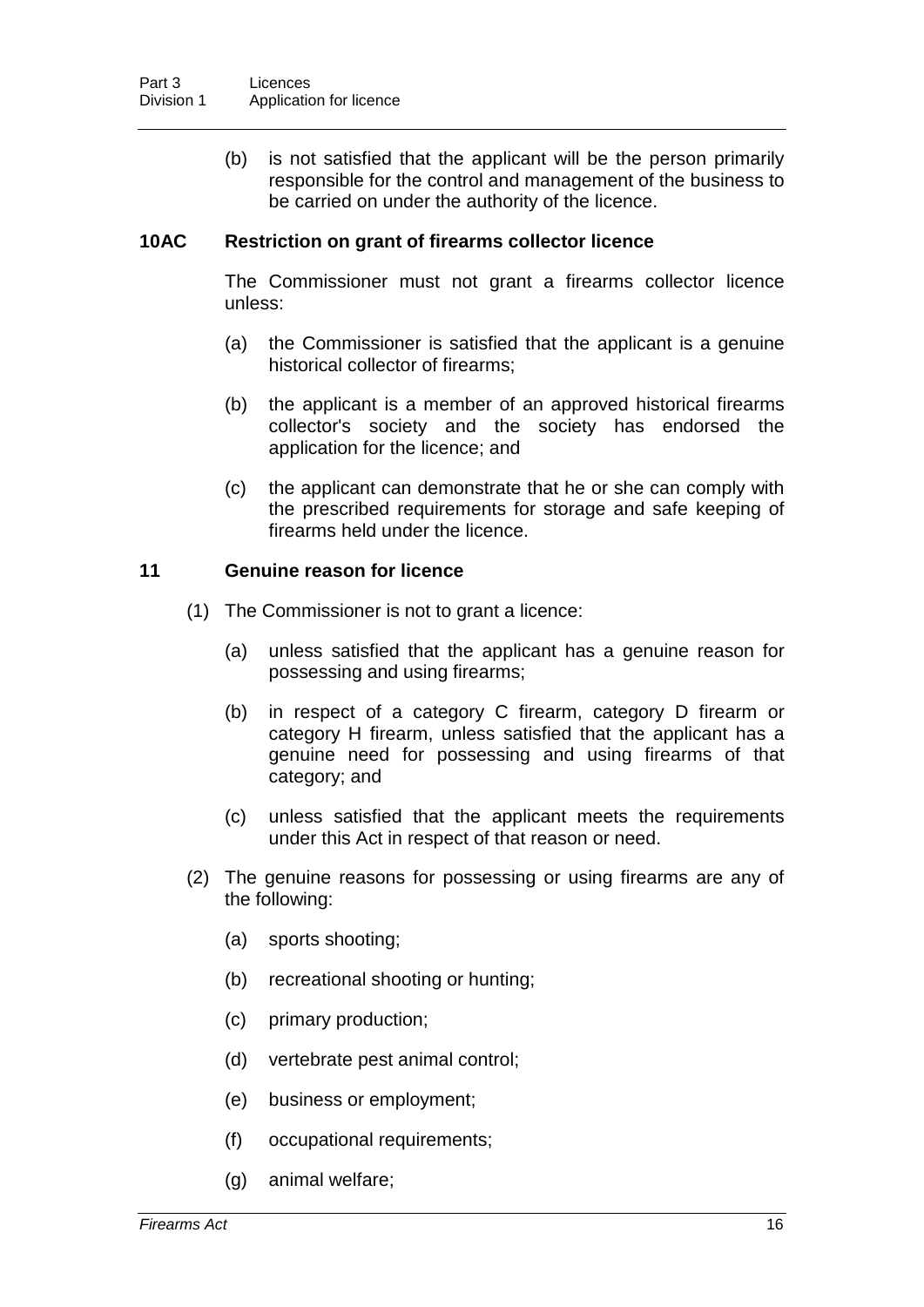(b) is not satisfied that the applicant will be the person primarily responsible for the control and management of the business to be carried on under the authority of the licence.

### 10AC Restriction on grant of firearms collector licence

The Commissioner must not grant a firearms collector licence unless:

(a) the Commissioner is satisfied that the applicant is a genuine historical collector of firearms;

(b) the applicant is a member of an approved historical firearms collector's society and the society has endorsed the application for the licence; and

(c) the applicant can demonstrate that he or she can comply with the prescribed requirements for storage and safe keeping of firearms held under the licence.

### 11 Genuine reason for licence

(1) The Commissioner is not to grant a licence:

(a) unless satisfied that the applicant has a genuine reason for possessing and using firearms;

(b) in respect of a category C firearm, category D firearm or category H firearm, unless satisfied that the applicant has a genuine need for possessing and using firearms of that category; and

(c) unless satisfied that the applicant meets the requirements under this Act in respect of that reason or need.

(2) The genuine reasons for possessing or using firearms are any of the following:

(a) sports shooting;

(b) recreational shooting or hunting;

(c) primary production;

(d) vertebrate pest animal control;

(e) business or employment;

(f) occupational requirements;

(g) animal welfare;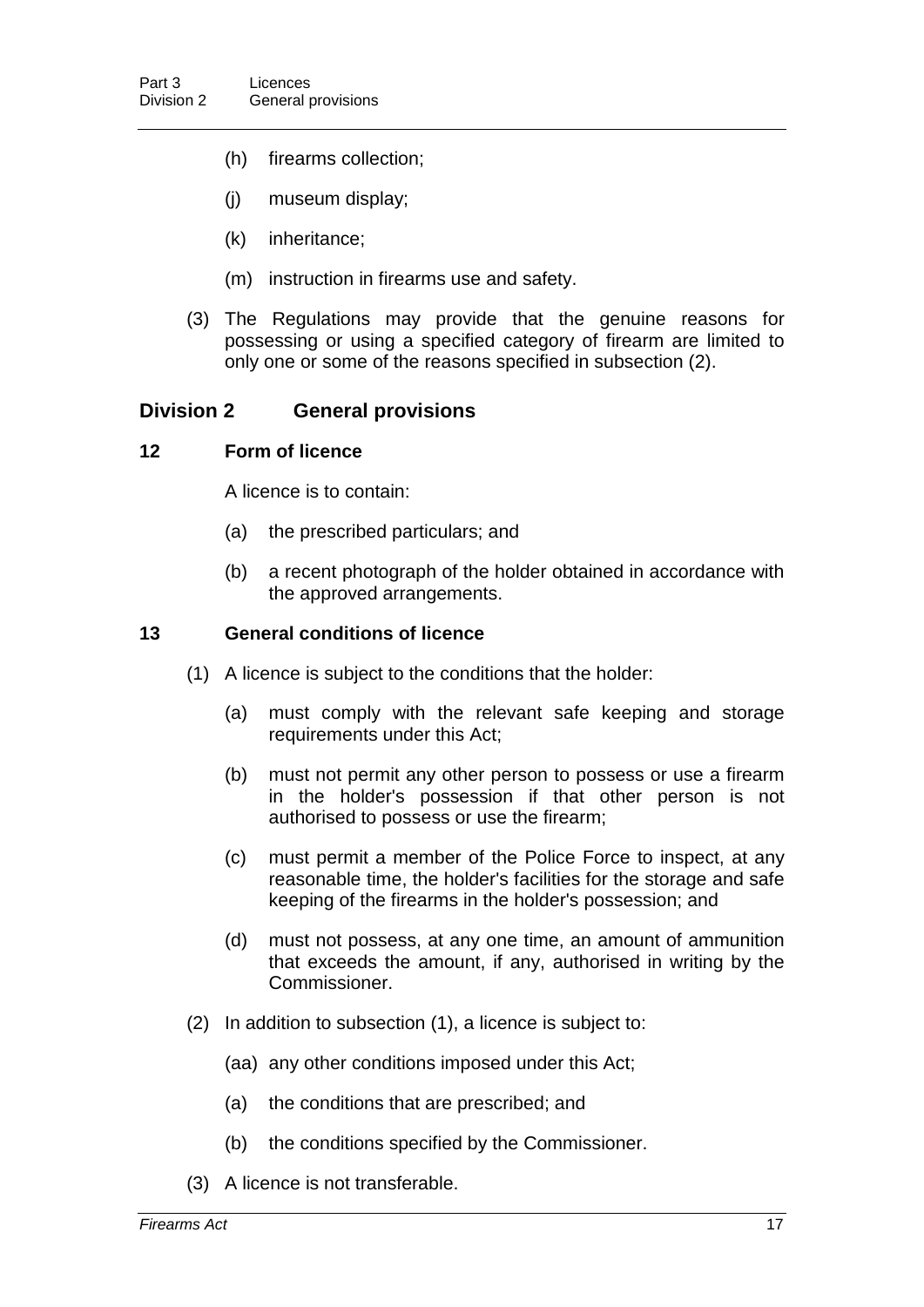(h) firearms collection;

(j) museum display;

(k) inheritance;

(m) instruction in firearms use and safety.

(3) The Regulations may provide that the genuine reasons for possessing or using a specified category of firearm are limited to only one or some of the reasons specified in subsection (2).

## Division 2 General provisions

### 12 Form of licence

A licence is to contain:

(a) the prescribed particulars; and

(b) a recent photograph of the holder obtained in accordance with the approved arrangements.

### 13 General conditions of licence

(1) A licence is subject to the conditions that the holder:

(a) must comply with the relevant safe keeping and storage requirements under this Act;

(b) must not permit any other person to possess or use a firearm in the holder's possession if that other person is not authorised to possess or use the firearm;

(c) must permit a member of the Police Force to inspect, at any reasonable time, the holder's facilities for the storage and safe keeping of the firearms in the holder's possession; and

(d) must not possess, at any one time, an amount of ammunition that exceeds the amount, if any, authorised in writing by the Commissioner.

(2) In addition to subsection (1), a licence is subject to:

(aa) any other conditions imposed under this Act;

(a) the conditions that are prescribed; and

(b) the conditions specified by the Commissioner.

(3) A licence is not transferable.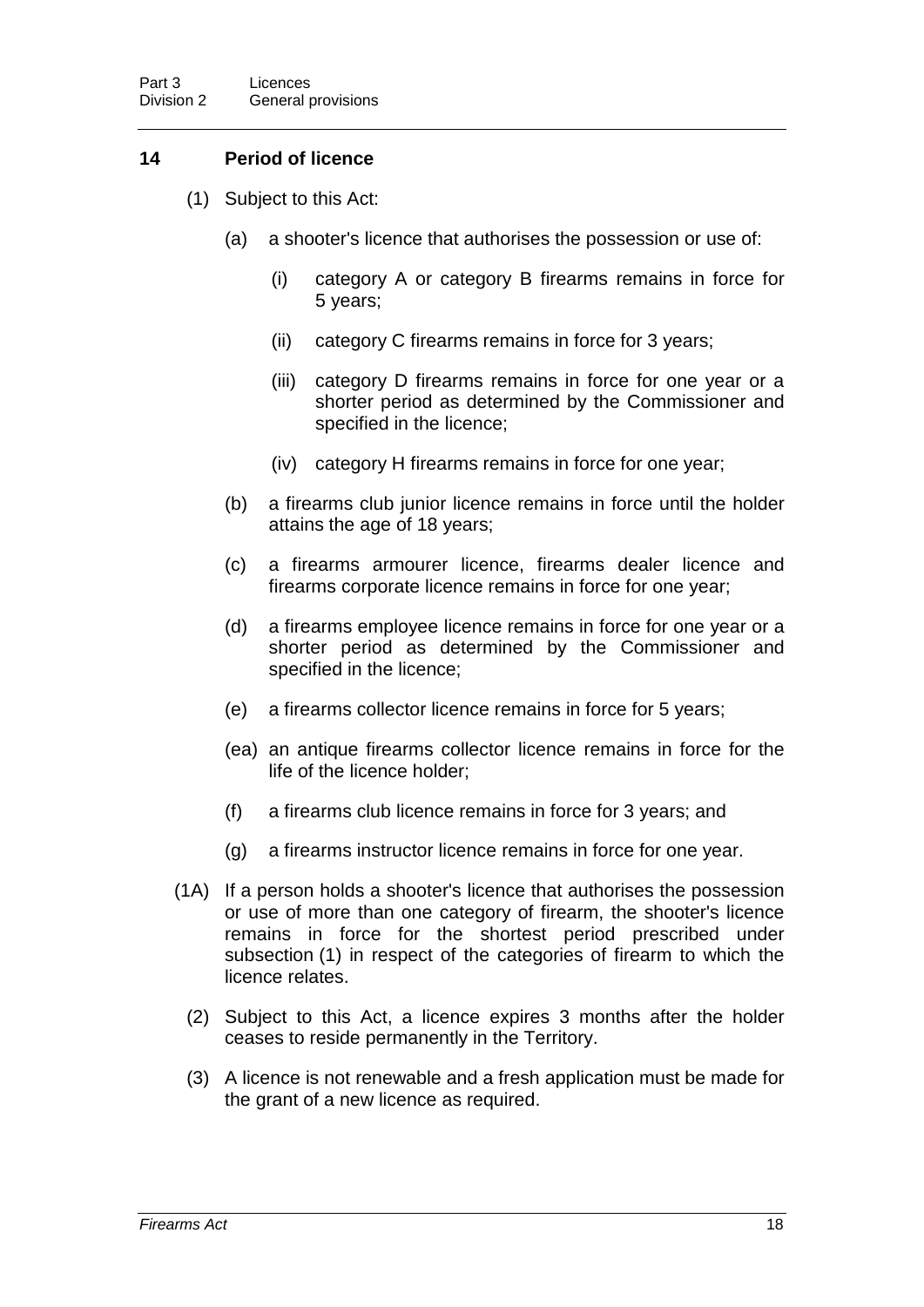### 14 Period of licence

(1) Subject to this Act:

(a) a shooter's licence that authorises the possession or use of:

(i) category A or category B firearms remains in force for 5 years;

(ii) category C firearms remains in force for 3 years;

(iii) category D firearms remains in force for one year or a shorter period as determined by the Commissioner and specified in the licence;

(iv) category H firearms remains in force for one year;

(b) a firearms club junior licence remains in force until the holder attains the age of 18 years;

(c) a firearms armourer licence, firearms dealer licence and firearms corporate licence remains in force for one year;

(d) a firearms employee licence remains in force for one year or a shorter period as determined by the Commissioner and specified in the licence;

(e) a firearms collector licence remains in force for 5 years;

(ea) an antique firearms collector licence remains in force for the life of the licence holder;

(f) a firearms club licence remains in force for 3 years; and

(g) a firearms instructor licence remains in force for one year.

(1A) If a person holds a shooter's licence that authorises the possession or use of more than one category of firearm, the shooter's licence remains in force for the shortest period prescribed under subsection (1) in respect of the categories of firearm to which the licence relates.

(2) Subject to this Act, a licence expires 3 months after the holder ceases to reside permanently in the Territory.

(3) A licence is not renewable and a fresh application must be made for the grant of a new licence as required.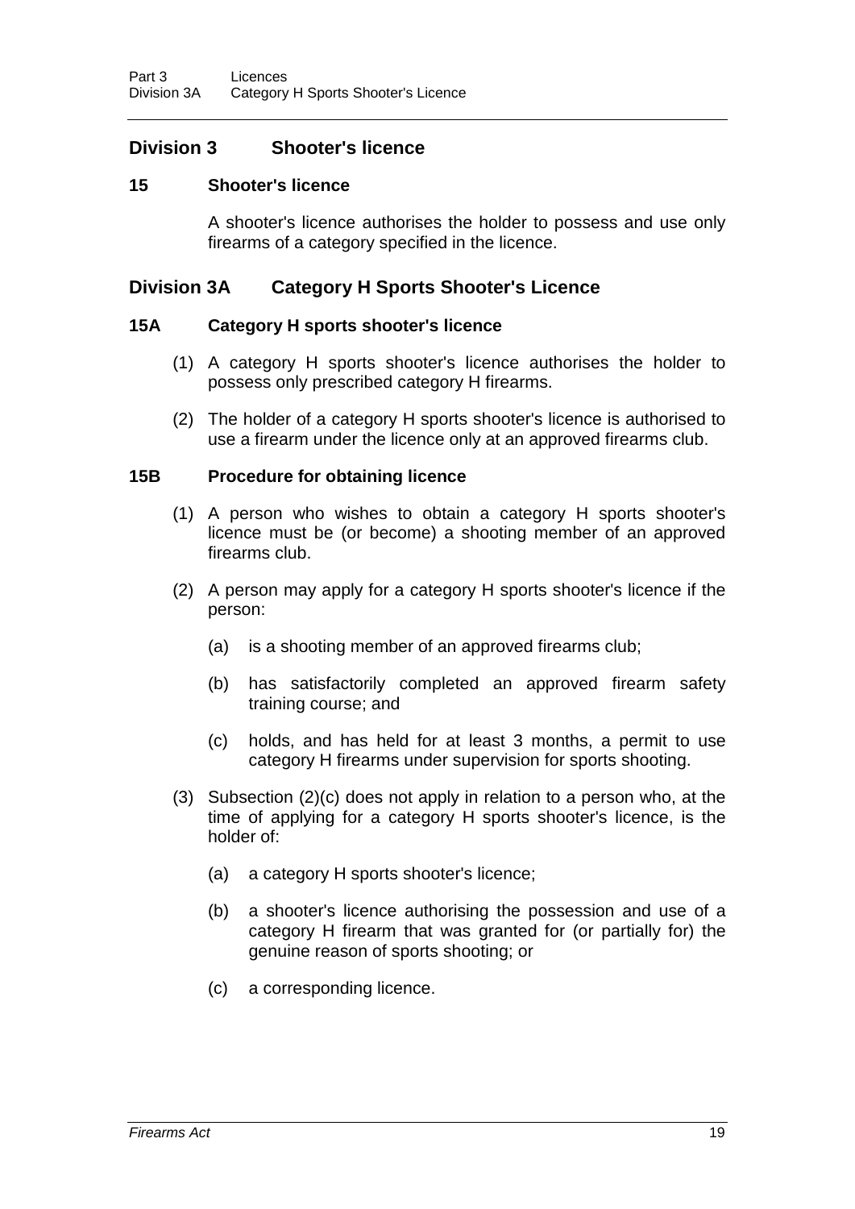## Division 3 Shooter's licence

### 15 Shooter's licence

A shooter's licence authorises the holder to possess and use only firearms of a category specified in the licence.

## Division 3A Category H Sports Shooter's Licence

### 15A Category H sports shooter's licence

(1) A category H sports shooter's licence authorises the holder to possess only prescribed category H firearms.

(2) The holder of a category H sports shooter's licence is authorised to use a firearm under the licence only at an approved firearms club.

### 15B Procedure for obtaining licence

(1) A person who wishes to obtain a category H sports shooter's licence must be (or become) a shooting member of an approved firearms club.

(2) A person may apply for a category H sports shooter's licence if the person:

(a) is a shooting member of an approved firearms club;

(b) has satisfactorily completed an approved firearm safety training course; and

(c) holds, and has held for at least 3 months, a permit to use category H firearms under supervision for sports shooting.

(3) Subsection (2)(c) does not apply in relation to a person who, at the time of applying for a category H sports shooter's licence, is the holder of:

(a) a category H sports shooter's licence;

(b) a shooter's licence authorising the possession and use of a category H firearm that was granted for (or partially for) the genuine reason of sports shooting; or

(c) a corresponding licence.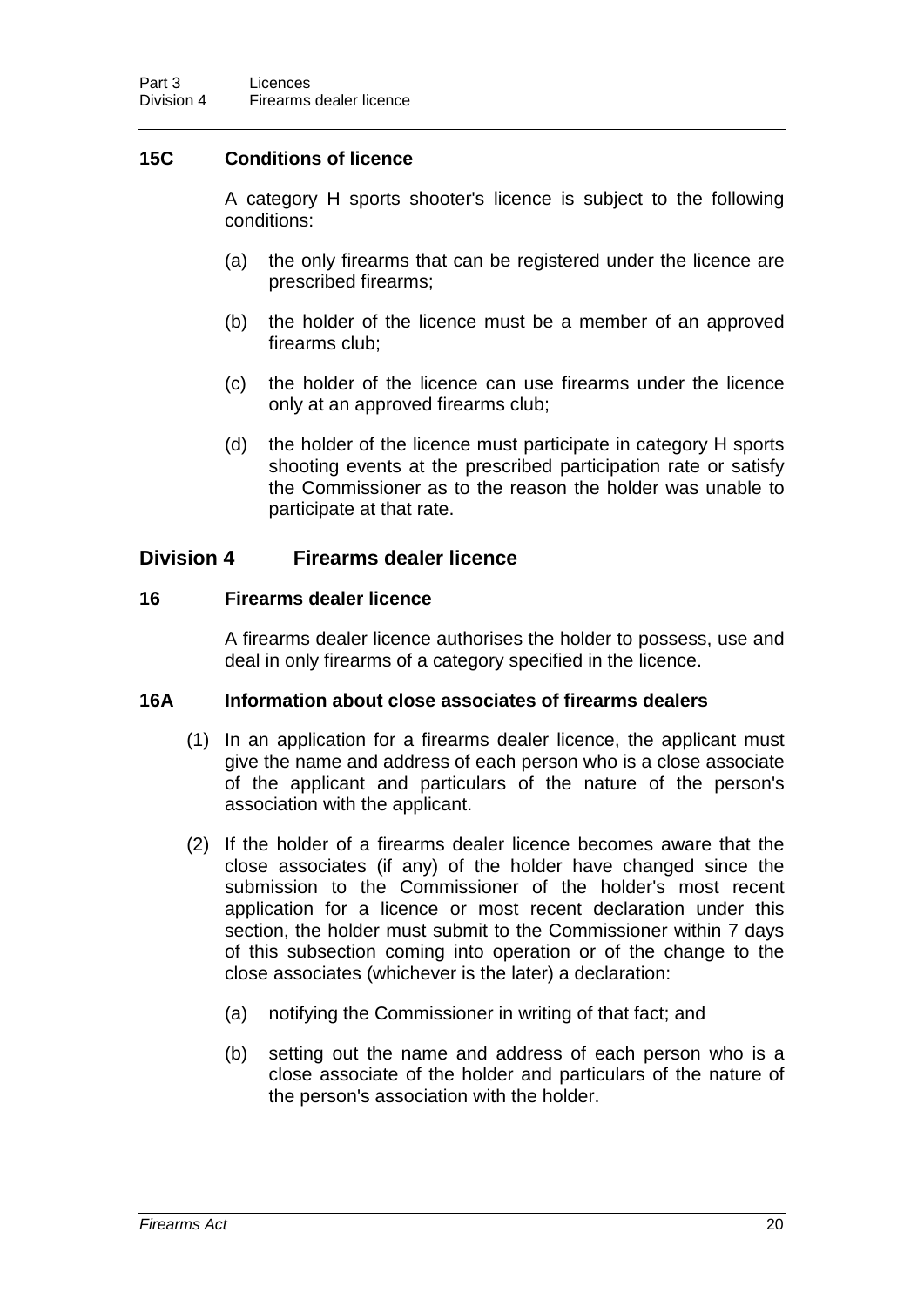### 15C Conditions of licence

A category H sports shooter's licence is subject to the following conditions:

(a) the only firearms that can be registered under the licence are prescribed firearms;

(b) the holder of the licence must be a member of an approved firearms club;

(c) the holder of the licence can use firearms under the licence only at an approved firearms club;

(d) the holder of the licence must participate in category H sports shooting events at the prescribed participation rate or satisfy the Commissioner as to the reason the holder was unable to participate at that rate.

## Division 4 Firearms dealer licence

### 16 Firearms dealer licence

A firearms dealer licence authorises the holder to possess, use and deal in only firearms of a category specified in the licence.

### 16A Information about close associates of firearms dealers

(1) In an application for a firearms dealer licence, the applicant must give the name and address of each person who is a close associate of the applicant and particulars of the nature of the person's association with the applicant.

(2) If the holder of a firearms dealer licence becomes aware that the close associates (if any) of the holder have changed since the submission to the Commissioner of the holder's most recent application for a licence or most recent declaration under this section, the holder must submit to the Commissioner within 7 days of this subsection coming into operation or of the change to the close associates (whichever is the later) a declaration:

(a) notifying the Commissioner in writing of that fact; and

(b) setting out the name and address of each person who is a close associate of the holder and particulars of the nature of the person's association with the holder.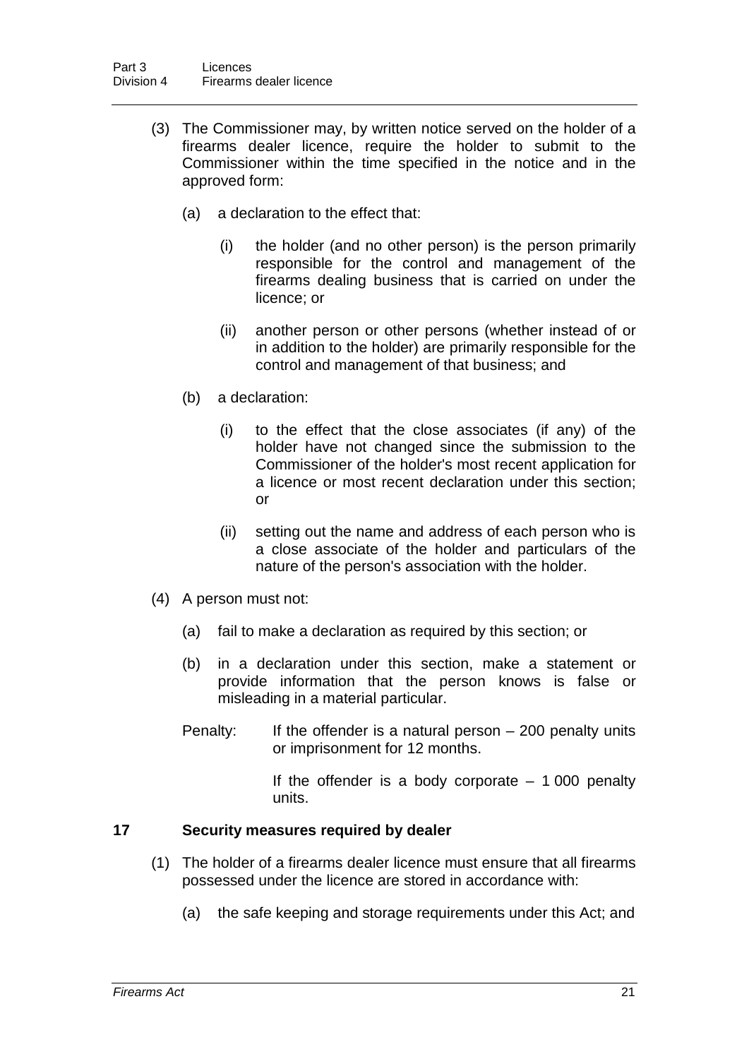(3) The Commissioner may, by written notice served on the holder of a firearms dealer licence, require the holder to submit to the Commissioner within the time specified in the notice and in the approved form:

(a) a declaration to the effect that:

(i) the holder (and no other person) is the person primarily responsible for the control and management of the firearms dealing business that is carried on under the licence; or

(ii) another person or other persons (whether instead of or in addition to the holder) are primarily responsible for the control and management of that business; and

(b) a declaration:

(i) to the effect that the close associates (if any) of the holder have not changed since the submission to the Commissioner of the holder's most recent application for a licence or most recent declaration under this section; or

(ii) setting out the name and address of each person who is a close associate of the holder and particulars of the nature of the person's association with the holder.

(4) A person must not:

(a) fail to make a declaration as required by this section; or

(b) in a declaration under this section, make a statement or provide information that the person knows is false or misleading in a material particular.

Penalty: If the offender is a natural person – 200 penalty units or imprisonment for 12 months.

If the offender is a body corporate – 1 000 penalty units.

### 17 Security measures required by dealer

(1) The holder of a firearms dealer licence must ensure that all firearms possessed under the licence are stored in accordance with:

(a) the safe keeping and storage requirements under this Act; and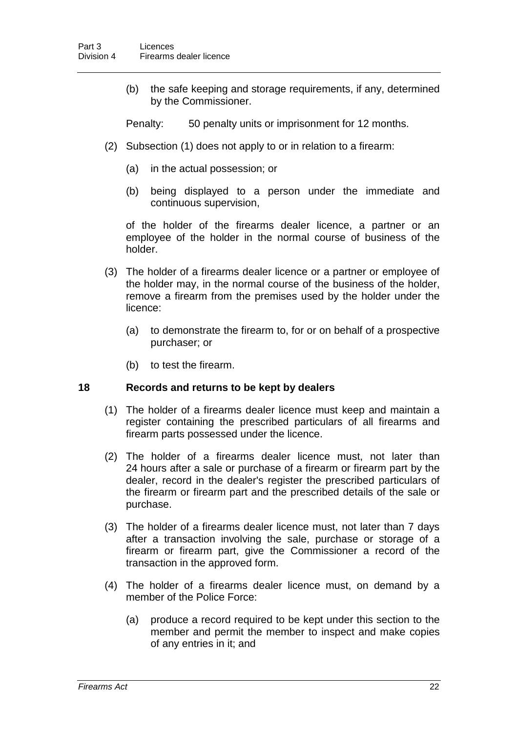(b) the safe keeping and storage requirements, if any, determined by the Commissioner.

Penalty: 50 penalty units or imprisonment for 12 months.

(2) Subsection (1) does not apply to or in relation to a firearm:

(a) in the actual possession; or

(b) being displayed to a person under the immediate and continuous supervision,

of the holder of the firearms dealer licence, a partner or an employee of the holder in the normal course of business of the holder.

(3) The holder of a firearms dealer licence or a partner or employee of the holder may, in the normal course of the business of the holder, remove a firearm from the premises used by the holder under the licence:

(a) to demonstrate the firearm to, for or on behalf of a prospective purchaser; or

(b) to test the firearm.

### 18 Records and returns to be kept by dealers

(1) The holder of a firearms dealer licence must keep and maintain a register containing the prescribed particulars of all firearms and firearm parts possessed under the licence.

(2) The holder of a firearms dealer licence must, not later than 24 hours after a sale or purchase of a firearm or firearm part by the dealer, record in the dealer's register the prescribed particulars of the firearm or firearm part and the prescribed details of the sale or purchase.

(3) The holder of a firearms dealer licence must, not later than 7 days after a transaction involving the sale, purchase or storage of a firearm or firearm part, give the Commissioner a record of the transaction in the approved form.

(4) The holder of a firearms dealer licence must, on demand by a member of the Police Force:

(a) produce a record required to be kept under this section to the member and permit the member to inspect and make copies of any entries in it; and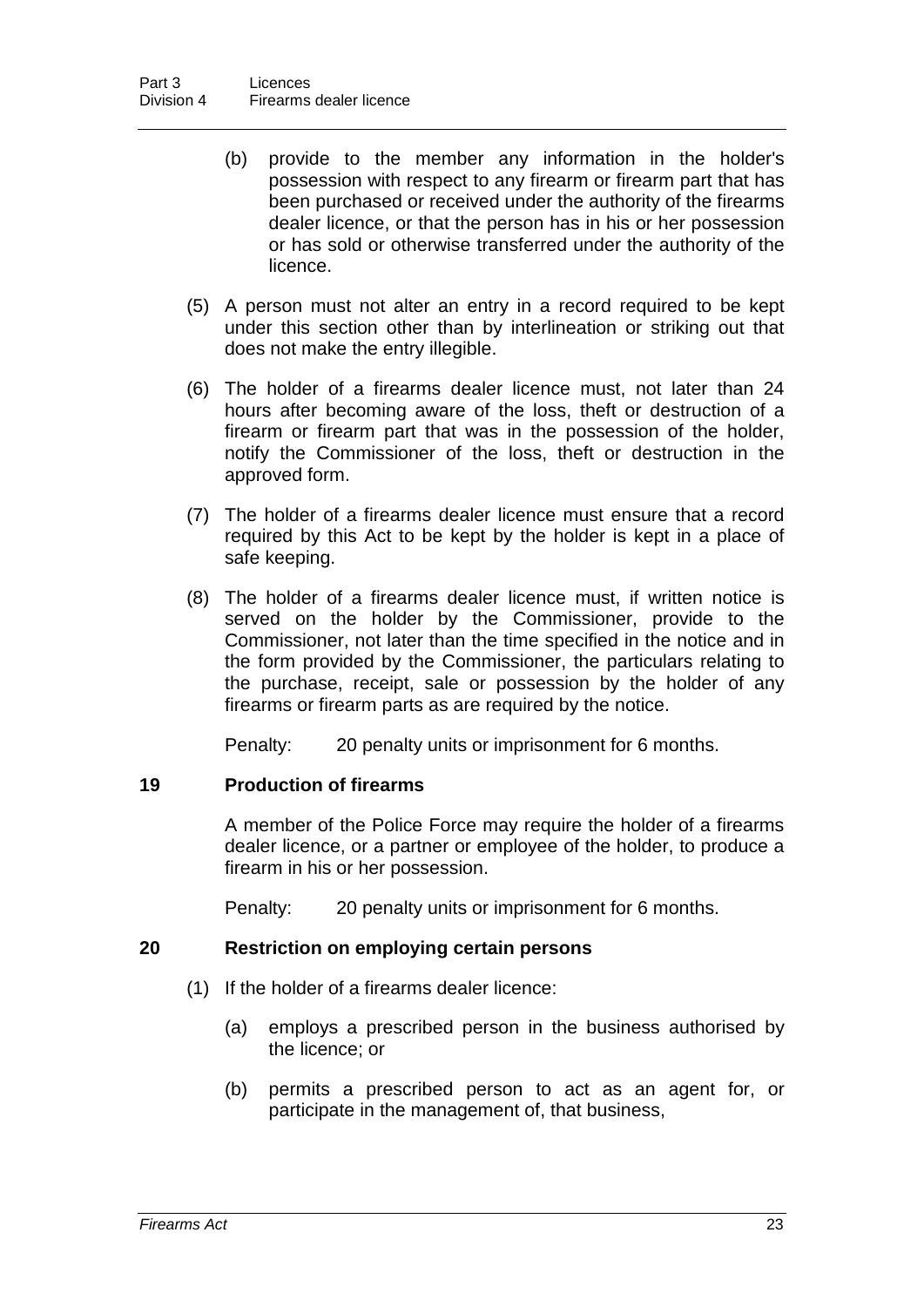(b) provide to the member any information in the holder's possession with respect to any firearm or firearm part that has been purchased or received under the authority of the firearms dealer licence, or that the person has in his or her possession or has sold or otherwise transferred under the authority of the licence.

(5) A person must not alter an entry in a record required to be kept under this section other than by interlineation or striking out that does not make the entry illegible.

(6) The holder of a firearms dealer licence must, not later than 24 hours after becoming aware of the loss, theft or destruction of a firearm or firearm part that was in the possession of the holder, notify the Commissioner of the loss, theft or destruction in the approved form.

(7) The holder of a firearms dealer licence must ensure that a record required by this Act to be kept by the holder is kept in a place of safe keeping.

(8) The holder of a firearms dealer licence must, if written notice is served on the holder by the Commissioner, provide to the Commissioner, not later than the time specified in the notice and in the form provided by the Commissioner, the particulars relating to the purchase, receipt, sale or possession by the holder of any firearms or firearm parts as are required by the notice.

Penalty: 20 penalty units or imprisonment for 6 months.

### 19 Production of firearms

A member of the Police Force may require the holder of a firearms dealer licence, or a partner or employee of the holder, to produce a firearm in his or her possession.

Penalty: 20 penalty units or imprisonment for 6 months.

### 20 Restriction on employing certain persons

(1) If the holder of a firearms dealer licence:

(a) employs a prescribed person in the business authorised by the licence; or

(b) permits a prescribed person to act as an agent for, or participate in the management of, that business,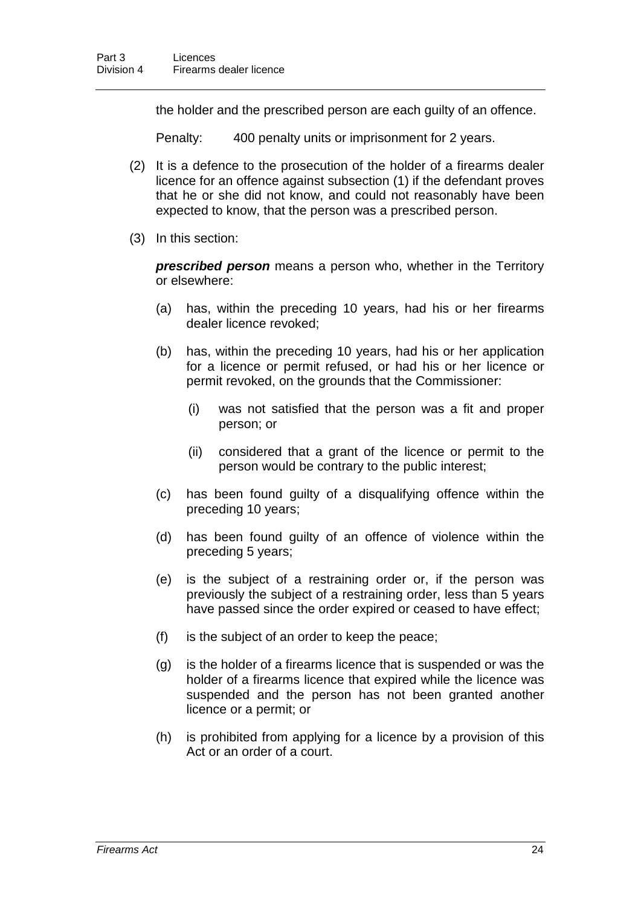the holder and the prescribed person are each guilty of an offence.

Penalty: 400 penalty units or imprisonment for 2 years.

(2) It is a defence to the prosecution of the holder of a firearms dealer licence for an offence against subsection (1) if the defendant proves that he or she did not know, and could not reasonably have been expected to know, that the person was a prescribed person.

(3) In this section:

***prescribed person*** means a person who, whether in the Territory or elsewhere:

(a) has, within the preceding 10 years, had his or her firearms dealer licence revoked;

(b) has, within the preceding 10 years, had his or her application for a licence or permit refused, or had his or her licence or permit revoked, on the grounds that the Commissioner:

(i) was not satisfied that the person was a fit and proper person; or

(ii) considered that a grant of the licence or permit to the person would be contrary to the public interest;

(c) has been found guilty of a disqualifying offence within the preceding 10 years;

(d) has been found guilty of an offence of violence within the preceding 5 years;

(e) is the subject of a restraining order or, if the person was previously the subject of a restraining order, less than 5 years have passed since the order expired or ceased to have effect;

(f) is the subject of an order to keep the peace;

(g) is the holder of a firearms licence that is suspended or was the holder of a firearms licence that expired while the licence was suspended and the person has not been granted another licence or a permit; or

(h) is prohibited from applying for a licence by a provision of this Act or an order of a court.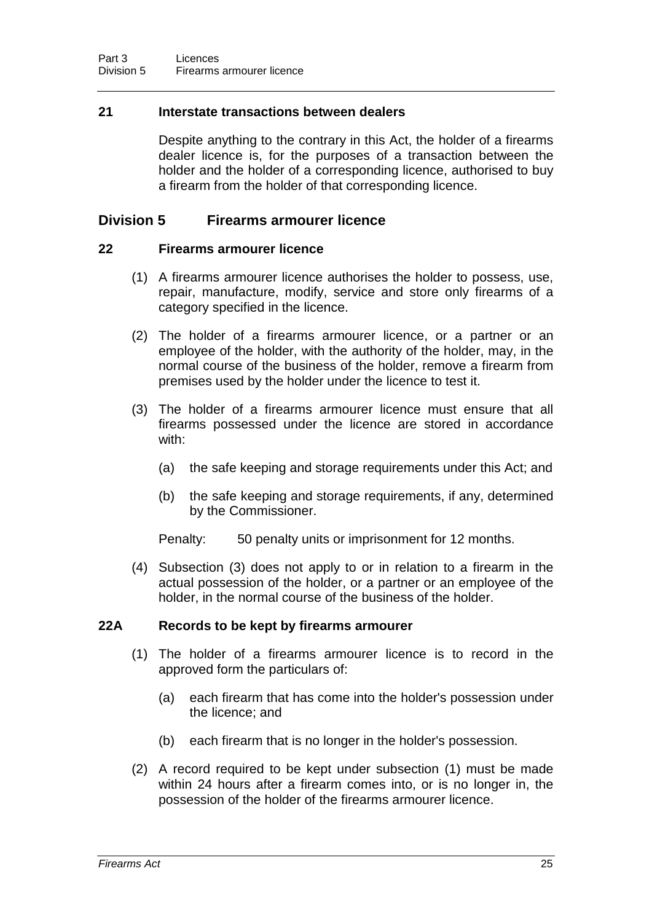### 21 Interstate transactions between dealers

Despite anything to the contrary in this Act, the holder of a firearms dealer licence is, for the purposes of a transaction between the holder and the holder of a corresponding licence, authorised to buy a firearm from the holder of that corresponding licence.

## Division 5 Firearms armourer licence

### 22 Firearms armourer licence

(1) A firearms armourer licence authorises the holder to possess, use, repair, manufacture, modify, service and store only firearms of a category specified in the licence.

(2) The holder of a firearms armourer licence, or a partner or an employee of the holder, with the authority of the holder, may, in the normal course of the business of the holder, remove a firearm from premises used by the holder under the licence to test it.

(3) The holder of a firearms armourer licence must ensure that all firearms possessed under the licence are stored in accordance with:

- (a) the safe keeping and storage requirements under this Act; and
- (b) the safe keeping and storage requirements, if any, determined by the Commissioner.

Penalty: 50 penalty units or imprisonment for 12 months.

(4) Subsection (3) does not apply to or in relation to a firearm in the actual possession of the holder, or a partner or an employee of the holder, in the normal course of the business of the holder.

### 22A Records to be kept by firearms armourer

(1) The holder of a firearms armourer licence is to record in the approved form the particulars of:

- (a) each firearm that has come into the holder's possession under the licence; and
- (b) each firearm that is no longer in the holder's possession.

(2) A record required to be kept under subsection (1) must be made within 24 hours after a firearm comes into, or is no longer in, the possession of the holder of the firearms armourer licence.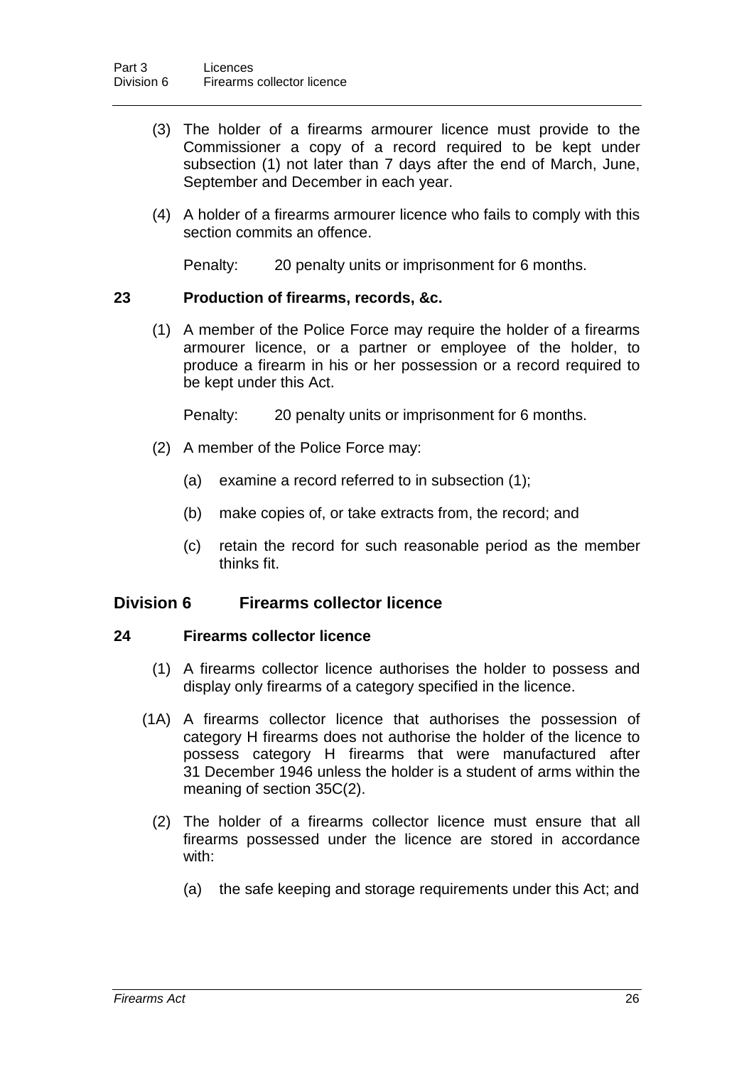(3) The holder of a firearms armourer licence must provide to the Commissioner a copy of a record required to be kept under subsection (1) not later than 7 days after the end of March, June, September and December in each year.

(4) A holder of a firearms armourer licence who fails to comply with this section commits an offence.

Penalty: 20 penalty units or imprisonment for 6 months.

### 23 Production of firearms, records, &c.

(1) A member of the Police Force may require the holder of a firearms armourer licence, or a partner or employee of the holder, to produce a firearm in his or her possession or a record required to be kept under this Act.

Penalty: 20 penalty units or imprisonment for 6 months.

(2) A member of the Police Force may:

(a) examine a record referred to in subsection (1);

(b) make copies of, or take extracts from, the record; and

(c) retain the record for such reasonable period as the member thinks fit.

## Division 6 Firearms collector licence

### 24 Firearms collector licence

(1) A firearms collector licence authorises the holder to possess and display only firearms of a category specified in the licence.

(1A) A firearms collector licence that authorises the possession of category H firearms does not authorise the holder of the licence to possess category H firearms that were manufactured after 31 December 1946 unless the holder is a student of arms within the meaning of section 35C(2).

(2) The holder of a firearms collector licence must ensure that all firearms possessed under the licence are stored in accordance with:

(a) the safe keeping and storage requirements under this Act; and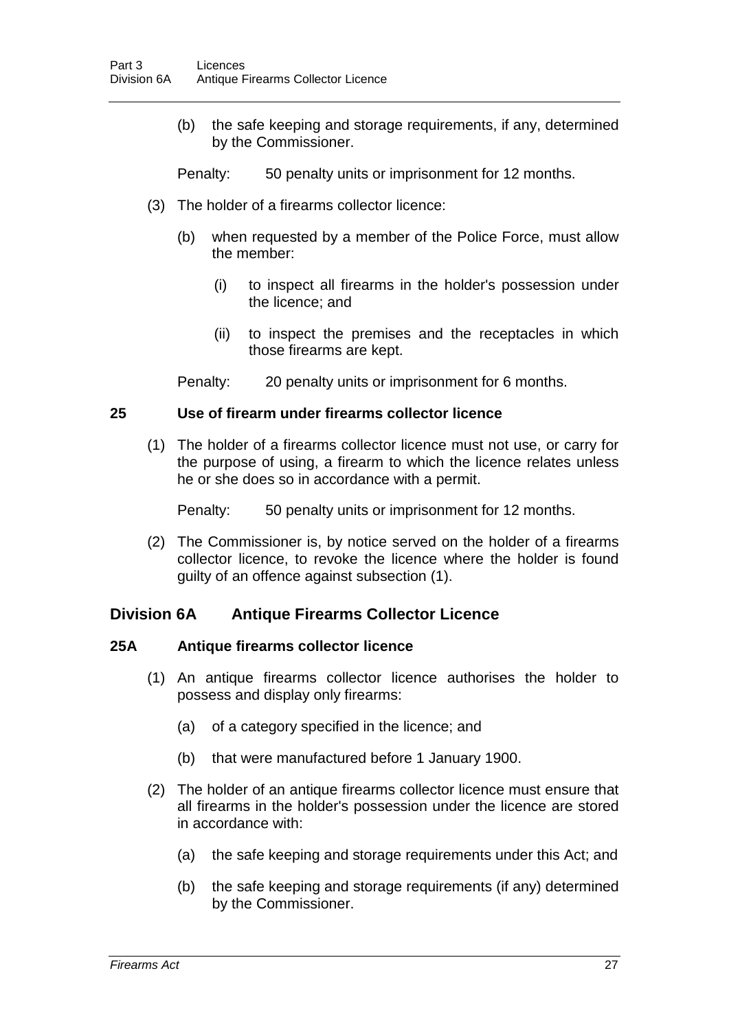(b) the safe keeping and storage requirements, if any, determined by the Commissioner.

Penalty: 50 penalty units or imprisonment for 12 months.

(3) The holder of a firearms collector licence:

(b) when requested by a member of the Police Force, must allow the member:

(i) to inspect all firearms in the holder's possession under the licence; and

(ii) to inspect the premises and the receptacles in which those firearms are kept.

Penalty: 20 penalty units or imprisonment for 6 months.

### 25 Use of firearm under firearms collector licence

(1) The holder of a firearms collector licence must not use, or carry for the purpose of using, a firearm to which the licence relates unless he or she does so in accordance with a permit.

Penalty: 50 penalty units or imprisonment for 12 months.

(2) The Commissioner is, by notice served on the holder of a firearms collector licence, to revoke the licence where the holder is found guilty of an offence against subsection (1).

## Division 6A Antique Firearms Collector Licence

### 25A Antique firearms collector licence

(1) An antique firearms collector licence authorises the holder to possess and display only firearms:

(a) of a category specified in the licence; and

(b) that were manufactured before 1 January 1900.

(2) The holder of an antique firearms collector licence must ensure that all firearms in the holder's possession under the licence are stored in accordance with:

(a) the safe keeping and storage requirements under this Act; and

(b) the safe keeping and storage requirements (if any) determined by the Commissioner.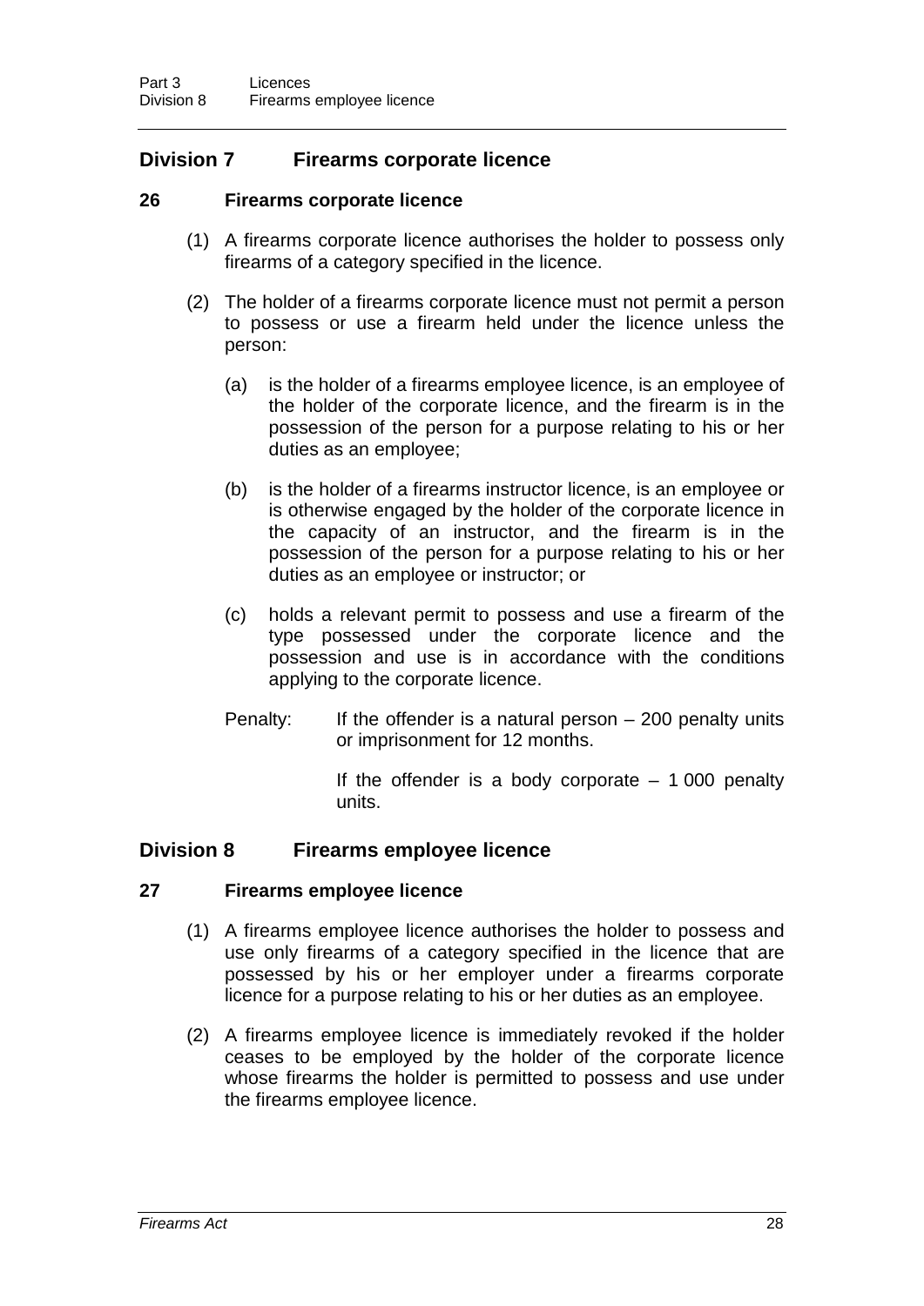## Division 7 Firearms corporate licence

### 26 Firearms corporate licence

(1) A firearms corporate licence authorises the holder to possess only firearms of a category specified in the licence.

(2) The holder of a firearms corporate licence must not permit a person to possess or use a firearm held under the licence unless the person:

(a) is the holder of a firearms employee licence, is an employee of the holder of the corporate licence, and the firearm is in the possession of the person for a purpose relating to his or her duties as an employee;

(b) is the holder of a firearms instructor licence, is an employee or is otherwise engaged by the holder of the corporate licence in the capacity of an instructor, and the firearm is in the possession of the person for a purpose relating to his or her duties as an employee or instructor; or

(c) holds a relevant permit to possess and use a firearm of the type possessed under the corporate licence and the possession and use is in accordance with the conditions applying to the corporate licence.

Penalty: If the offender is a natural person – 200 penalty units or imprisonment for 12 months.

If the offender is a body corporate – 1 000 penalty units.

## Division 8 Firearms employee licence

### 27 Firearms employee licence

(1) A firearms employee licence authorises the holder to possess and use only firearms of a category specified in the licence that are possessed by his or her employer under a firearms corporate licence for a purpose relating to his or her duties as an employee.

(2) A firearms employee licence is immediately revoked if the holder ceases to be employed by the holder of the corporate licence whose firearms the holder is permitted to possess and use under the firearms employee licence.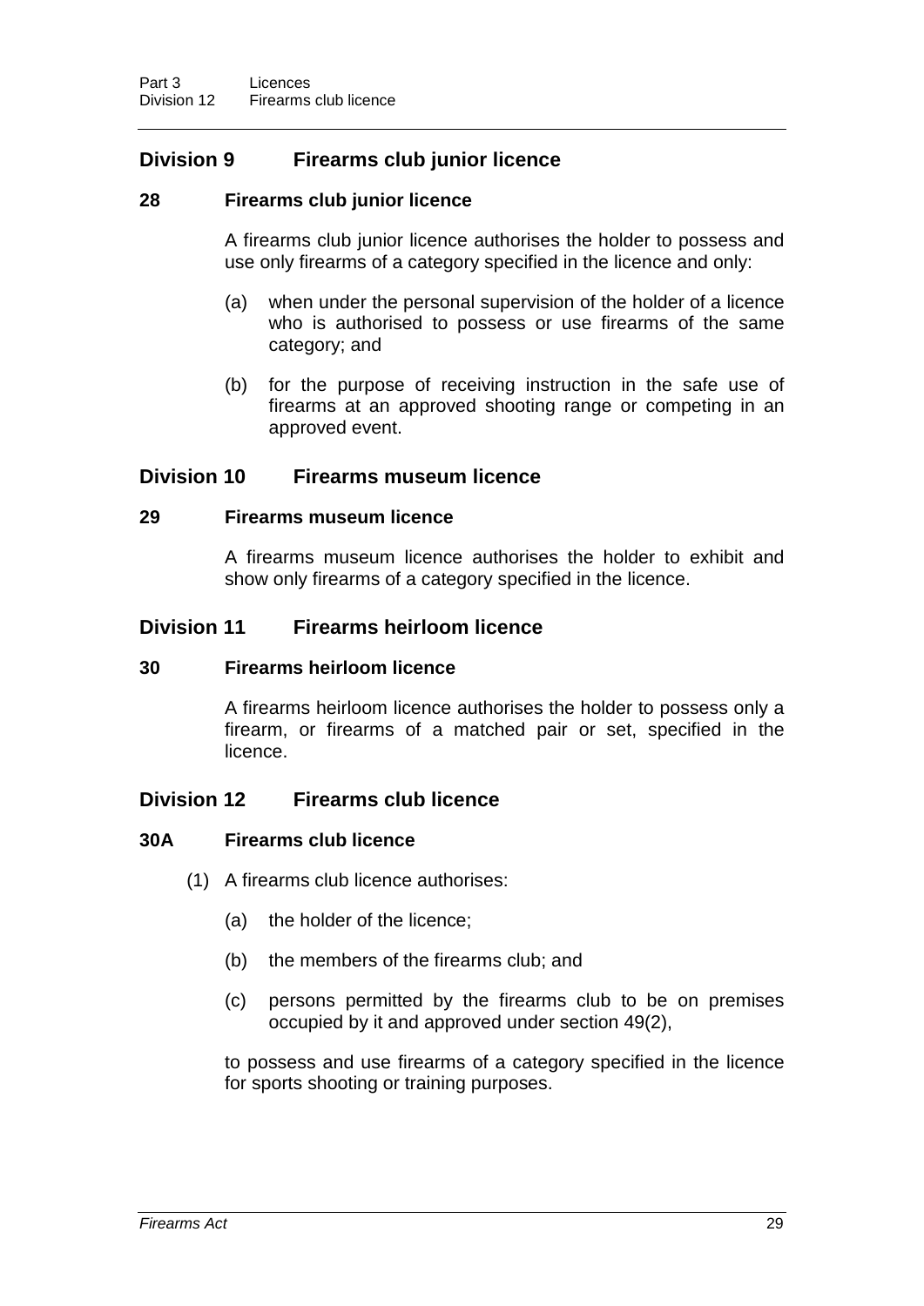## Division 9 Firearms club junior licence

### 28 Firearms club junior licence

A firearms club junior licence authorises the holder to possess and use only firearms of a category specified in the licence and only:

(a) when under the personal supervision of the holder of a licence who is authorised to possess or use firearms of the same category; and

(b) for the purpose of receiving instruction in the safe use of firearms at an approved shooting range or competing in an approved event.

## Division 10 Firearms museum licence

### 29 Firearms museum licence

A firearms museum licence authorises the holder to exhibit and show only firearms of a category specified in the licence.

## Division 11 Firearms heirloom licence

### 30 Firearms heirloom licence

A firearms heirloom licence authorises the holder to possess only a firearm, or firearms of a matched pair or set, specified in the licence.

## Division 12 Firearms club licence

### 30A Firearms club licence

(1) A firearms club licence authorises:

(a) the holder of the licence;

(b) the members of the firearms club; and

(c) persons permitted by the firearms club to be on premises occupied by it and approved under section 49(2),

to possess and use firearms of a category specified in the licence for sports shooting or training purposes.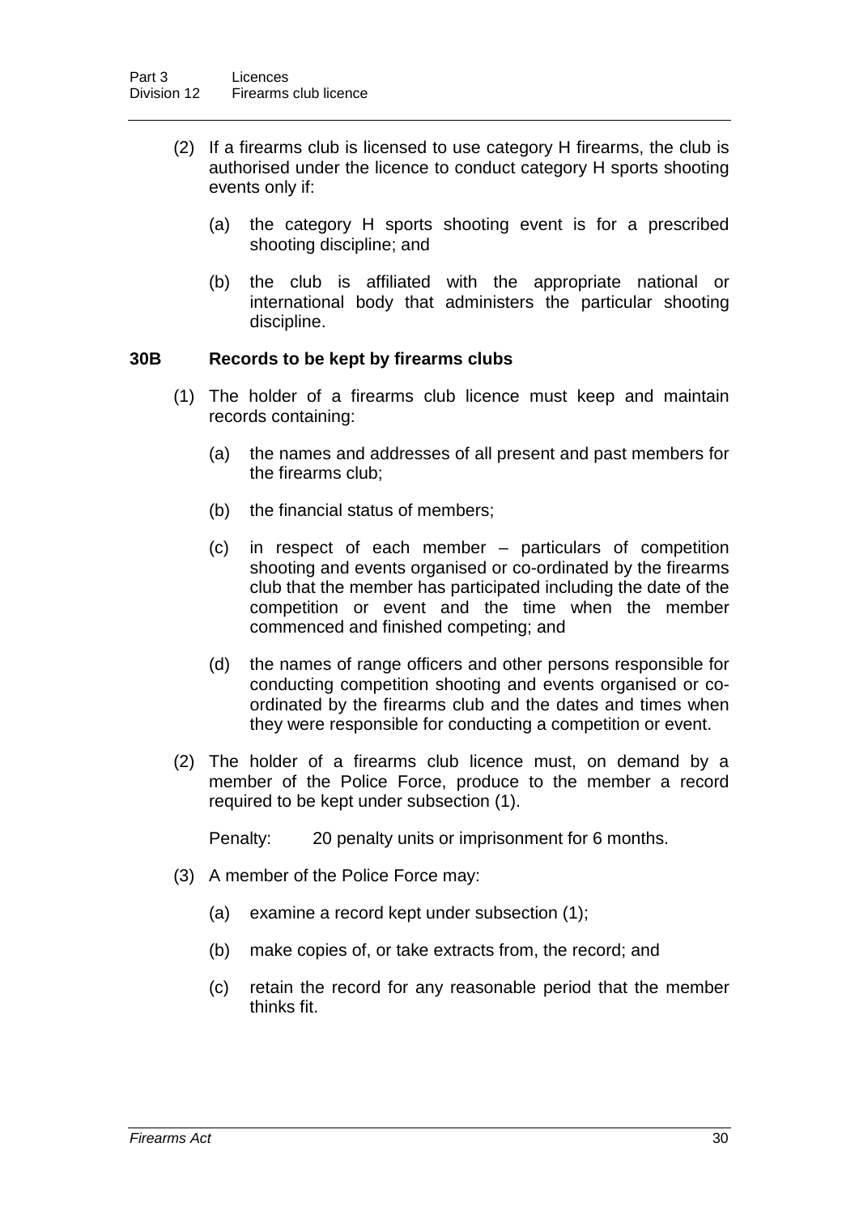(2) If a firearms club is licensed to use category H firearms, the club is authorised under the licence to conduct category H sports shooting events only if:

(a) the category H sports shooting event is for a prescribed shooting discipline; and

(b) the club is affiliated with the appropriate national or international body that administers the particular shooting discipline.

### 30B Records to be kept by firearms clubs

(1) The holder of a firearms club licence must keep and maintain records containing:

(a) the names and addresses of all present and past members for the firearms club;

(b) the financial status of members;

(c) in respect of each member – particulars of competition shooting and events organised or co-ordinated by the firearms club that the member has participated including the date of the competition or event and the time when the member commenced and finished competing; and

(d) the names of range officers and other persons responsible for conducting competition shooting and events organised or co-ordinated by the firearms club and the dates and times when they were responsible for conducting a competition or event.

(2) The holder of a firearms club licence must, on demand by a member of the Police Force, produce to the member a record required to be kept under subsection (1).

Penalty: 20 penalty units or imprisonment for 6 months.

(3) A member of the Police Force may:

(a) examine a record kept under subsection (1);

(b) make copies of, or take extracts from, the record; and

(c) retain the record for any reasonable period that the member thinks fit.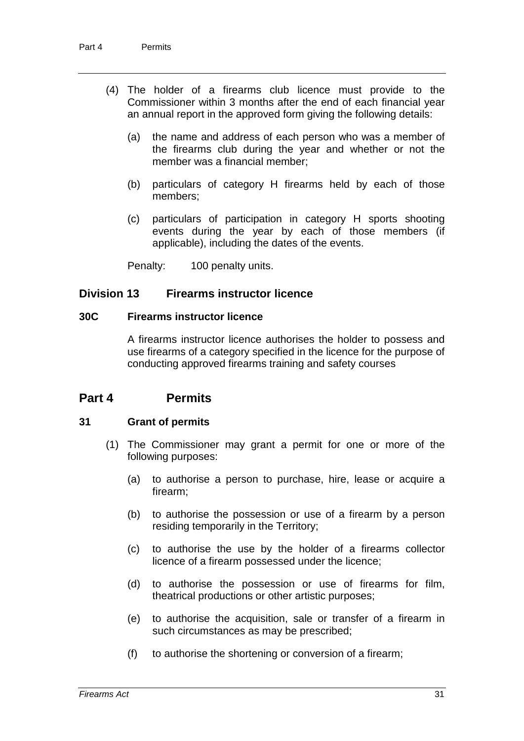(4) The holder of a firearms club licence must provide to the Commissioner within 3 months after the end of each financial year an annual report in the approved form giving the following details:

(a) the name and address of each person who was a member of the firearms club during the year and whether or not the member was a financial member;

(b) particulars of category H firearms held by each of those members;

(c) particulars of participation in category H sports shooting events during the year by each of those members (if applicable), including the dates of the events.

Penalty: 100 penalty units.

## Division 13 Firearms instructor licence

### 30C Firearms instructor licence

A firearms instructor licence authorises the holder to possess and use firearms of a category specified in the licence for the purpose of conducting approved firearms training and safety courses

# Part 4 Permits

### 31 Grant of permits

(1) The Commissioner may grant a permit for one or more of the following purposes:

(a) to authorise a person to purchase, hire, lease or acquire a firearm;

(b) to authorise the possession or use of a firearm by a person residing temporarily in the Territory;

(c) to authorise the use by the holder of a firearms collector licence of a firearm possessed under the licence;

(d) to authorise the possession or use of firearms for film, theatrical productions or other artistic purposes;

(e) to authorise the acquisition, sale or transfer of a firearm in such circumstances as may be prescribed;

(f) to authorise the shortening or conversion of a firearm;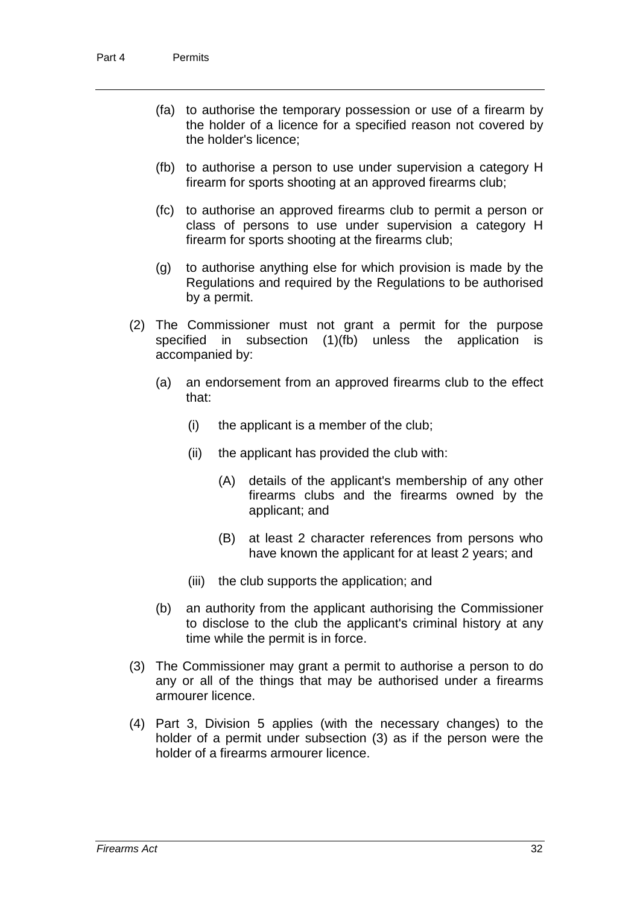(fa) to authorise the temporary possession or use of a firearm by the holder of a licence for a specified reason not covered by the holder's licence;

(fb) to authorise a person to use under supervision a category H firearm for sports shooting at an approved firearms club;

(fc) to authorise an approved firearms club to permit a person or class of persons to use under supervision a category H firearm for sports shooting at the firearms club;

(g) to authorise anything else for which provision is made by the Regulations and required by the Regulations to be authorised by a permit.

(2) The Commissioner must not grant a permit for the purpose specified in subsection (1)(fb) unless the application is accompanied by:

(a) an endorsement from an approved firearms club to the effect that:

(i) the applicant is a member of the club;

(ii) the applicant has provided the club with:

(A) details of the applicant's membership of any other firearms clubs and the firearms owned by the applicant; and

(B) at least 2 character references from persons who have known the applicant for at least 2 years; and

(iii) the club supports the application; and

(b) an authority from the applicant authorising the Commissioner to disclose to the club the applicant's criminal history at any time while the permit is in force.

(3) The Commissioner may grant a permit to authorise a person to do any or all of the things that may be authorised under a firearms armourer licence.

(4) Part 3, Division 5 applies (with the necessary changes) to the holder of a permit under subsection (3) as if the person were the holder of a firearms armourer licence.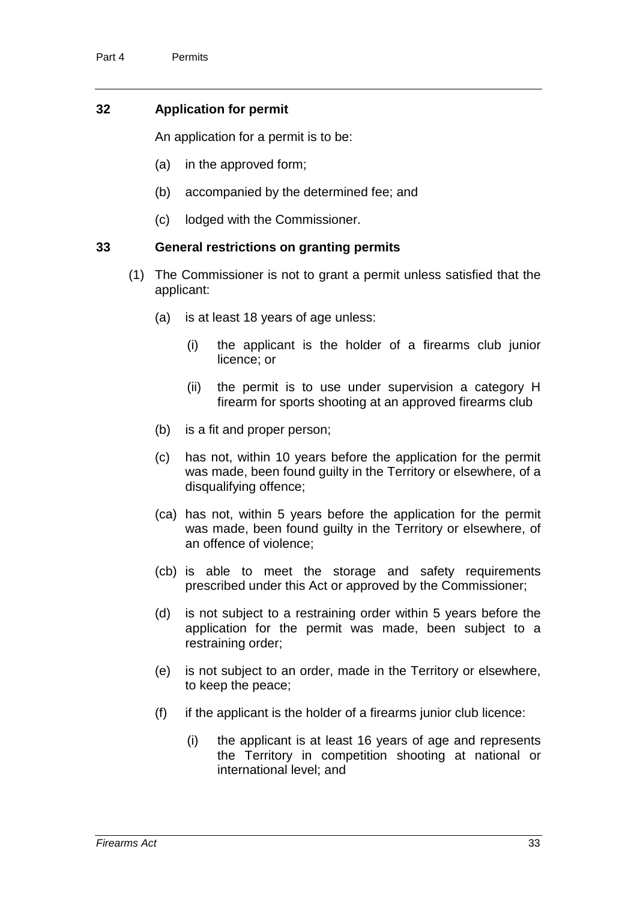## 32 Application for permit

An application for a permit is to be:

(a) in the approved form;

(b) accompanied by the determined fee; and

(c) lodged with the Commissioner.

## 33 General restrictions on granting permits

(1) The Commissioner is not to grant a permit unless satisfied that the applicant:

(a) is at least 18 years of age unless:

(i) the applicant is the holder of a firearms club junior licence; or

(ii) the permit is to use under supervision a category H firearm for sports shooting at an approved firearms club

(b) is a fit and proper person;

(c) has not, within 10 years before the application for the permit was made, been found guilty in the Territory or elsewhere, of a disqualifying offence;

(ca) has not, within 5 years before the application for the permit was made, been found guilty in the Territory or elsewhere, of an offence of violence;

(cb) is able to meet the storage and safety requirements prescribed under this Act or approved by the Commissioner;

(d) is not subject to a restraining order within 5 years before the application for the permit was made, been subject to a restraining order;

(e) is not subject to an order, made in the Territory or elsewhere, to keep the peace;

(f) if the applicant is the holder of a firearms junior club licence:

(i) the applicant is at least 16 years of age and represents the Territory in competition shooting at national or international level; and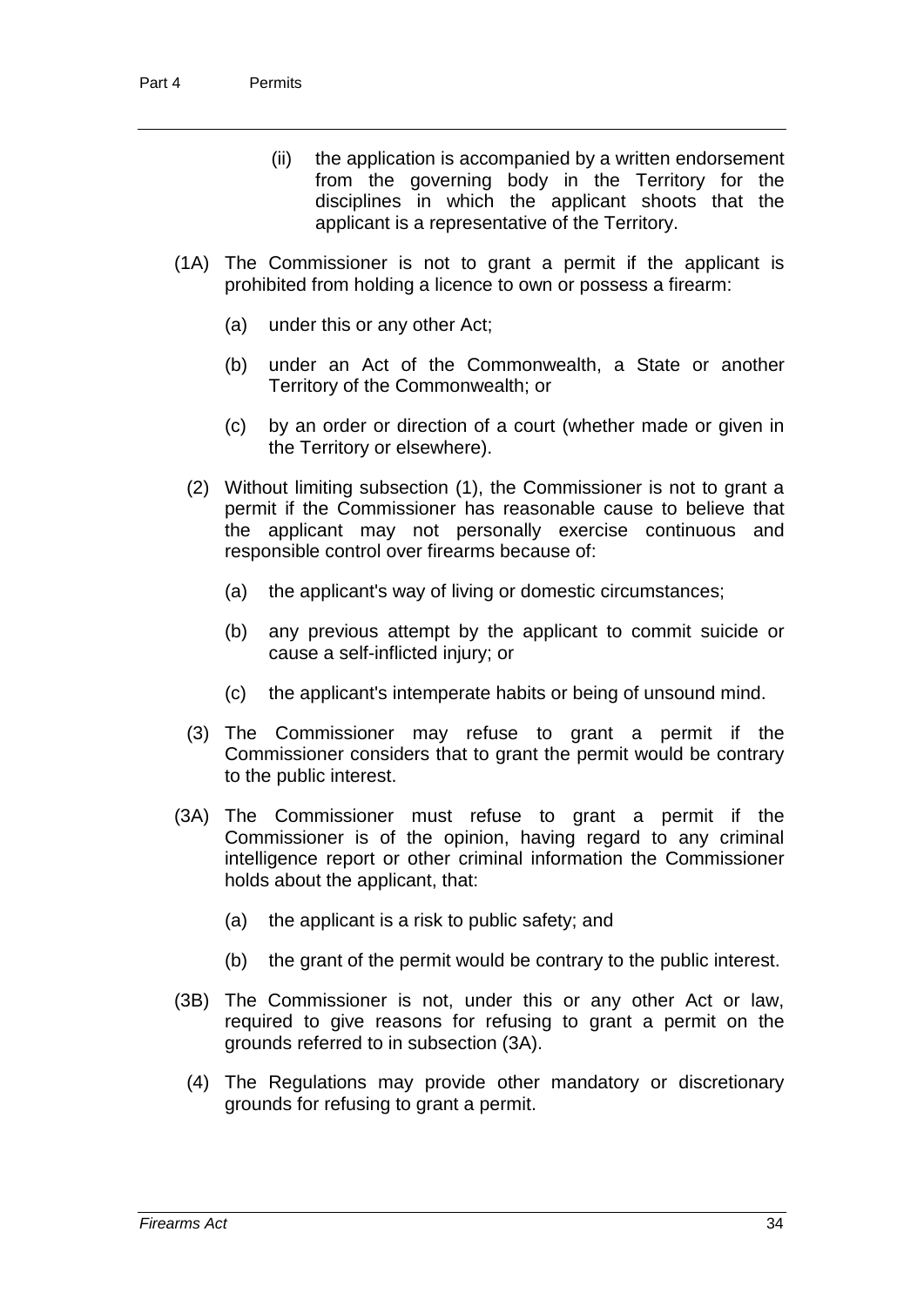(ii) the application is accompanied by a written endorsement from the governing body in the Territory for the disciplines in which the applicant shoots that the applicant is a representative of the Territory.

(1A) The Commissioner is not to grant a permit if the applicant is prohibited from holding a licence to own or possess a firearm:

(a) under this or any other Act;

(b) under an Act of the Commonwealth, a State or another Territory of the Commonwealth; or

(c) by an order or direction of a court (whether made or given in the Territory or elsewhere).

(2) Without limiting subsection (1), the Commissioner is not to grant a permit if the Commissioner has reasonable cause to believe that the applicant may not personally exercise continuous and responsible control over firearms because of:

(a) the applicant's way of living or domestic circumstances;

(b) any previous attempt by the applicant to commit suicide or cause a self-inflicted injury; or

(c) the applicant's intemperate habits or being of unsound mind.

(3) The Commissioner may refuse to grant a permit if the Commissioner considers that to grant the permit would be contrary to the public interest.

(3A) The Commissioner must refuse to grant a permit if the Commissioner is of the opinion, having regard to any criminal intelligence report or other criminal information the Commissioner holds about the applicant, that:

(a) the applicant is a risk to public safety; and

(b) the grant of the permit would be contrary to the public interest.

(3B) The Commissioner is not, under this or any other Act or law, required to give reasons for refusing to grant a permit on the grounds referred to in subsection (3A).

(4) The Regulations may provide other mandatory or discretionary grounds for refusing to grant a permit.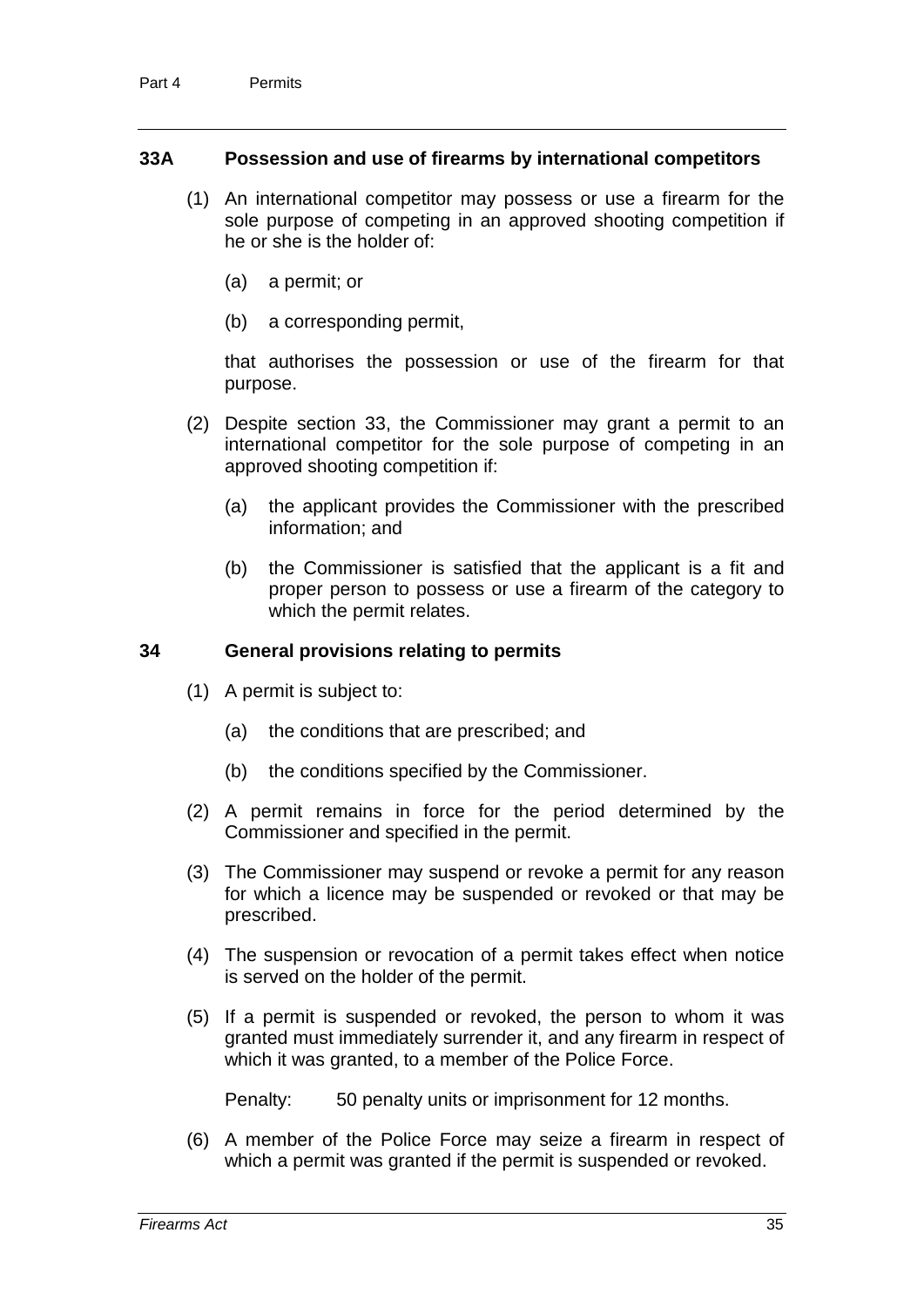### 33A Possession and use of firearms by international competitors

(1) An international competitor may possess or use a firearm for the sole purpose of competing in an approved shooting competition if he or she is the holder of:

(a) a permit; or

(b) a corresponding permit,

that authorises the possession or use of the firearm for that purpose.

(2) Despite section 33, the Commissioner may grant a permit to an international competitor for the sole purpose of competing in an approved shooting competition if:

(a) the applicant provides the Commissioner with the prescribed information; and

(b) the Commissioner is satisfied that the applicant is a fit and proper person to possess or use a firearm of the category to which the permit relates.

### 34 General provisions relating to permits

(1) A permit is subject to:

(a) the conditions that are prescribed; and

(b) the conditions specified by the Commissioner.

(2) A permit remains in force for the period determined by the Commissioner and specified in the permit.

(3) The Commissioner may suspend or revoke a permit for any reason for which a licence may be suspended or revoked or that may be prescribed.

(4) The suspension or revocation of a permit takes effect when notice is served on the holder of the permit.

(5) If a permit is suspended or revoked, the person to whom it was granted must immediately surrender it, and any firearm in respect of which it was granted, to a member of the Police Force.

Penalty: 50 penalty units or imprisonment for 12 months.

(6) A member of the Police Force may seize a firearm in respect of which a permit was granted if the permit is suspended or revoked.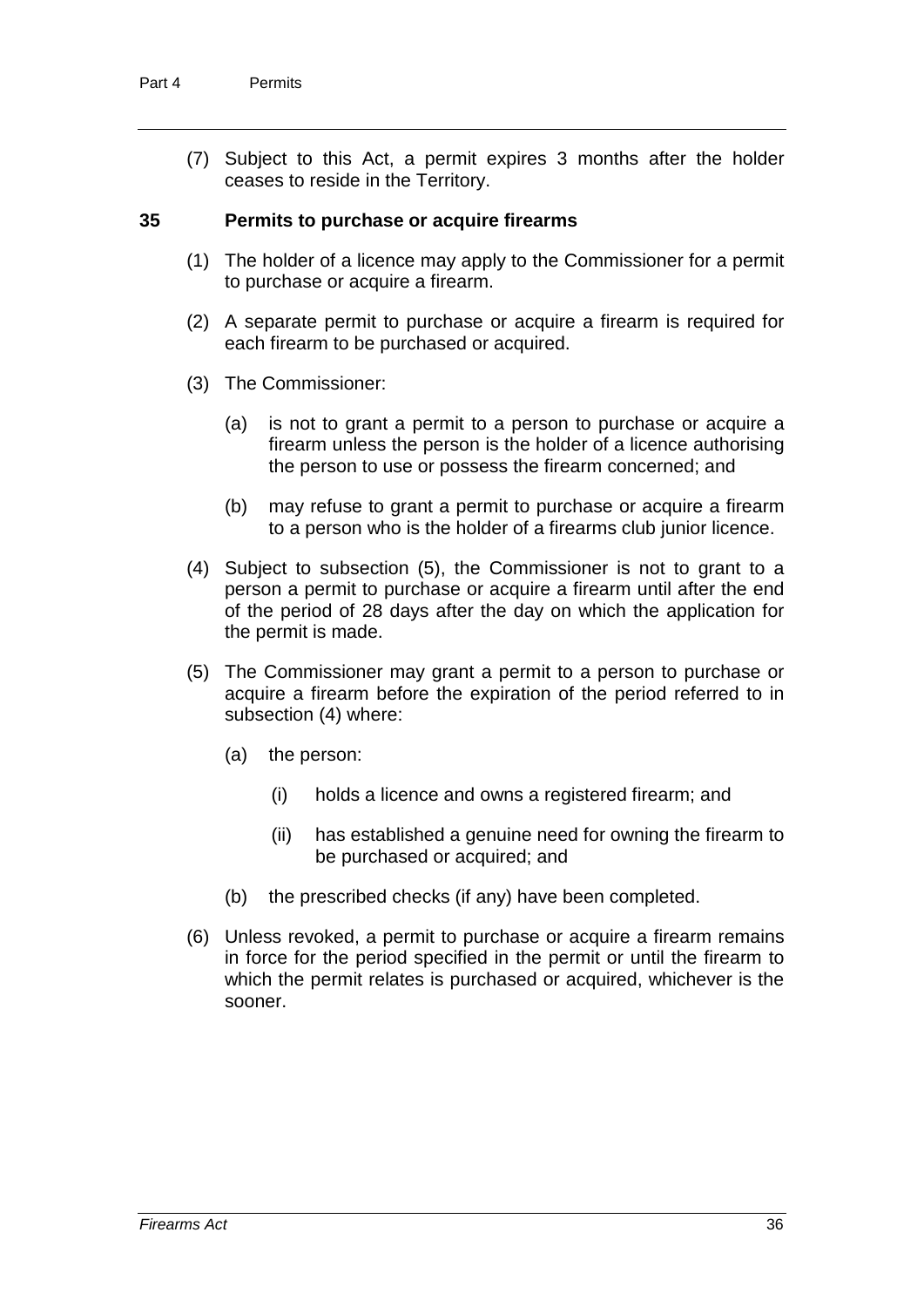(7) Subject to this Act, a permit expires 3 months after the holder ceases to reside in the Territory.

## 35 Permits to purchase or acquire firearms

(1) The holder of a licence may apply to the Commissioner for a permit to purchase or acquire a firearm.

(2) A separate permit to purchase or acquire a firearm is required for each firearm to be purchased or acquired.

(3) The Commissioner:

(a) is not to grant a permit to a person to purchase or acquire a firearm unless the person is the holder of a licence authorising the person to use or possess the firearm concerned; and

(b) may refuse to grant a permit to purchase or acquire a firearm to a person who is the holder of a firearms club junior licence.

(4) Subject to subsection (5), the Commissioner is not to grant to a person a permit to purchase or acquire a firearm until after the end of the period of 28 days after the day on which the application for the permit is made.

(5) The Commissioner may grant a permit to a person to purchase or acquire a firearm before the expiration of the period referred to in subsection (4) where:

(a) the person:

(i) holds a licence and owns a registered firearm; and

(ii) has established a genuine need for owning the firearm to be purchased or acquired; and

(b) the prescribed checks (if any) have been completed.

(6) Unless revoked, a permit to purchase or acquire a firearm remains in force for the period specified in the permit or until the firearm to which the permit relates is purchased or acquired, whichever is the sooner.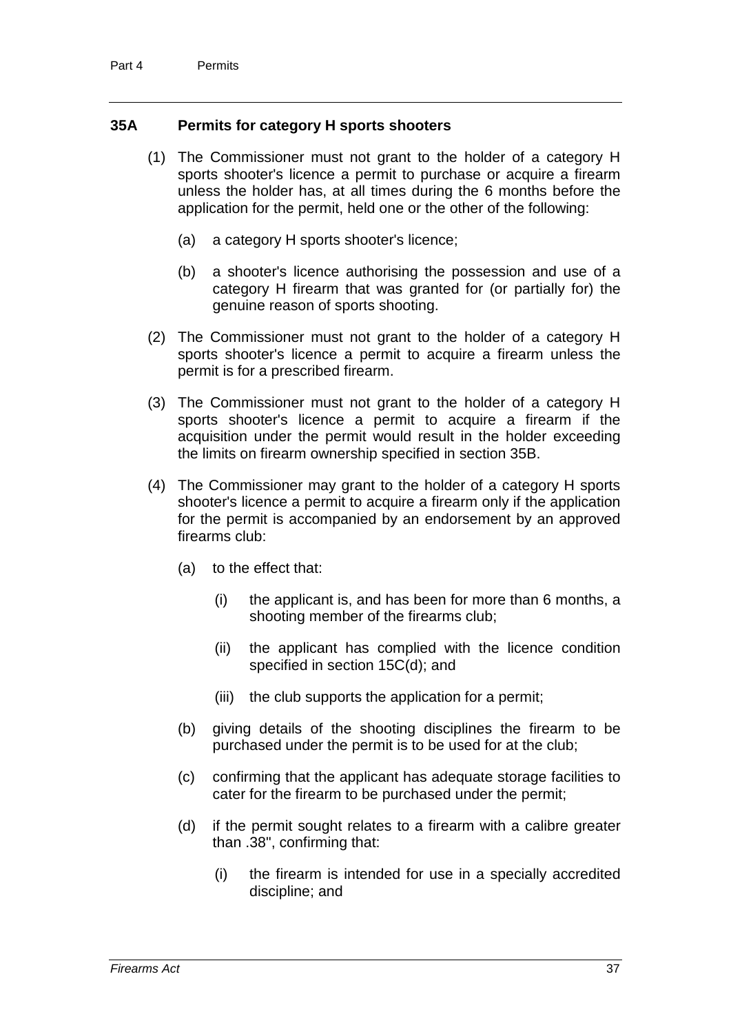### 35A Permits for category H sports shooters

(1) The Commissioner must not grant to the holder of a category H sports shooter's licence a permit to purchase or acquire a firearm unless the holder has, at all times during the 6 months before the application for the permit, held one or the other of the following:

(a) a category H sports shooter's licence;

(b) a shooter's licence authorising the possession and use of a category H firearm that was granted for (or partially for) the genuine reason of sports shooting.

(2) The Commissioner must not grant to the holder of a category H sports shooter's licence a permit to acquire a firearm unless the permit is for a prescribed firearm.

(3) The Commissioner must not grant to the holder of a category H sports shooter's licence a permit to acquire a firearm if the acquisition under the permit would result in the holder exceeding the limits on firearm ownership specified in section 35B.

(4) The Commissioner may grant to the holder of a category H sports shooter's licence a permit to acquire a firearm only if the application for the permit is accompanied by an endorsement by an approved firearms club:

(a) to the effect that:

(i) the applicant is, and has been for more than 6 months, a shooting member of the firearms club;

(ii) the applicant has complied with the licence condition specified in section 15C(d); and

(iii) the club supports the application for a permit;

(b) giving details of the shooting disciplines the firearm to be purchased under the permit is to be used for at the club;

(c) confirming that the applicant has adequate storage facilities to cater for the firearm to be purchased under the permit;

(d) if the permit sought relates to a firearm with a calibre greater than .38", confirming that:

(i) the firearm is intended for use in a specially accredited discipline; and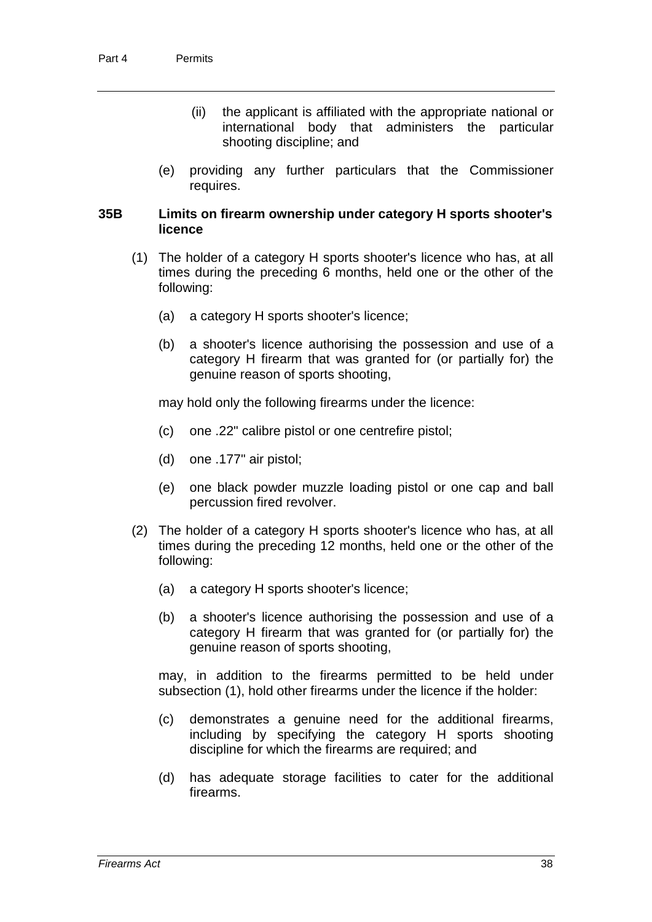(ii) the applicant is affiliated with the appropriate national or international body that administers the particular shooting discipline; and

(e) providing any further particulars that the Commissioner requires.

### 35B Limits on firearm ownership under category H sports shooter's licence

(1) The holder of a category H sports shooter's licence who has, at all times during the preceding 6 months, held one or the other of the following:

(a) a category H sports shooter's licence;

(b) a shooter's licence authorising the possession and use of a category H firearm that was granted for (or partially for) the genuine reason of sports shooting,

may hold only the following firearms under the licence:

(c) one .22" calibre pistol or one centrefire pistol;

(d) one .177" air pistol;

(e) one black powder muzzle loading pistol or one cap and ball percussion fired revolver.

(2) The holder of a category H sports shooter's licence who has, at all times during the preceding 12 months, held one or the other of the following:

(a) a category H sports shooter's licence;

(b) a shooter's licence authorising the possession and use of a category H firearm that was granted for (or partially for) the genuine reason of sports shooting,

may, in addition to the firearms permitted to be held under subsection (1), hold other firearms under the licence if the holder:

(c) demonstrates a genuine need for the additional firearms, including by specifying the category H sports shooting discipline for which the firearms are required; and

(d) has adequate storage facilities to cater for the additional firearms.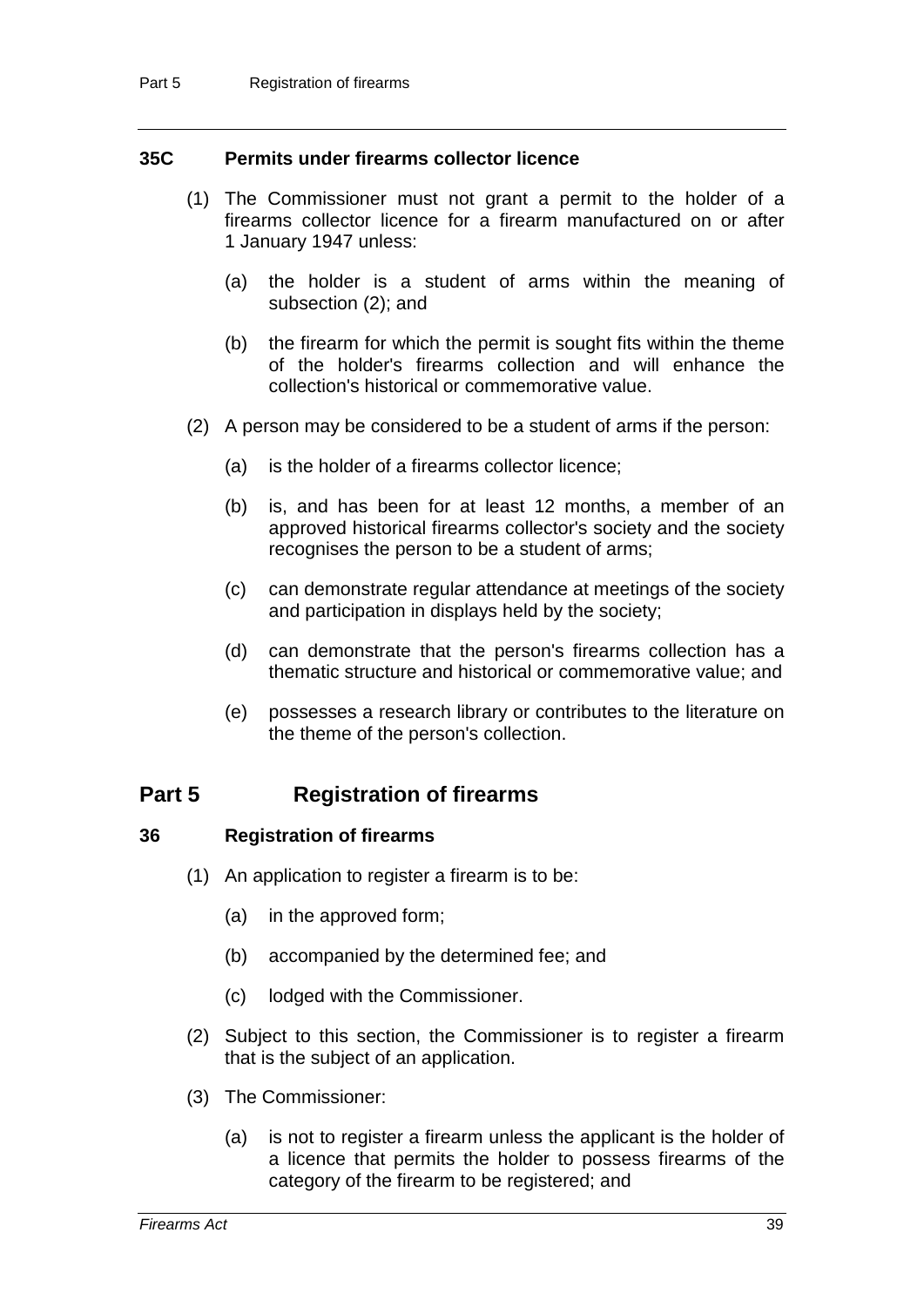### 35C Permits under firearms collector licence

(1) The Commissioner must not grant a permit to the holder of a firearms collector licence for a firearm manufactured on or after 1 January 1947 unless:

(a) the holder is a student of arms within the meaning of subsection (2); and

(b) the firearm for which the permit is sought fits within the theme of the holder's firearms collection and will enhance the collection's historical or commemorative value.

(2) A person may be considered to be a student of arms if the person:

(a) is the holder of a firearms collector licence;

(b) is, and has been for at least 12 months, a member of an approved historical firearms collector's society and the society recognises the person to be a student of arms;

(c) can demonstrate regular attendance at meetings of the society and participation in displays held by the society;

(d) can demonstrate that the person's firearms collection has a thematic structure and historical or commemorative value; and

(e) possesses a research library or contributes to the literature on the theme of the person's collection.

## Part 5 Registration of firearms

### 36 Registration of firearms

(1) An application to register a firearm is to be:

(a) in the approved form;

(b) accompanied by the determined fee; and

(c) lodged with the Commissioner.

(2) Subject to this section, the Commissioner is to register a firearm that is the subject of an application.

(3) The Commissioner:

(a) is not to register a firearm unless the applicant is the holder of a licence that permits the holder to possess firearms of the category of the firearm to be registered; and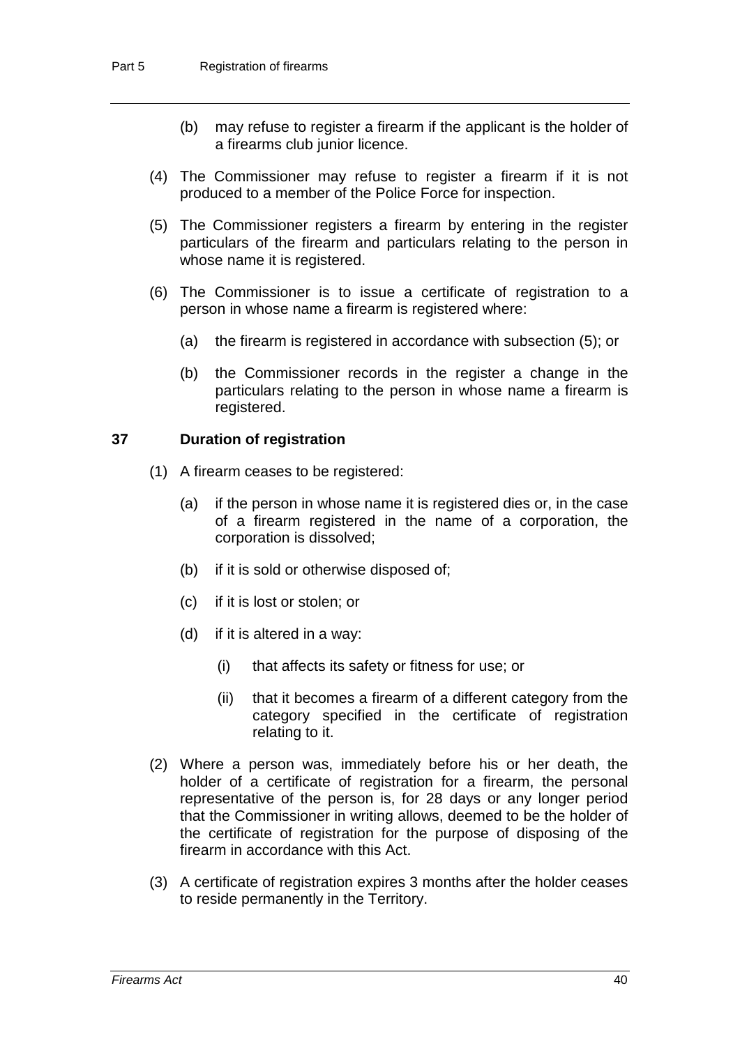(b) may refuse to register a firearm if the applicant is the holder of a firearms club junior licence.

(4) The Commissioner may refuse to register a firearm if it is not produced to a member of the Police Force for inspection.

(5) The Commissioner registers a firearm by entering in the register particulars of the firearm and particulars relating to the person in whose name it is registered.

(6) The Commissioner is to issue a certificate of registration to a person in whose name a firearm is registered where:

(a) the firearm is registered in accordance with subsection (5); or

(b) the Commissioner records in the register a change in the particulars relating to the person in whose name a firearm is registered.

### 37 Duration of registration

(1) A firearm ceases to be registered:

(a) if the person in whose name it is registered dies or, in the case of a firearm registered in the name of a corporation, the corporation is dissolved;

(b) if it is sold or otherwise disposed of;

(c) if it is lost or stolen; or

(d) if it is altered in a way:

(i) that affects its safety or fitness for use; or

(ii) that it becomes a firearm of a different category from the category specified in the certificate of registration relating to it.

(2) Where a person was, immediately before his or her death, the holder of a certificate of registration for a firearm, the personal representative of the person is, for 28 days or any longer period that the Commissioner in writing allows, deemed to be the holder of the certificate of registration for the purpose of disposing of the firearm in accordance with this Act.

(3) A certificate of registration expires 3 months after the holder ceases to reside permanently in the Territory.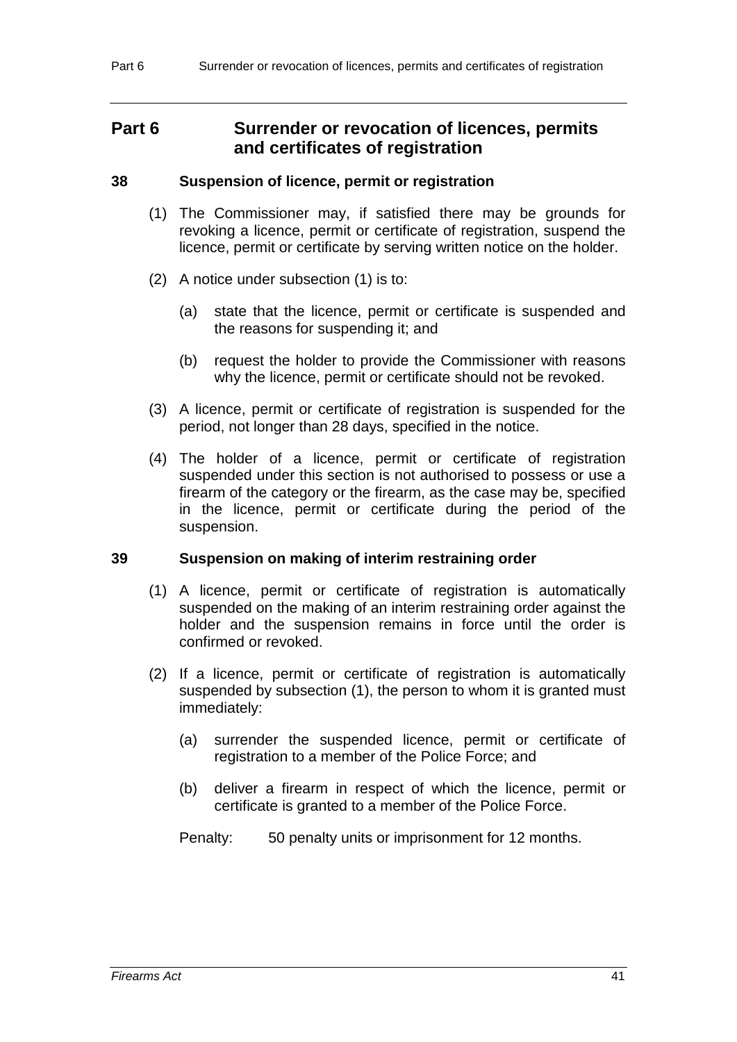# Part 6 Surrender or revocation of licences, permits and certificates of registration

## 38 Suspension of licence, permit or registration

(1) The Commissioner may, if satisfied there may be grounds for revoking a licence, permit or certificate of registration, suspend the licence, permit or certificate by serving written notice on the holder.

(2) A notice under subsection (1) is to:

(a) state that the licence, permit or certificate is suspended and the reasons for suspending it; and

(b) request the holder to provide the Commissioner with reasons why the licence, permit or certificate should not be revoked.

(3) A licence, permit or certificate of registration is suspended for the period, not longer than 28 days, specified in the notice.

(4) The holder of a licence, permit or certificate of registration suspended under this section is not authorised to possess or use a firearm of the category or the firearm, as the case may be, specified in the licence, permit or certificate during the period of the suspension.

## 39 Suspension on making of interim restraining order

(1) A licence, permit or certificate of registration is automatically suspended on the making of an interim restraining order against the holder and the suspension remains in force until the order is confirmed or revoked.

(2) If a licence, permit or certificate of registration is automatically suspended by subsection (1), the person to whom it is granted must immediately:

(a) surrender the suspended licence, permit or certificate of registration to a member of the Police Force; and

(b) deliver a firearm in respect of which the licence, permit or certificate is granted to a member of the Police Force.

Penalty: 50 penalty units or imprisonment for 12 months.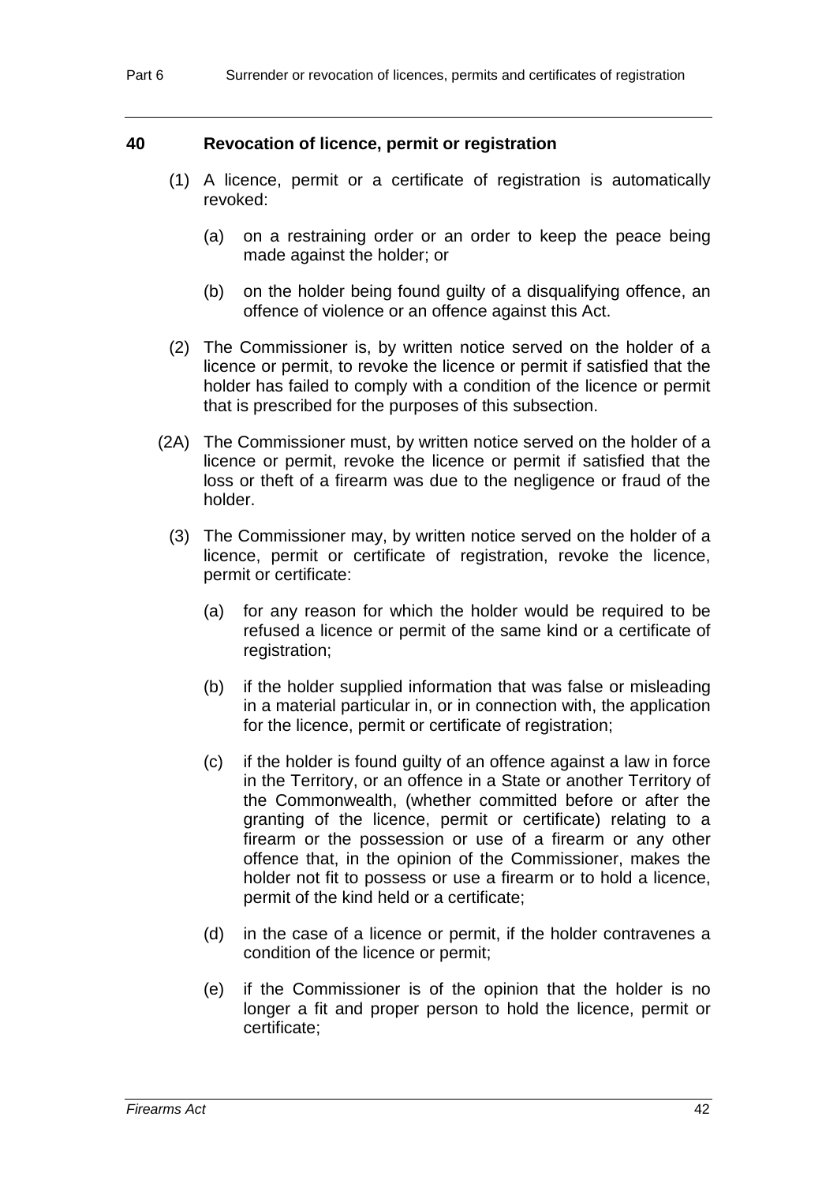### 40 Revocation of licence, permit or registration

(1) A licence, permit or a certificate of registration is automatically revoked:

(a) on a restraining order or an order to keep the peace being made against the holder; or

(b) on the holder being found guilty of a disqualifying offence, an offence of violence or an offence against this Act.

(2) The Commissioner is, by written notice served on the holder of a licence or permit, to revoke the licence or permit if satisfied that the holder has failed to comply with a condition of the licence or permit that is prescribed for the purposes of this subsection.

(2A) The Commissioner must, by written notice served on the holder of a licence or permit, revoke the licence or permit if satisfied that the loss or theft of a firearm was due to the negligence or fraud of the holder.

(3) The Commissioner may, by written notice served on the holder of a licence, permit or certificate of registration, revoke the licence, permit or certificate:

(a) for any reason for which the holder would be required to be refused a licence or permit of the same kind or a certificate of registration;

(b) if the holder supplied information that was false or misleading in a material particular in, or in connection with, the application for the licence, permit or certificate of registration;

(c) if the holder is found guilty of an offence against a law in force in the Territory, or an offence in a State or another Territory of the Commonwealth, (whether committed before or after the granting of the licence, permit or certificate) relating to a firearm or the possession or use of a firearm or any other offence that, in the opinion of the Commissioner, makes the holder not fit to possess or use a firearm or to hold a licence, permit of the kind held or a certificate;

(d) in the case of a licence or permit, if the holder contravenes a condition of the licence or permit;

(e) if the Commissioner is of the opinion that the holder is no longer a fit and proper person to hold the licence, permit or certificate;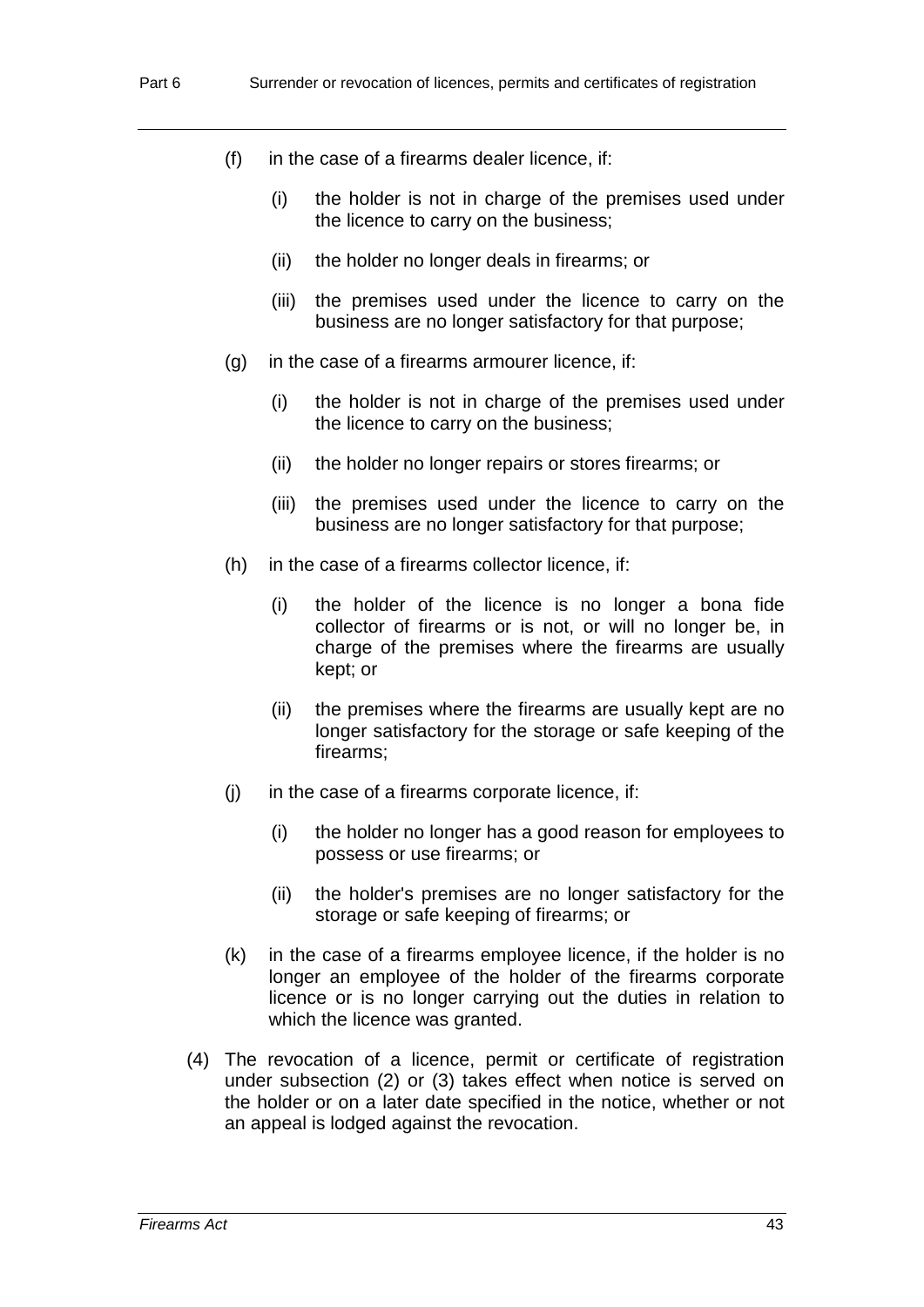(f) in the case of a firearms dealer licence, if:

(i) the holder is not in charge of the premises used under the licence to carry on the business;

(ii) the holder no longer deals in firearms; or

(iii) the premises used under the licence to carry on the business are no longer satisfactory for that purpose;

(g) in the case of a firearms armourer licence, if:

(i) the holder is not in charge of the premises used under the licence to carry on the business;

(ii) the holder no longer repairs or stores firearms; or

(iii) the premises used under the licence to carry on the business are no longer satisfactory for that purpose;

(h) in the case of a firearms collector licence, if:

(i) the holder of the licence is no longer a bona fide collector of firearms or is not, or will no longer be, in charge of the premises where the firearms are usually kept; or

(ii) the premises where the firearms are usually kept are no longer satisfactory for the storage or safe keeping of the firearms;

(j) in the case of a firearms corporate licence, if:

(i) the holder no longer has a good reason for employees to possess or use firearms; or

(ii) the holder's premises are no longer satisfactory for the storage or safe keeping of firearms; or

(k) in the case of a firearms employee licence, if the holder is no longer an employee of the holder of the firearms corporate licence or is no longer carrying out the duties in relation to which the licence was granted.

(4) The revocation of a licence, permit or certificate of registration under subsection (2) or (3) takes effect when notice is served on the holder or on a later date specified in the notice, whether or not an appeal is lodged against the revocation.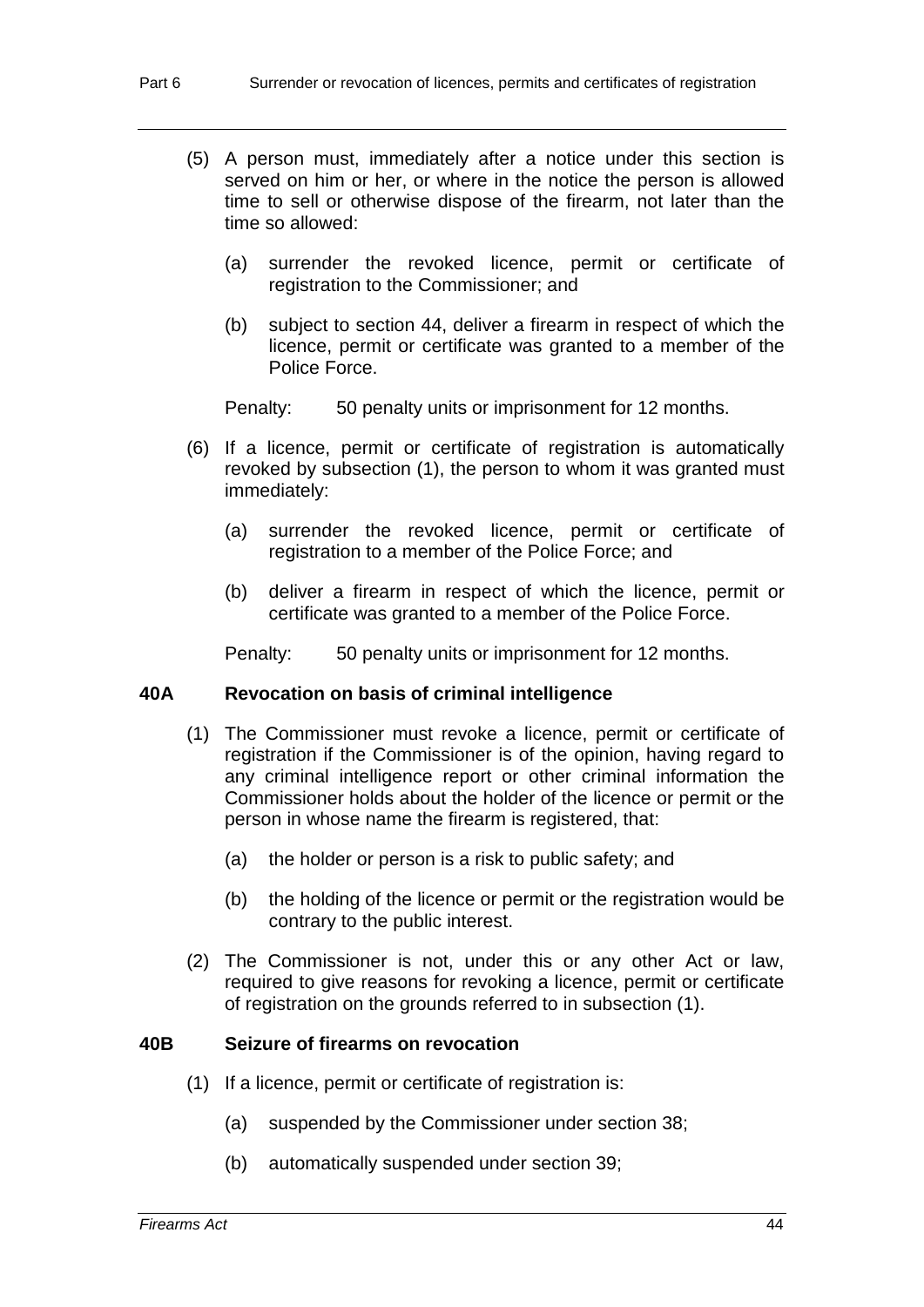(5) A person must, immediately after a notice under this section is served on him or her, or where in the notice the person is allowed time to sell or otherwise dispose of the firearm, not later than the time so allowed:

(a) surrender the revoked licence, permit or certificate of registration to the Commissioner; and

(b) subject to section 44, deliver a firearm in respect of which the licence, permit or certificate was granted to a member of the Police Force.

Penalty: 50 penalty units or imprisonment for 12 months.

(6) If a licence, permit or certificate of registration is automatically revoked by subsection (1), the person to whom it was granted must immediately:

(a) surrender the revoked licence, permit or certificate of registration to a member of the Police Force; and

(b) deliver a firearm in respect of which the licence, permit or certificate was granted to a member of the Police Force.

Penalty: 50 penalty units or imprisonment for 12 months.

### 40A Revocation on basis of criminal intelligence

(1) The Commissioner must revoke a licence, permit or certificate of registration if the Commissioner is of the opinion, having regard to any criminal intelligence report or other criminal information the Commissioner holds about the holder of the licence or permit or the person in whose name the firearm is registered, that:

(a) the holder or person is a risk to public safety; and

(b) the holding of the licence or permit or the registration would be contrary to the public interest.

(2) The Commissioner is not, under this or any other Act or law, required to give reasons for revoking a licence, permit or certificate of registration on the grounds referred to in subsection (1).

### 40B Seizure of firearms on revocation

(1) If a licence, permit or certificate of registration is:

(a) suspended by the Commissioner under section 38;

(b) automatically suspended under section 39;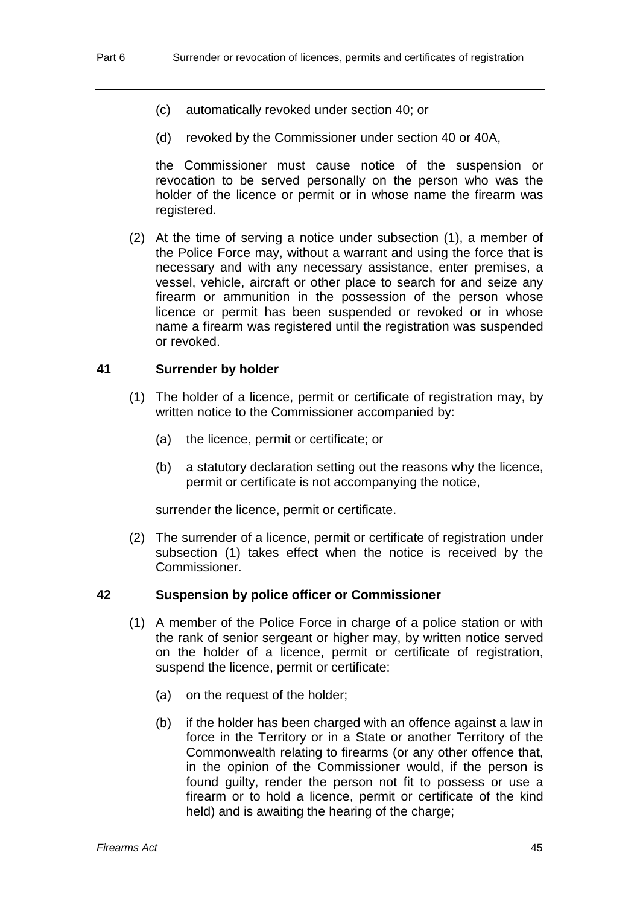(c) automatically revoked under section 40; or

(d) revoked by the Commissioner under section 40 or 40A,

the Commissioner must cause notice of the suspension or revocation to be served personally on the person who was the holder of the licence or permit or in whose name the firearm was registered.

(2) At the time of serving a notice under subsection (1), a member of the Police Force may, without a warrant and using the force that is necessary and with any necessary assistance, enter premises, a vessel, vehicle, aircraft or other place to search for and seize any firearm or ammunition in the possession of the person whose licence or permit has been suspended or revoked or in whose name a firearm was registered until the registration was suspended or revoked.

### 41 Surrender by holder

(1) The holder of a licence, permit or certificate of registration may, by written notice to the Commissioner accompanied by:

(a) the licence, permit or certificate; or

(b) a statutory declaration setting out the reasons why the licence, permit or certificate is not accompanying the notice,

surrender the licence, permit or certificate.

(2) The surrender of a licence, permit or certificate of registration under subsection (1) takes effect when the notice is received by the Commissioner.

### 42 Suspension by police officer or Commissioner

(1) A member of the Police Force in charge of a police station or with the rank of senior sergeant or higher may, by written notice served on the holder of a licence, permit or certificate of registration, suspend the licence, permit or certificate:

(a) on the request of the holder;

(b) if the holder has been charged with an offence against a law in force in the Territory or in a State or another Territory of the Commonwealth relating to firearms (or any other offence that, in the opinion of the Commissioner would, if the person is found guilty, render the person not fit to possess or use a firearm or to hold a licence, permit or certificate of the kind held) and is awaiting the hearing of the charge;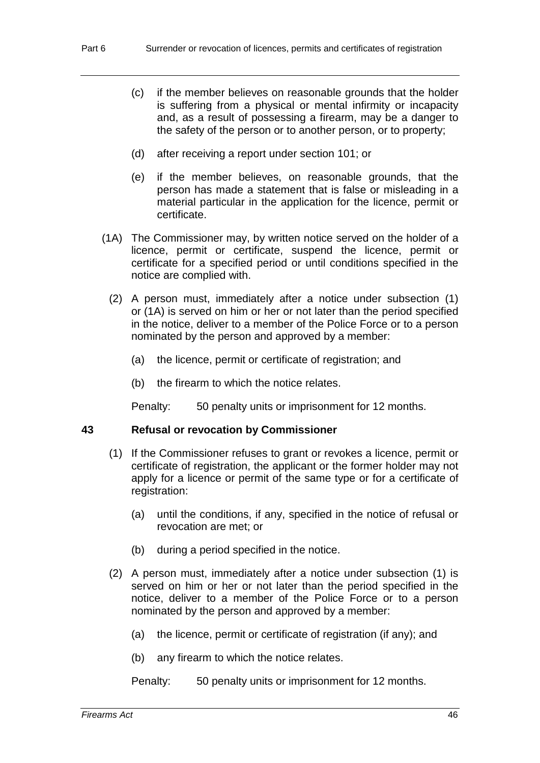(c) if the member believes on reasonable grounds that the holder is suffering from a physical or mental infirmity or incapacity and, as a result of possessing a firearm, may be a danger to the safety of the person or to another person, or to property;

(d) after receiving a report under section 101; or

(e) if the member believes, on reasonable grounds, that the person has made a statement that is false or misleading in a material particular in the application for the licence, permit or certificate.

(1A) The Commissioner may, by written notice served on the holder of a licence, permit or certificate, suspend the licence, permit or certificate for a specified period or until conditions specified in the notice are complied with.

(2) A person must, immediately after a notice under subsection (1) or (1A) is served on him or her or not later than the period specified in the notice, deliver to a member of the Police Force or to a person nominated by the person and approved by a member:

(a) the licence, permit or certificate of registration; and

(b) the firearm to which the notice relates.

Penalty: 50 penalty units or imprisonment for 12 months.

### 43 Refusal or revocation by Commissioner

(1) If the Commissioner refuses to grant or revokes a licence, permit or certificate of registration, the applicant or the former holder may not apply for a licence or permit of the same type or for a certificate of registration:

(a) until the conditions, if any, specified in the notice of refusal or revocation are met; or

(b) during a period specified in the notice.

(2) A person must, immediately after a notice under subsection (1) is served on him or her or not later than the period specified in the notice, deliver to a member of the Police Force or to a person nominated by the person and approved by a member:

(a) the licence, permit or certificate of registration (if any); and

(b) any firearm to which the notice relates.

Penalty: 50 penalty units or imprisonment for 12 months.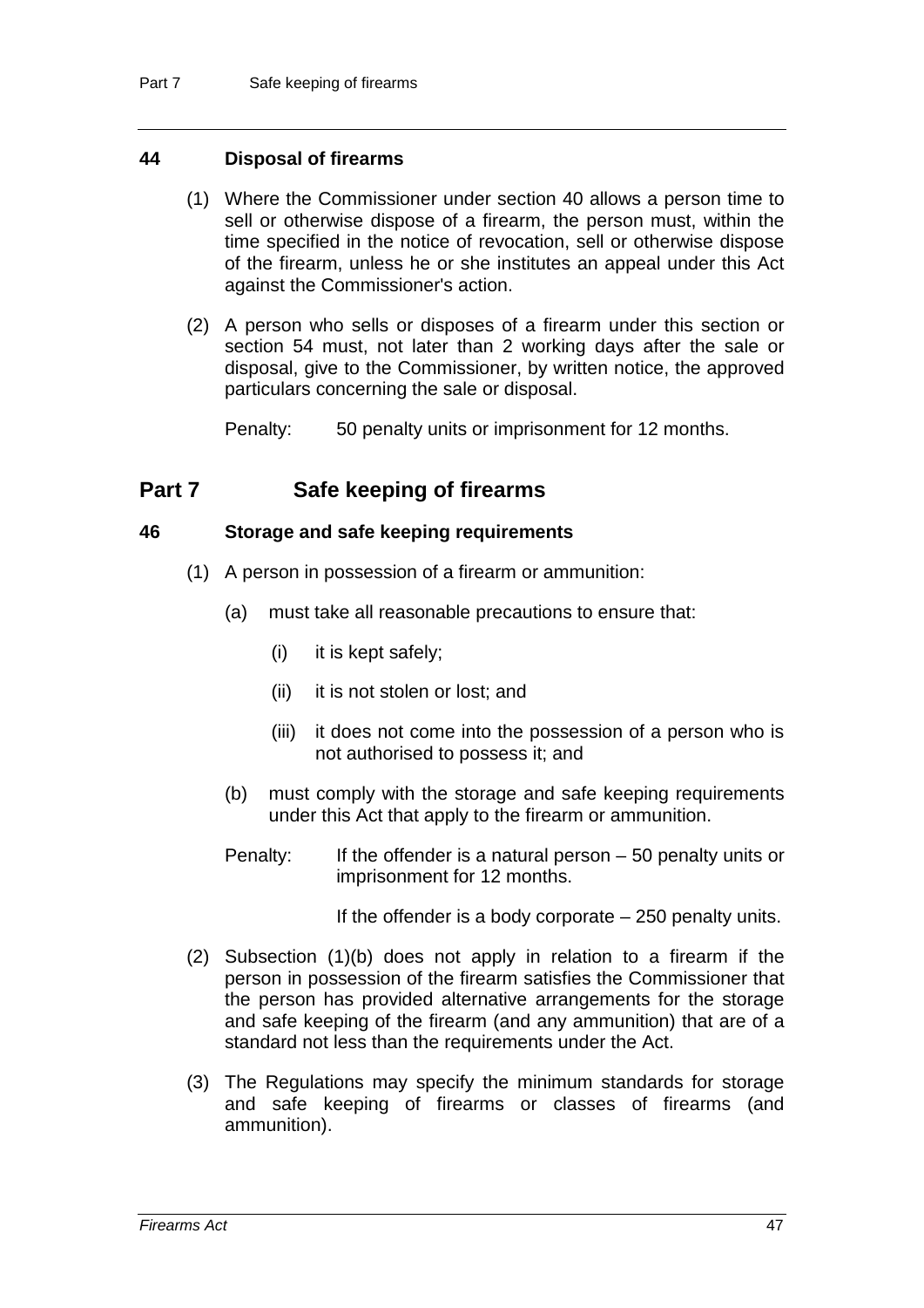### 44 Disposal of firearms

(1) Where the Commissioner under section 40 allows a person time to sell or otherwise dispose of a firearm, the person must, within the time specified in the notice of revocation, sell or otherwise dispose of the firearm, unless he or she institutes an appeal under this Act against the Commissioner's action.

(2) A person who sells or disposes of a firearm under this section or section 54 must, not later than 2 working days after the sale or disposal, give to the Commissioner, by written notice, the approved particulars concerning the sale or disposal.

Penalty: 50 penalty units or imprisonment for 12 months.

## Part 7 Safe keeping of firearms

### 46 Storage and safe keeping requirements

(1) A person in possession of a firearm or ammunition:

- (a) must take all reasonable precautions to ensure that:
  - (i) it is kept safely;
  - (ii) it is not stolen or lost; and
  - (iii) it does not come into the possession of a person who is not authorised to possess it; and
- (b) must comply with the storage and safe keeping requirements under this Act that apply to the firearm or ammunition.

Penalty: If the offender is a natural person – 50 penalty units or imprisonment for 12 months.

If the offender is a body corporate – 250 penalty units.

(2) Subsection (1)(b) does not apply in relation to a firearm if the person in possession of the firearm satisfies the Commissioner that the person has provided alternative arrangements for the storage and safe keeping of the firearm (and any ammunition) that are of a standard not less than the requirements under the Act.

(3) The Regulations may specify the minimum standards for storage and safe keeping of firearms or classes of firearms (and ammunition).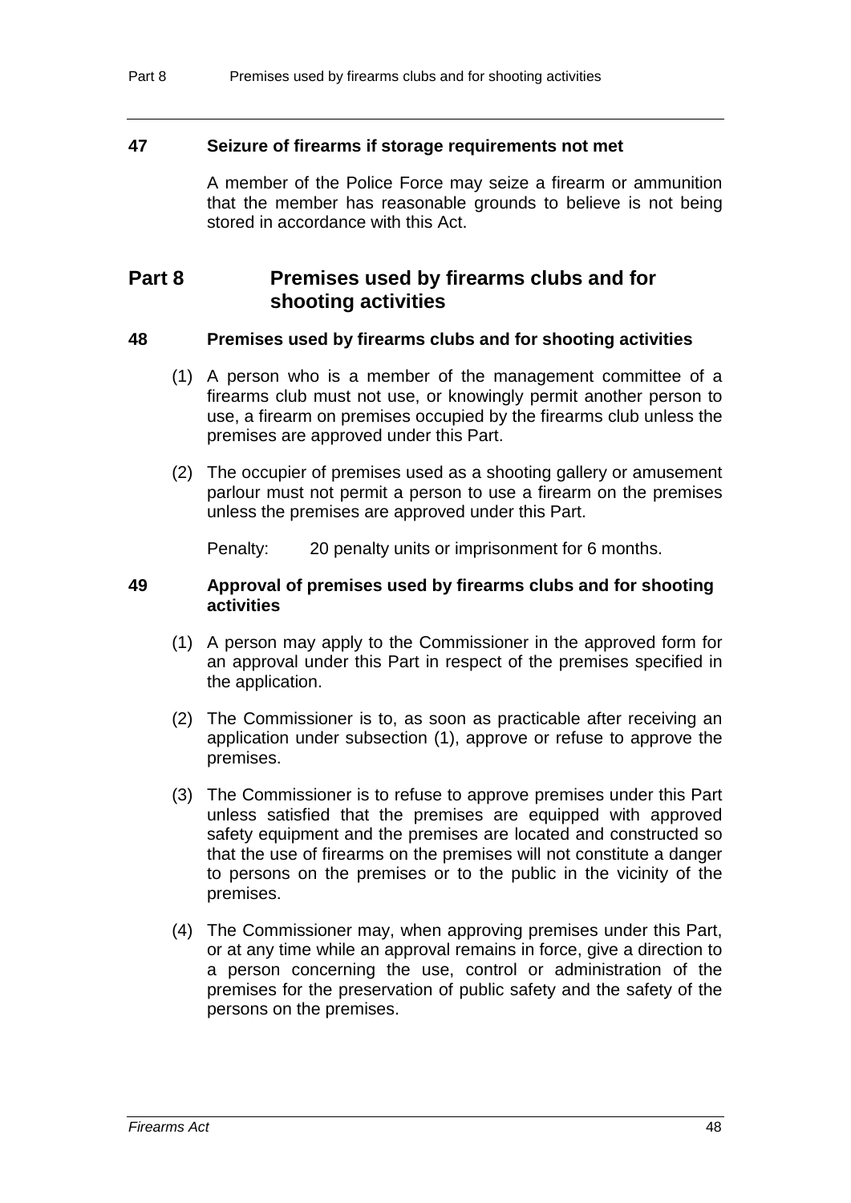### 47 Seizure of firearms if storage requirements not met

A member of the Police Force may seize a firearm or ammunition that the member has reasonable grounds to believe is not being stored in accordance with this Act.

## Part 8 Premises used by firearms clubs and for shooting activities

### 48 Premises used by firearms clubs and for shooting activities

(1) A person who is a member of the management committee of a firearms club must not use, or knowingly permit another person to use, a firearm on premises occupied by the firearms club unless the premises are approved under this Part.

(2) The occupier of premises used as a shooting gallery or amusement parlour must not permit a person to use a firearm on the premises unless the premises are approved under this Part.

Penalty: 20 penalty units or imprisonment for 6 months.

### 49 Approval of premises used by firearms clubs and for shooting activities

(1) A person may apply to the Commissioner in the approved form for an approval under this Part in respect of the premises specified in the application.

(2) The Commissioner is to, as soon as practicable after receiving an application under subsection (1), approve or refuse to approve the premises.

(3) The Commissioner is to refuse to approve premises under this Part unless satisfied that the premises are equipped with approved safety equipment and the premises are located and constructed so that the use of firearms on the premises will not constitute a danger to persons on the premises or to the public in the vicinity of the premises.

(4) The Commissioner may, when approving premises under this Part, or at any time while an approval remains in force, give a direction to a person concerning the use, control or administration of the premises for the preservation of public safety and the safety of the persons on the premises.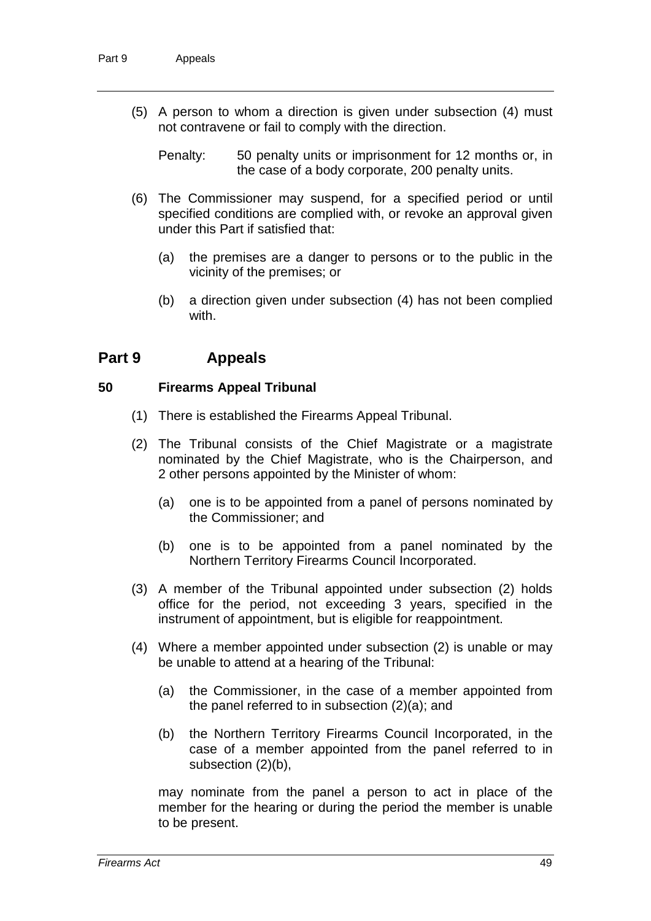(5) A person to whom a direction is given under subsection (4) must not contravene or fail to comply with the direction.

Penalty: 50 penalty units or imprisonment for 12 months or, in the case of a body corporate, 200 penalty units.

(6) The Commissioner may suspend, for a specified period or until specified conditions are complied with, or revoke an approval given under this Part if satisfied that:

(a) the premises are a danger to persons or to the public in the vicinity of the premises; or

(b) a direction given under subsection (4) has not been complied with.

## Part 9 Appeals

### 50 Firearms Appeal Tribunal

(1) There is established the Firearms Appeal Tribunal.

(2) The Tribunal consists of the Chief Magistrate or a magistrate nominated by the Chief Magistrate, who is the Chairperson, and 2 other persons appointed by the Minister of whom:

(a) one is to be appointed from a panel of persons nominated by the Commissioner; and

(b) one is to be appointed from a panel nominated by the Northern Territory Firearms Council Incorporated.

(3) A member of the Tribunal appointed under subsection (2) holds office for the period, not exceeding 3 years, specified in the instrument of appointment, but is eligible for reappointment.

(4) Where a member appointed under subsection (2) is unable or may be unable to attend at a hearing of the Tribunal:

(a) the Commissioner, in the case of a member appointed from the panel referred to in subsection (2)(a); and

(b) the Northern Territory Firearms Council Incorporated, in the case of a member appointed from the panel referred to in subsection (2)(b),

may nominate from the panel a person to act in place of the member for the hearing or during the period the member is unable to be present.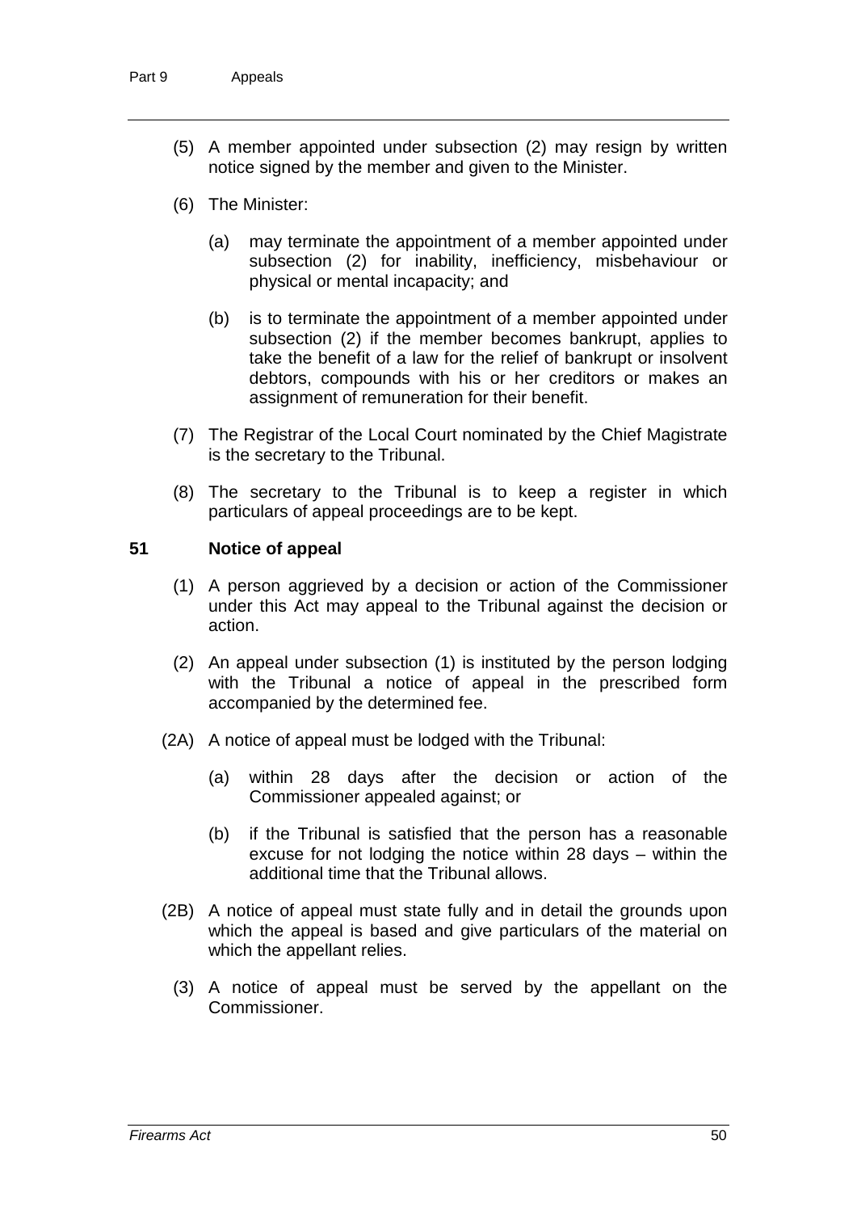(5) A member appointed under subsection (2) may resign by written notice signed by the member and given to the Minister.

(6) The Minister:

(a) may terminate the appointment of a member appointed under subsection (2) for inability, inefficiency, misbehaviour or physical or mental incapacity; and

(b) is to terminate the appointment of a member appointed under subsection (2) if the member becomes bankrupt, applies to take the benefit of a law for the relief of bankrupt or insolvent debtors, compounds with his or her creditors or makes an assignment of remuneration for their benefit.

(7) The Registrar of the Local Court nominated by the Chief Magistrate is the secretary to the Tribunal.

(8) The secretary to the Tribunal is to keep a register in which particulars of appeal proceedings are to be kept.

### 51 Notice of appeal

(1) A person aggrieved by a decision or action of the Commissioner under this Act may appeal to the Tribunal against the decision or action.

(2) An appeal under subsection (1) is instituted by the person lodging with the Tribunal a notice of appeal in the prescribed form accompanied by the determined fee.

(2A) A notice of appeal must be lodged with the Tribunal:

(a) within 28 days after the decision or action of the Commissioner appealed against; or

(b) if the Tribunal is satisfied that the person has a reasonable excuse for not lodging the notice within 28 days – within the additional time that the Tribunal allows.

(2B) A notice of appeal must state fully and in detail the grounds upon which the appeal is based and give particulars of the material on which the appellant relies.

(3) A notice of appeal must be served by the appellant on the Commissioner.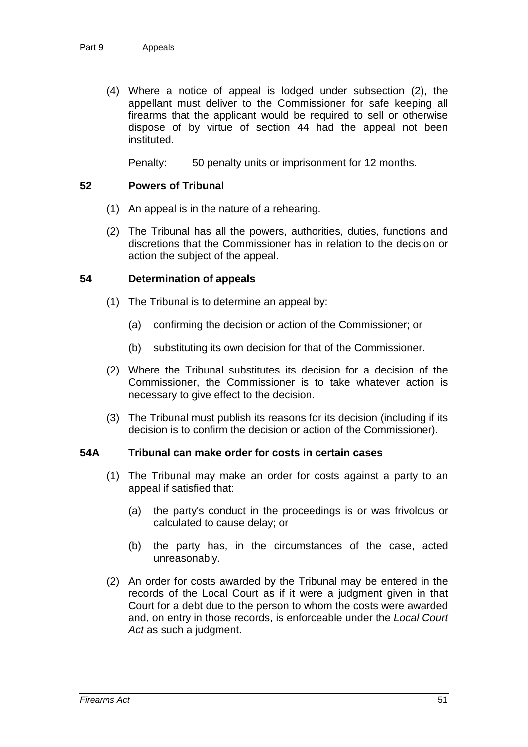(4) Where a notice of appeal is lodged under subsection (2), the appellant must deliver to the Commissioner for safe keeping all firearms that the applicant would be required to sell or otherwise dispose of by virtue of section 44 had the appeal not been instituted.

Penalty: 50 penalty units or imprisonment for 12 months.

### 52 Powers of Tribunal

(1) An appeal is in the nature of a rehearing.

(2) The Tribunal has all the powers, authorities, duties, functions and discretions that the Commissioner has in relation to the decision or action the subject of the appeal.

### 54 Determination of appeals

(1) The Tribunal is to determine an appeal by:

(a) confirming the decision or action of the Commissioner; or

(b) substituting its own decision for that of the Commissioner.

(2) Where the Tribunal substitutes its decision for a decision of the Commissioner, the Commissioner is to take whatever action is necessary to give effect to the decision.

(3) The Tribunal must publish its reasons for its decision (including if its decision is to confirm the decision or action of the Commissioner).

### 54A Tribunal can make order for costs in certain cases

(1) The Tribunal may make an order for costs against a party to an appeal if satisfied that:

(a) the party's conduct in the proceedings is or was frivolous or calculated to cause delay; or

(b) the party has, in the circumstances of the case, acted unreasonably.

(2) An order for costs awarded by the Tribunal may be entered in the records of the Local Court as if it were a judgment given in that Court for a debt due to the person to whom the costs were awarded and, on entry in those records, is enforceable under the *Local Court Act* as such a judgment.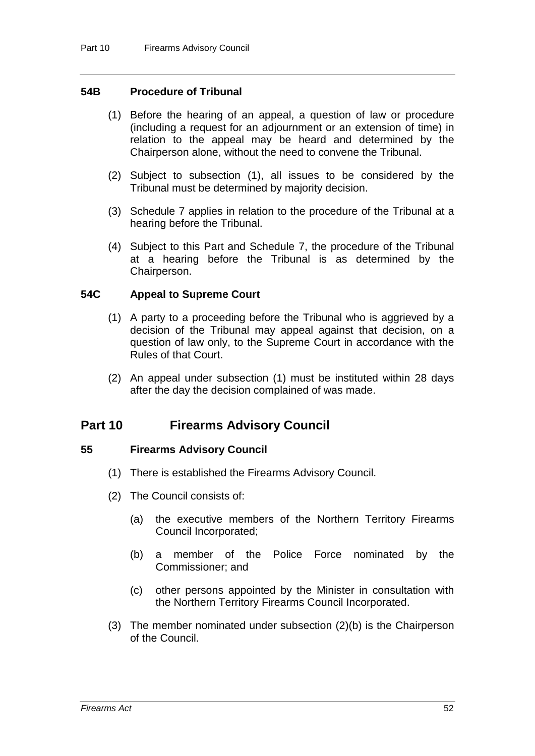### 54B Procedure of Tribunal

(1) Before the hearing of an appeal, a question of law or procedure (including a request for an adjournment or an extension of time) in relation to the appeal may be heard and determined by the Chairperson alone, without the need to convene the Tribunal.

(2) Subject to subsection (1), all issues to be considered by the Tribunal must be determined by majority decision.

(3) Schedule 7 applies in relation to the procedure of the Tribunal at a hearing before the Tribunal.

(4) Subject to this Part and Schedule 7, the procedure of the Tribunal at a hearing before the Tribunal is as determined by the Chairperson.

### 54C Appeal to Supreme Court

(1) A party to a proceeding before the Tribunal who is aggrieved by a decision of the Tribunal may appeal against that decision, on a question of law only, to the Supreme Court in accordance with the Rules of that Court.

(2) An appeal under subsection (1) must be instituted within 28 days after the day the decision complained of was made.

## Part 10 Firearms Advisory Council

### 55 Firearms Advisory Council

(1) There is established the Firearms Advisory Council.

(2) The Council consists of:

(a) the executive members of the Northern Territory Firearms Council Incorporated;

(b) a member of the Police Force nominated by the Commissioner; and

(c) other persons appointed by the Minister in consultation with the Northern Territory Firearms Council Incorporated.

(3) The member nominated under subsection (2)(b) is the Chairperson of the Council.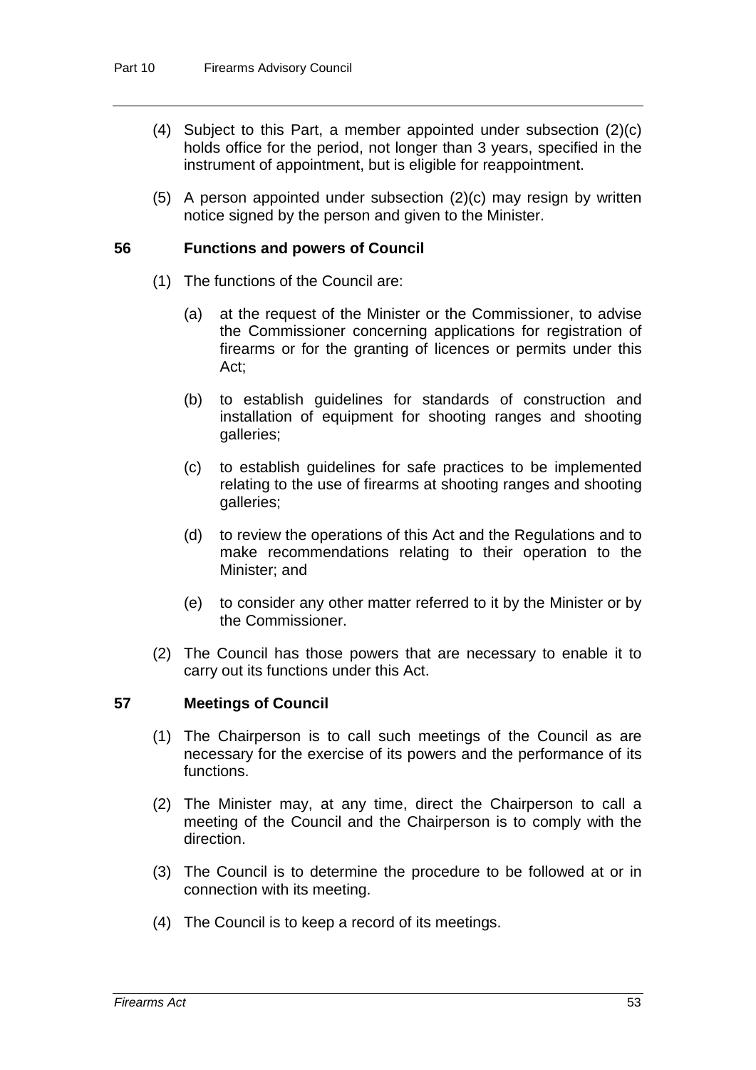(4) Subject to this Part, a member appointed under subsection (2)(c) holds office for the period, not longer than 3 years, specified in the instrument of appointment, but is eligible for reappointment.

(5) A person appointed under subsection (2)(c) may resign by written notice signed by the person and given to the Minister.

### 56 Functions and powers of Council

(1) The functions of the Council are:

(a) at the request of the Minister or the Commissioner, to advise the Commissioner concerning applications for registration of firearms or for the granting of licences or permits under this Act;

(b) to establish guidelines for standards of construction and installation of equipment for shooting ranges and shooting galleries;

(c) to establish guidelines for safe practices to be implemented relating to the use of firearms at shooting ranges and shooting galleries;

(d) to review the operations of this Act and the Regulations and to make recommendations relating to their operation to the Minister; and

(e) to consider any other matter referred to it by the Minister or by the Commissioner.

(2) The Council has those powers that are necessary to enable it to carry out its functions under this Act.

### 57 Meetings of Council

(1) The Chairperson is to call such meetings of the Council as are necessary for the exercise of its powers and the performance of its functions.

(2) The Minister may, at any time, direct the Chairperson to call a meeting of the Council and the Chairperson is to comply with the direction.

(3) The Council is to determine the procedure to be followed at or in connection with its meeting.

(4) The Council is to keep a record of its meetings.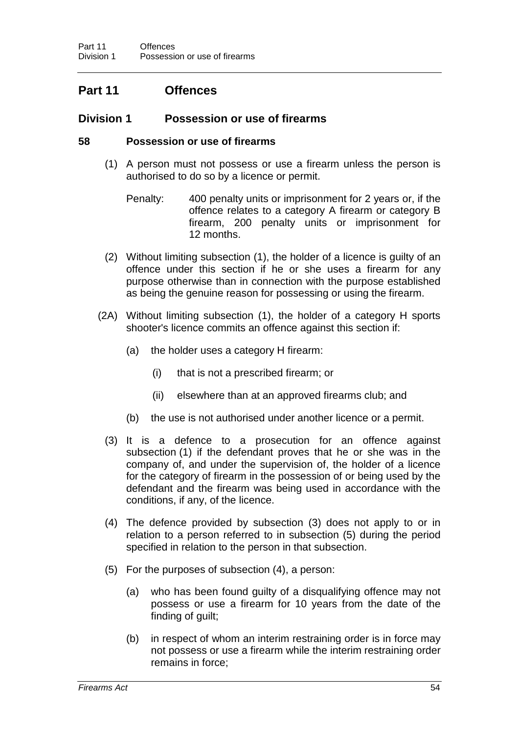# Part 11 Offences

## Division 1 Possession or use of firearms

### 58 Possession or use of firearms

(1) A person must not possess or use a firearm unless the person is authorised to do so by a licence or permit.

Penalty: 400 penalty units or imprisonment for 2 years or, if the offence relates to a category A firearm or category B firearm, 200 penalty units or imprisonment for 12 months.

(2) Without limiting subsection (1), the holder of a licence is guilty of an offence under this section if he or she uses a firearm for any purpose otherwise than in connection with the purpose established as being the genuine reason for possessing or using the firearm.

(2A) Without limiting subsection (1), the holder of a category H sports shooter's licence commits an offence against this section if:

- (a) the holder uses a category H firearm:
  - (i) that is not a prescribed firearm; or
  - (ii) elsewhere than at an approved firearms club; and
- (b) the use is not authorised under another licence or a permit.

(3) It is a defence to a prosecution for an offence against subsection (1) if the defendant proves that he or she was in the company of, and under the supervision of, the holder of a licence for the category of firearm in the possession of or being used by the defendant and the firearm was being used in accordance with the conditions, if any, of the licence.

(4) The defence provided by subsection (3) does not apply to or in relation to a person referred to in subsection (5) during the period specified in relation to the person in that subsection.

(5) For the purposes of subsection (4), a person:

- (a) who has been found guilty of a disqualifying offence may not possess or use a firearm for 10 years from the date of the finding of guilt;
- (b) in respect of whom an interim restraining order is in force may not possess or use a firearm while the interim restraining order remains in force;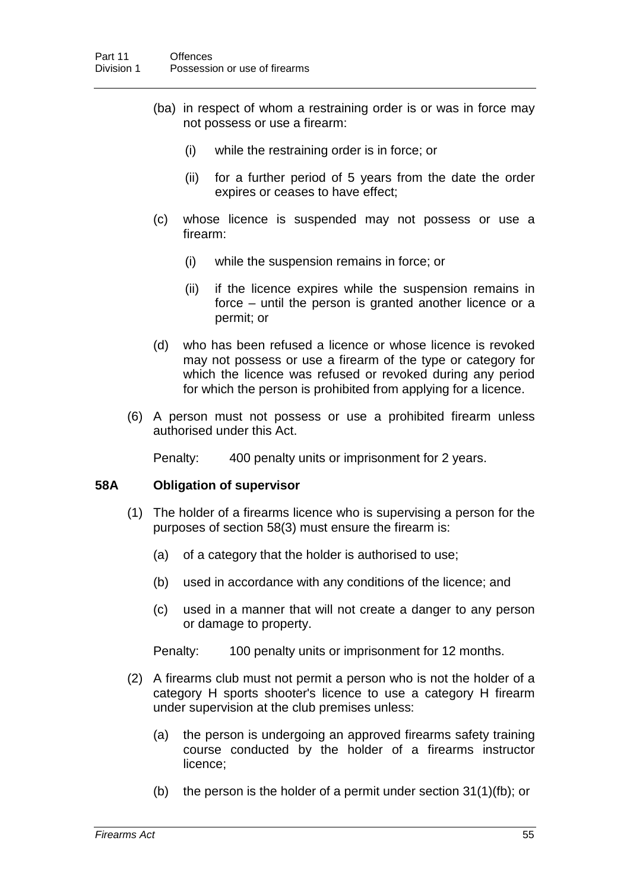(ba) in respect of whom a restraining order is or was in force may not possess or use a firearm:

    (i) while the restraining order is in force; or

    (ii) for a further period of 5 years from the date the order expires or ceases to have effect;

(c) whose licence is suspended may not possess or use a firearm:

    (i) while the suspension remains in force; or

    (ii) if the licence expires while the suspension remains in force – until the person is granted another licence or a permit; or

(d) who has been refused a licence or whose licence is revoked may not possess or use a firearm of the type or category for which the licence was refused or revoked during any period for which the person is prohibited from applying for a licence.

(6) A person must not possess or use a prohibited firearm unless authorised under this Act.

Penalty: 400 penalty units or imprisonment for 2 years.

**58A Obligation of supervisor**

(1) The holder of a firearms licence who is supervising a person for the purposes of section 58(3) must ensure the firearm is:

(a) of a category that the holder is authorised to use;

(b) used in accordance with any conditions of the licence; and

(c) used in a manner that will not create a danger to any person or damage to property.

Penalty: 100 penalty units or imprisonment for 12 months.

(2) A firearms club must not permit a person who is not the holder of a category H sports shooter's licence to use a category H firearm under supervision at the club premises unless:

(a) the person is undergoing an approved firearms safety training course conducted by the holder of a firearms instructor licence;

(b) the person is the holder of a permit under section 31(1)(fb); or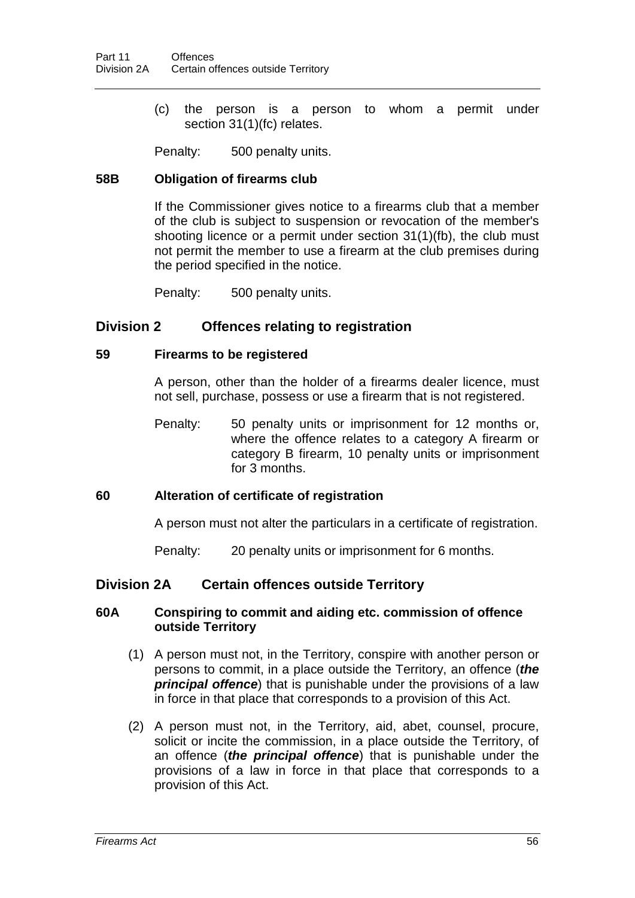(c) the person is a person to whom a permit under section 31(1)(fc) relates.

Penalty: 500 penalty units.

### 58B Obligation of firearms club

If the Commissioner gives notice to a firearms club that a member of the club is subject to suspension or revocation of the member's shooting licence or a permit under section 31(1)(fb), the club must not permit the member to use a firearm at the club premises during the period specified in the notice.

Penalty: 500 penalty units.

## Division 2 Offences relating to registration

### 59 Firearms to be registered

A person, other than the holder of a firearms dealer licence, must not sell, purchase, possess or use a firearm that is not registered.

Penalty: 50 penalty units or imprisonment for 12 months or, where the offence relates to a category A firearm or category B firearm, 10 penalty units or imprisonment for 3 months.

### 60 Alteration of certificate of registration

A person must not alter the particulars in a certificate of registration.

Penalty: 20 penalty units or imprisonment for 6 months.

## Division 2A Certain offences outside Territory

### 60A Conspiring to commit and aiding etc. commission of offence outside Territory

(1) A person must not, in the Territory, conspire with another person or persons to commit, in a place outside the Territory, an offence (***the principal offence***) that is punishable under the provisions of a law in force in that place that corresponds to a provision of this Act.

(2) A person must not, in the Territory, aid, abet, counsel, procure, solicit or incite the commission, in a place outside the Territory, of an offence (***the principal offence***) that is punishable under the provisions of a law in force in that place that corresponds to a provision of this Act.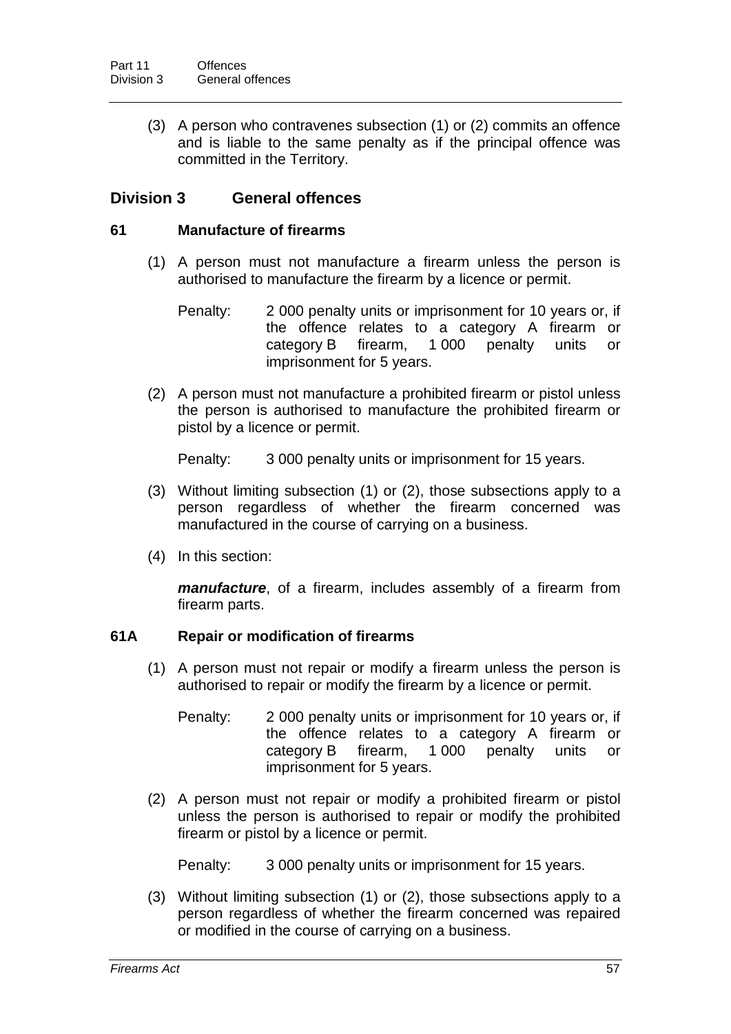(3) A person who contravenes subsection (1) or (2) commits an offence and is liable to the same penalty as if the principal offence was committed in the Territory.

## Division 3 General offences

### 61 Manufacture of firearms

(1) A person must not manufacture a firearm unless the person is authorised to manufacture the firearm by a licence or permit.

Penalty: 2 000 penalty units or imprisonment for 10 years or, if the offence relates to a category A firearm or category B firearm, 1 000 penalty units or imprisonment for 5 years.

(2) A person must not manufacture a prohibited firearm or pistol unless the person is authorised to manufacture the prohibited firearm or pistol by a licence or permit.

Penalty: 3 000 penalty units or imprisonment for 15 years.

(3) Without limiting subsection (1) or (2), those subsections apply to a person regardless of whether the firearm concerned was manufactured in the course of carrying on a business.

(4) In this section:

***manufacture***, of a firearm, includes assembly of a firearm from firearm parts.

### 61A Repair or modification of firearms

(1) A person must not repair or modify a firearm unless the person is authorised to repair or modify the firearm by a licence or permit.

Penalty: 2 000 penalty units or imprisonment for 10 years or, if the offence relates to a category A firearm or category B firearm, 1 000 penalty units or imprisonment for 5 years.

(2) A person must not repair or modify a prohibited firearm or pistol unless the person is authorised to repair or modify the prohibited firearm or pistol by a licence or permit.

Penalty: 3 000 penalty units or imprisonment for 15 years.

(3) Without limiting subsection (1) or (2), those subsections apply to a person regardless of whether the firearm concerned was repaired or modified in the course of carrying on a business.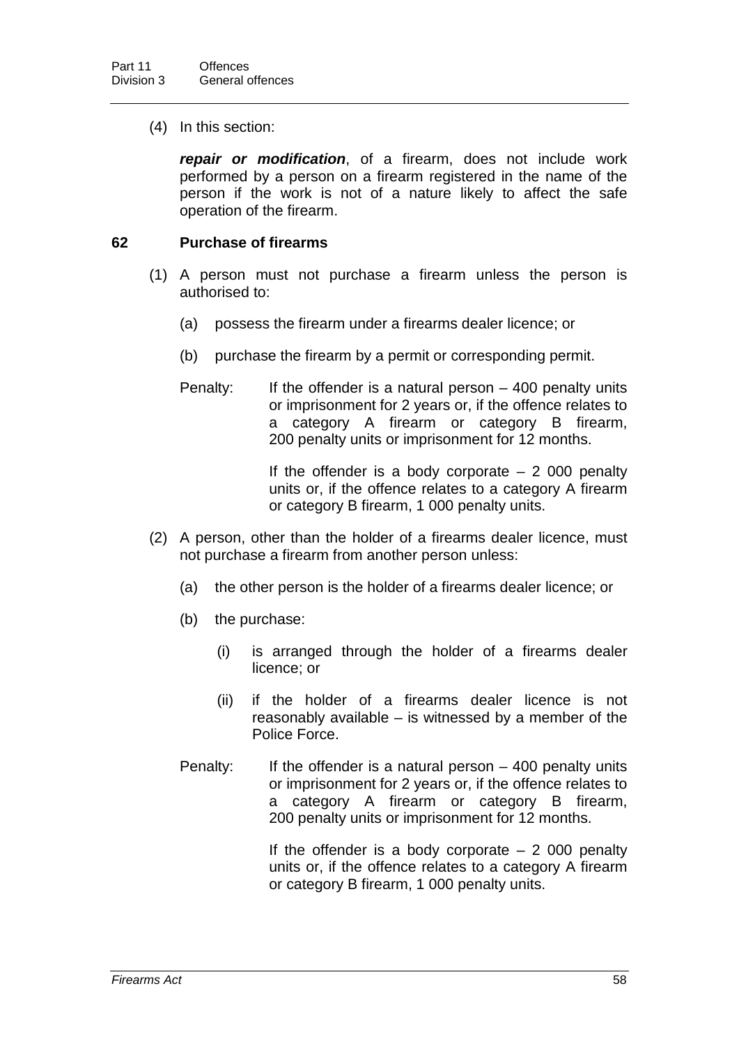(4) In this section:

***repair or modification***, of a firearm, does not include work performed by a person on a firearm registered in the name of the person if the work is not of a nature likely to affect the safe operation of the firearm.

### 62 Purchase of firearms

(1) A person must not purchase a firearm unless the person is authorised to:

(a) possess the firearm under a firearms dealer licence; or

(b) purchase the firearm by a permit or corresponding permit.

Penalty: If the offender is a natural person – 400 penalty units or imprisonment for 2 years or, if the offence relates to a category A firearm or category B firearm, 200 penalty units or imprisonment for 12 months.

If the offender is a body corporate – 2 000 penalty units or, if the offence relates to a category A firearm or category B firearm, 1 000 penalty units.

(2) A person, other than the holder of a firearms dealer licence, must not purchase a firearm from another person unless:

(a) the other person is the holder of a firearms dealer licence; or

(b) the purchase:

(i) is arranged through the holder of a firearms dealer licence; or

(ii) if the holder of a firearms dealer licence is not reasonably available – is witnessed by a member of the Police Force.

Penalty: If the offender is a natural person – 400 penalty units or imprisonment for 2 years or, if the offence relates to a category A firearm or category B firearm, 200 penalty units or imprisonment for 12 months.

If the offender is a body corporate – 2 000 penalty units or, if the offence relates to a category A firearm or category B firearm, 1 000 penalty units.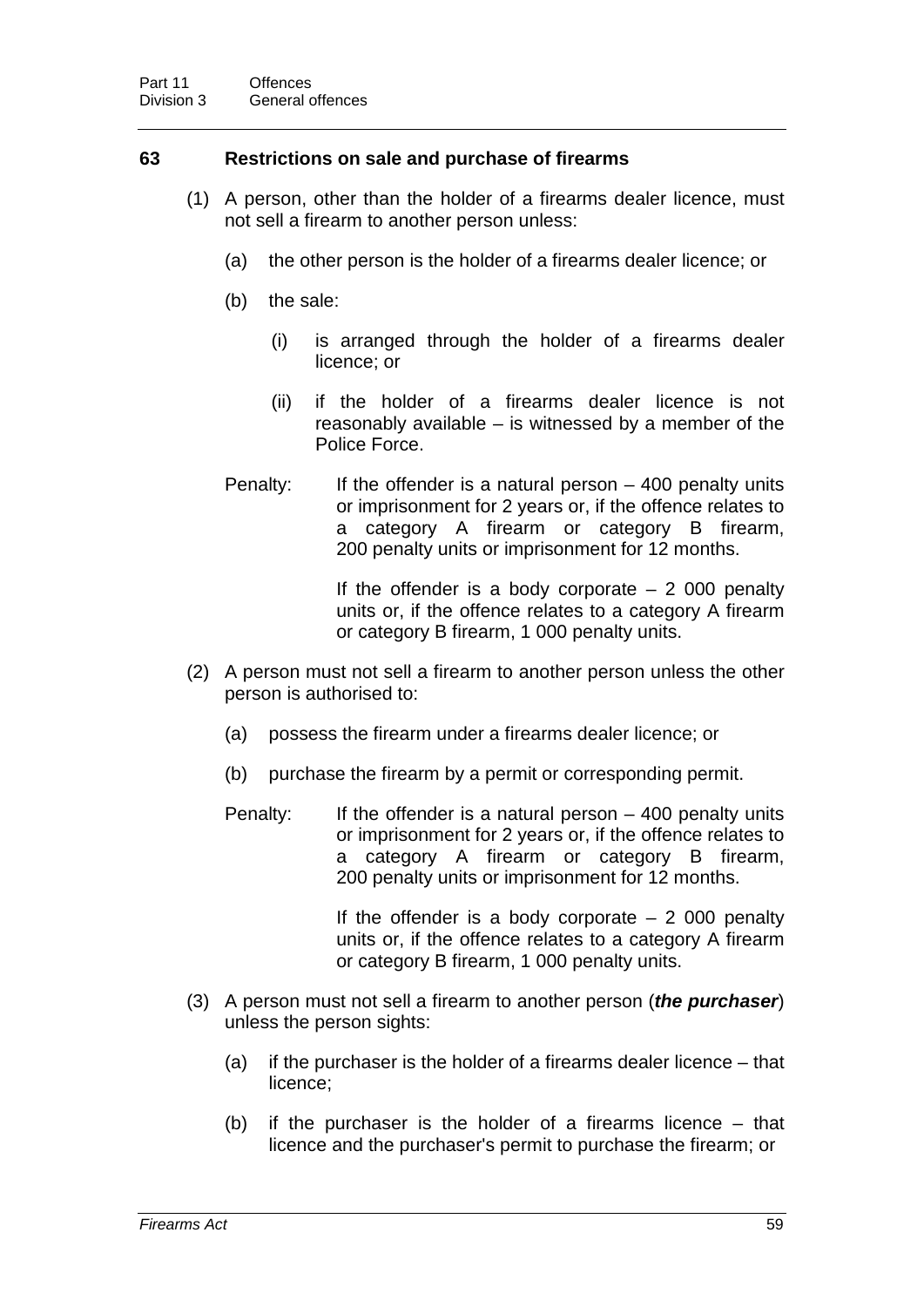### 63 Restrictions on sale and purchase of firearms

(1) A person, other than the holder of a firearms dealer licence, must not sell a firearm to another person unless:

- (a) the other person is the holder of a firearms dealer licence; or
- (b) the sale:
  - (i) is arranged through the holder of a firearms dealer licence; or
  - (ii) if the holder of a firearms dealer licence is not reasonably available – is witnessed by a member of the Police Force.

Penalty: If the offender is a natural person – 400 penalty units or imprisonment for 2 years or, if the offence relates to a category A firearm or category B firearm, 200 penalty units or imprisonment for 12 months.

If the offender is a body corporate – 2 000 penalty units or, if the offence relates to a category A firearm or category B firearm, 1 000 penalty units.

(2) A person must not sell a firearm to another person unless the other person is authorised to:

- (a) possess the firearm under a firearms dealer licence; or
- (b) purchase the firearm by a permit or corresponding permit.

Penalty: If the offender is a natural person – 400 penalty units or imprisonment for 2 years or, if the offence relates to a category A firearm or category B firearm, 200 penalty units or imprisonment for 12 months.

If the offender is a body corporate – 2 000 penalty units or, if the offence relates to a category A firearm or category B firearm, 1 000 penalty units.

(3) A person must not sell a firearm to another person (***the purchaser***) unless the person sights:

- (a) if the purchaser is the holder of a firearms dealer licence – that licence;
- (b) if the purchaser is the holder of a firearms licence – that licence and the purchaser's permit to purchase the firearm; or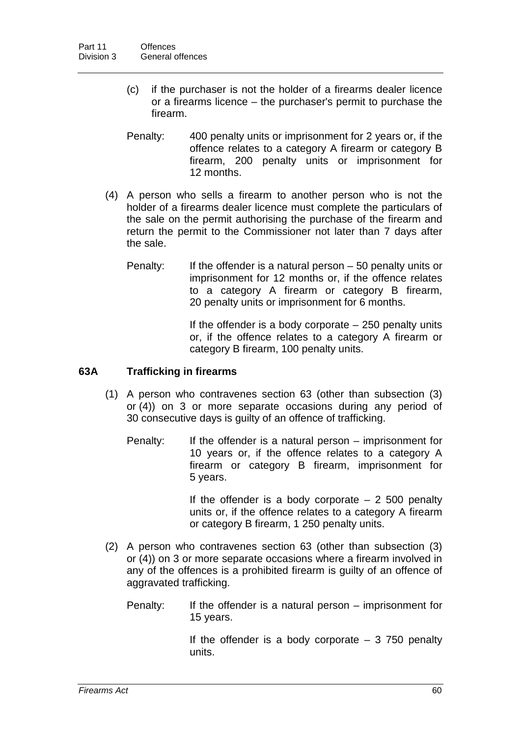(c) if the purchaser is not the holder of a firearms dealer licence or a firearms licence – the purchaser's permit to purchase the firearm.

Penalty: 400 penalty units or imprisonment for 2 years or, if the offence relates to a category A firearm or category B firearm, 200 penalty units or imprisonment for 12 months.

(4) A person who sells a firearm to another person who is not the holder of a firearms dealer licence must complete the particulars of the sale on the permit authorising the purchase of the firearm and return the permit to the Commissioner not later than 7 days after the sale.

Penalty: If the offender is a natural person – 50 penalty units or imprisonment for 12 months or, if the offence relates to a category A firearm or category B firearm, 20 penalty units or imprisonment for 6 months.

If the offender is a body corporate – 250 penalty units or, if the offence relates to a category A firearm or category B firearm, 100 penalty units.

### 63A Trafficking in firearms

(1) A person who contravenes section 63 (other than subsection (3) or (4)) on 3 or more separate occasions during any period of 30 consecutive days is guilty of an offence of trafficking.

Penalty: If the offender is a natural person – imprisonment for 10 years or, if the offence relates to a category A firearm or category B firearm, imprisonment for 5 years.

If the offender is a body corporate – 2 500 penalty units or, if the offence relates to a category A firearm or category B firearm, 1 250 penalty units.

(2) A person who contravenes section 63 (other than subsection (3) or (4)) on 3 or more separate occasions where a firearm involved in any of the offences is a prohibited firearm is guilty of an offence of aggravated trafficking.

Penalty: If the offender is a natural person – imprisonment for 15 years.

If the offender is a body corporate – 3 750 penalty units.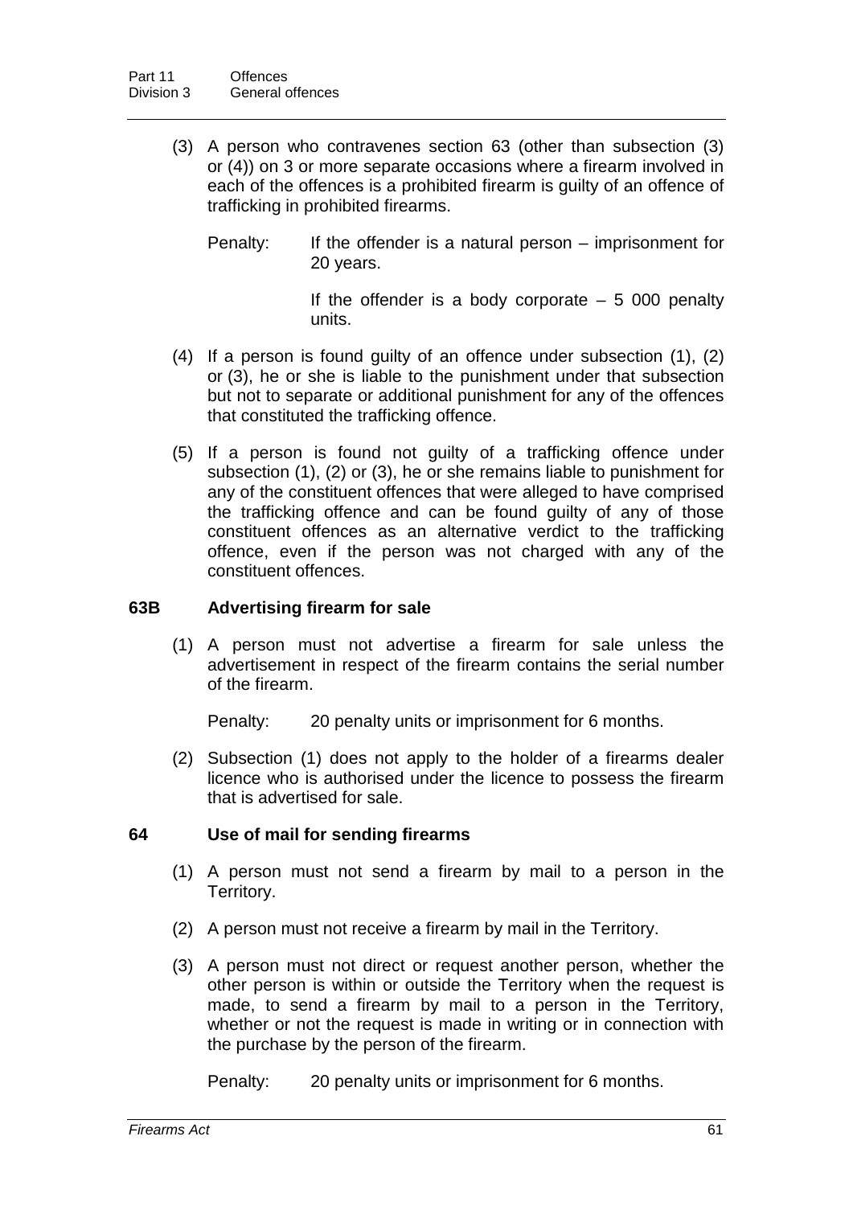(3) A person who contravenes section 63 (other than subsection (3) or (4)) on 3 or more separate occasions where a firearm involved in each of the offences is a prohibited firearm is guilty of an offence of trafficking in prohibited firearms.

Penalty: If the offender is a natural person – imprisonment for 20 years.

If the offender is a body corporate – 5 000 penalty units.

(4) If a person is found guilty of an offence under subsection (1), (2) or (3), he or she is liable to the punishment under that subsection but not to separate or additional punishment for any of the offences that constituted the trafficking offence.

(5) If a person is found not guilty of a trafficking offence under subsection (1), (2) or (3), he or she remains liable to punishment for any of the constituent offences that were alleged to have comprised the trafficking offence and can be found guilty of any of those constituent offences as an alternative verdict to the trafficking offence, even if the person was not charged with any of the constituent offences.

### 63B Advertising firearm for sale

(1) A person must not advertise a firearm for sale unless the advertisement in respect of the firearm contains the serial number of the firearm.

Penalty: 20 penalty units or imprisonment for 6 months.

(2) Subsection (1) does not apply to the holder of a firearms dealer licence who is authorised under the licence to possess the firearm that is advertised for sale.

### 64 Use of mail for sending firearms

(1) A person must not send a firearm by mail to a person in the Territory.

(2) A person must not receive a firearm by mail in the Territory.

(3) A person must not direct or request another person, whether the other person is within or outside the Territory when the request is made, to send a firearm by mail to a person in the Territory, whether or not the request is made in writing or in connection with the purchase by the person of the firearm.

Penalty: 20 penalty units or imprisonment for 6 months.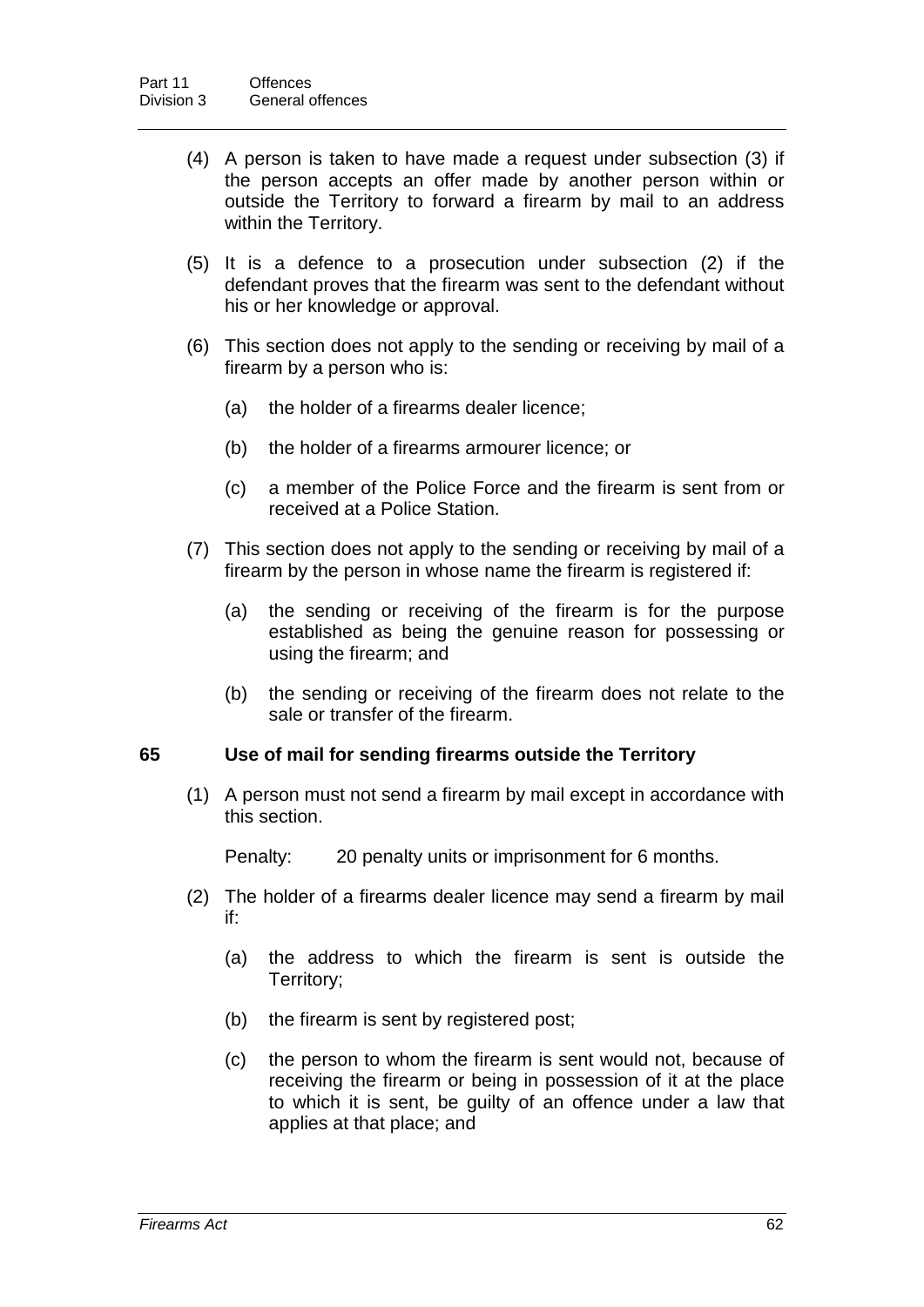(4) A person is taken to have made a request under subsection (3) if the person accepts an offer made by another person within or outside the Territory to forward a firearm by mail to an address within the Territory.

(5) It is a defence to a prosecution under subsection (2) if the defendant proves that the firearm was sent to the defendant without his or her knowledge or approval.

(6) This section does not apply to the sending or receiving by mail of a firearm by a person who is:

(a) the holder of a firearms dealer licence;

(b) the holder of a firearms armourer licence; or

(c) a member of the Police Force and the firearm is sent from or received at a Police Station.

(7) This section does not apply to the sending or receiving by mail of a firearm by the person in whose name the firearm is registered if:

(a) the sending or receiving of the firearm is for the purpose established as being the genuine reason for possessing or using the firearm; and

(b) the sending or receiving of the firearm does not relate to the sale or transfer of the firearm.

### 65 Use of mail for sending firearms outside the Territory

(1) A person must not send a firearm by mail except in accordance with this section.

Penalty: 20 penalty units or imprisonment for 6 months.

(2) The holder of a firearms dealer licence may send a firearm by mail if:

(a) the address to which the firearm is sent is outside the Territory;

(b) the firearm is sent by registered post;

(c) the person to whom the firearm is sent would not, because of receiving the firearm or being in possession of it at the place to which it is sent, be guilty of an offence under a law that applies at that place; and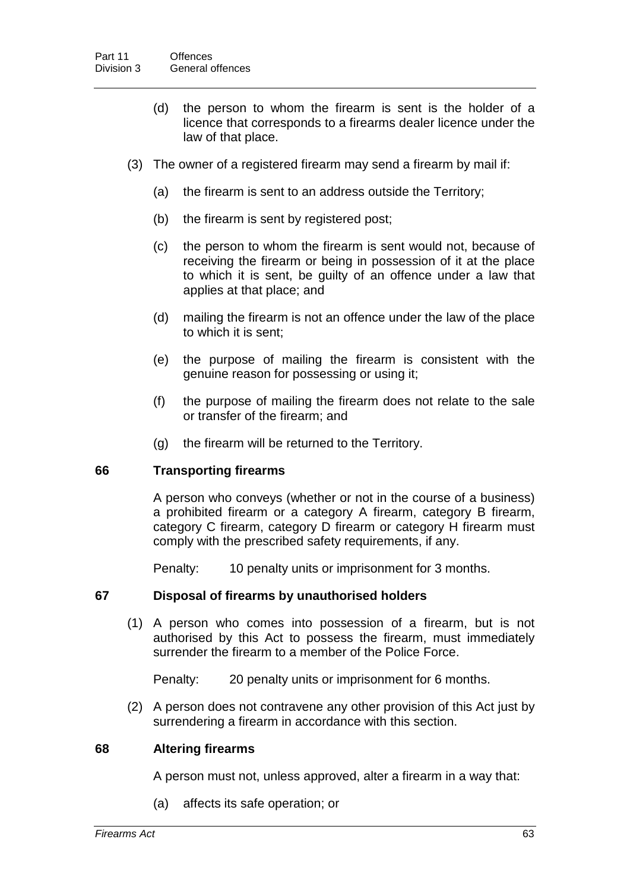(d) the person to whom the firearm is sent is the holder of a licence that corresponds to a firearms dealer licence under the law of that place.

(3) The owner of a registered firearm may send a firearm by mail if:

(a) the firearm is sent to an address outside the Territory;

(b) the firearm is sent by registered post;

(c) the person to whom the firearm is sent would not, because of receiving the firearm or being in possession of it at the place to which it is sent, be guilty of an offence under a law that applies at that place; and

(d) mailing the firearm is not an offence under the law of the place to which it is sent;

(e) the purpose of mailing the firearm is consistent with the genuine reason for possessing or using it;

(f) the purpose of mailing the firearm does not relate to the sale or transfer of the firearm; and

(g) the firearm will be returned to the Territory.

### 66 Transporting firearms

A person who conveys (whether or not in the course of a business) a prohibited firearm or a category A firearm, category B firearm, category C firearm, category D firearm or category H firearm must comply with the prescribed safety requirements, if any.

Penalty: 10 penalty units or imprisonment for 3 months.

### 67 Disposal of firearms by unauthorised holders

(1) A person who comes into possession of a firearm, but is not authorised by this Act to possess the firearm, must immediately surrender the firearm to a member of the Police Force.

Penalty: 20 penalty units or imprisonment for 6 months.

(2) A person does not contravene any other provision of this Act just by surrendering a firearm in accordance with this section.

### 68 Altering firearms

A person must not, unless approved, alter a firearm in a way that:

(a) affects its safe operation; or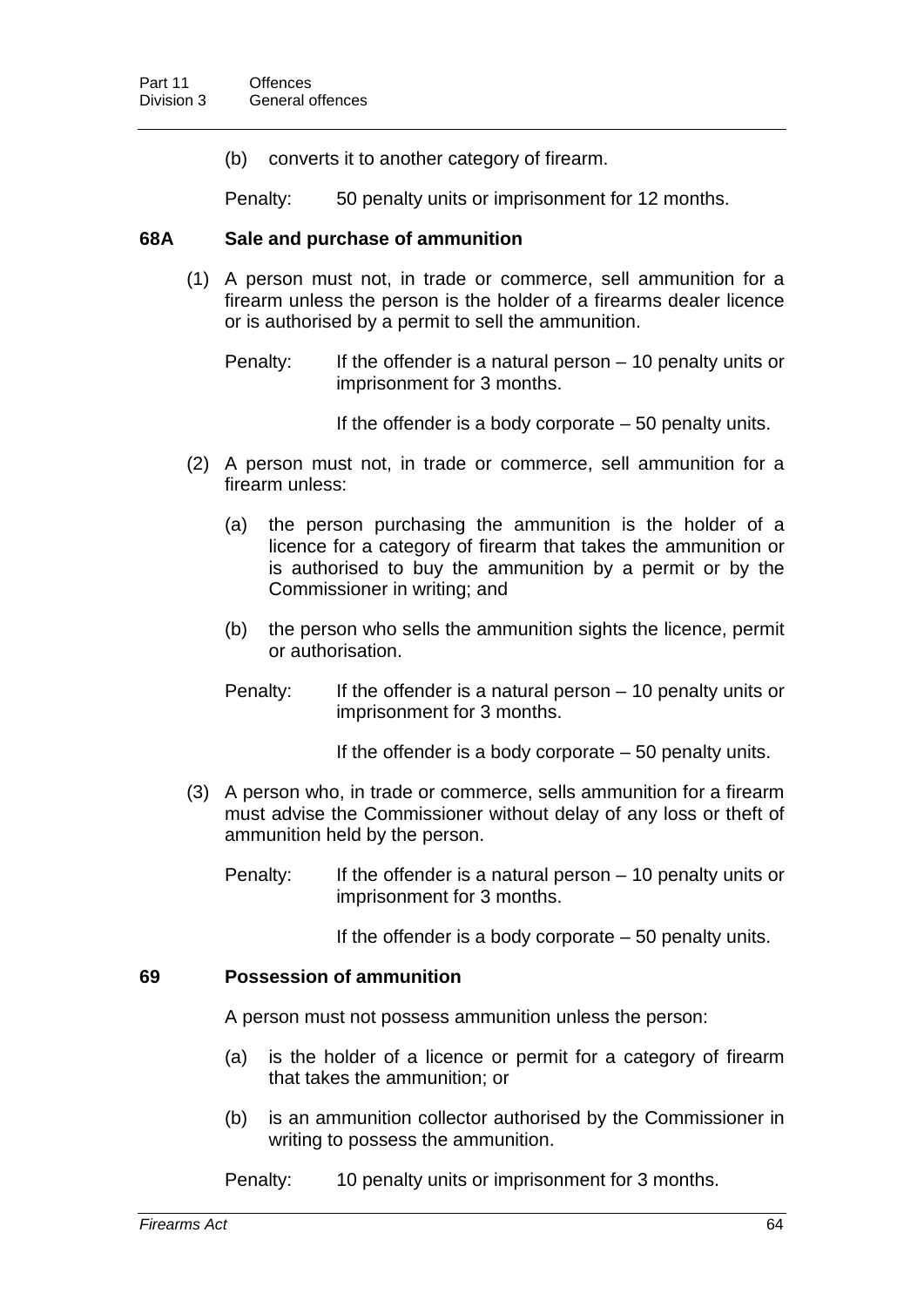(b) converts it to another category of firearm.

Penalty: 50 penalty units or imprisonment for 12 months.

### 68A Sale and purchase of ammunition

(1) A person must not, in trade or commerce, sell ammunition for a firearm unless the person is the holder of a firearms dealer licence or is authorised by a permit to sell the ammunition.

Penalty: If the offender is a natural person – 10 penalty units or imprisonment for 3 months.

If the offender is a body corporate – 50 penalty units.

(2) A person must not, in trade or commerce, sell ammunition for a firearm unless:

(a) the person purchasing the ammunition is the holder of a licence for a category of firearm that takes the ammunition or is authorised to buy the ammunition by a permit or by the Commissioner in writing; and

(b) the person who sells the ammunition sights the licence, permit or authorisation.

Penalty: If the offender is a natural person – 10 penalty units or imprisonment for 3 months.

If the offender is a body corporate – 50 penalty units.

(3) A person who, in trade or commerce, sells ammunition for a firearm must advise the Commissioner without delay of any loss or theft of ammunition held by the person.

Penalty: If the offender is a natural person – 10 penalty units or imprisonment for 3 months.

If the offender is a body corporate – 50 penalty units.

### 69 Possession of ammunition

A person must not possess ammunition unless the person:

(a) is the holder of a licence or permit for a category of firearm that takes the ammunition; or

(b) is an ammunition collector authorised by the Commissioner in writing to possess the ammunition.

Penalty: 10 penalty units or imprisonment for 3 months.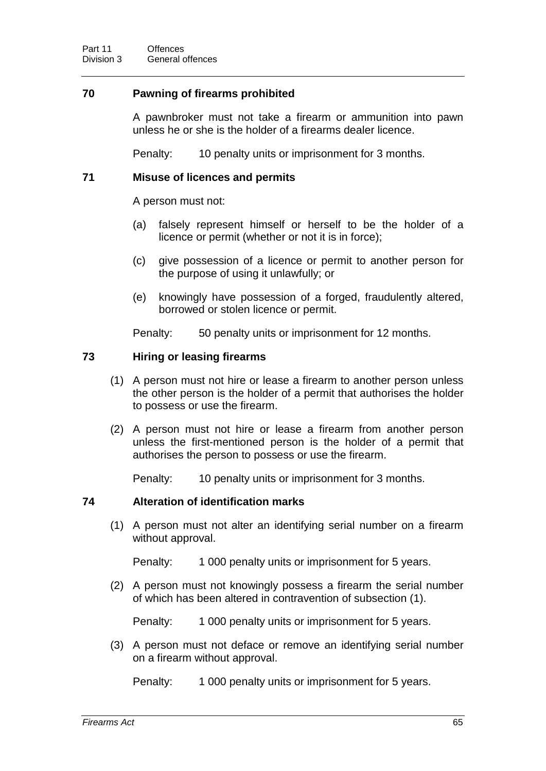### 70 Pawning of firearms prohibited

A pawnbroker must not take a firearm or ammunition into pawn unless he or she is the holder of a firearms dealer licence.

Penalty: 10 penalty units or imprisonment for 3 months.

### 71 Misuse of licences and permits

A person must not:

(a) falsely represent himself or herself to be the holder of a licence or permit (whether or not it is in force);

(c) give possession of a licence or permit to another person for the purpose of using it unlawfully; or

(e) knowingly have possession of a forged, fraudulently altered, borrowed or stolen licence or permit.

Penalty: 50 penalty units or imprisonment for 12 months.

### 73 Hiring or leasing firearms

(1) A person must not hire or lease a firearm to another person unless the other person is the holder of a permit that authorises the holder to possess or use the firearm.

(2) A person must not hire or lease a firearm from another person unless the first-mentioned person is the holder of a permit that authorises the person to possess or use the firearm.

Penalty: 10 penalty units or imprisonment for 3 months.

### 74 Alteration of identification marks

(1) A person must not alter an identifying serial number on a firearm without approval.

Penalty: 1 000 penalty units or imprisonment for 5 years.

(2) A person must not knowingly possess a firearm the serial number of which has been altered in contravention of subsection (1).

Penalty: 1 000 penalty units or imprisonment for 5 years.

(3) A person must not deface or remove an identifying serial number on a firearm without approval.

Penalty: 1 000 penalty units or imprisonment for 5 years.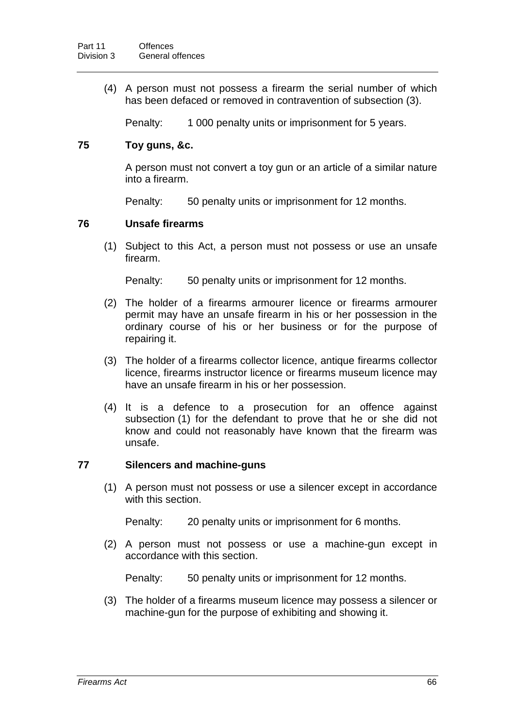(4) A person must not possess a firearm the serial number of which has been defaced or removed in contravention of subsection (3).

Penalty: 1 000 penalty units or imprisonment for 5 years.

### 75 Toy guns, &c.

A person must not convert a toy gun or an article of a similar nature into a firearm.

Penalty: 50 penalty units or imprisonment for 12 months.

### 76 Unsafe firearms

(1) Subject to this Act, a person must not possess or use an unsafe firearm.

Penalty: 50 penalty units or imprisonment for 12 months.

(2) The holder of a firearms armourer licence or firearms armourer permit may have an unsafe firearm in his or her possession in the ordinary course of his or her business or for the purpose of repairing it.

(3) The holder of a firearms collector licence, antique firearms collector licence, firearms instructor licence or firearms museum licence may have an unsafe firearm in his or her possession.

(4) It is a defence to a prosecution for an offence against subsection (1) for the defendant to prove that he or she did not know and could not reasonably have known that the firearm was unsafe.

### 77 Silencers and machine-guns

(1) A person must not possess or use a silencer except in accordance with this section.

Penalty: 20 penalty units or imprisonment for 6 months.

(2) A person must not possess or use a machine-gun except in accordance with this section.

Penalty: 50 penalty units or imprisonment for 12 months.

(3) The holder of a firearms museum licence may possess a silencer or machine-gun for the purpose of exhibiting and showing it.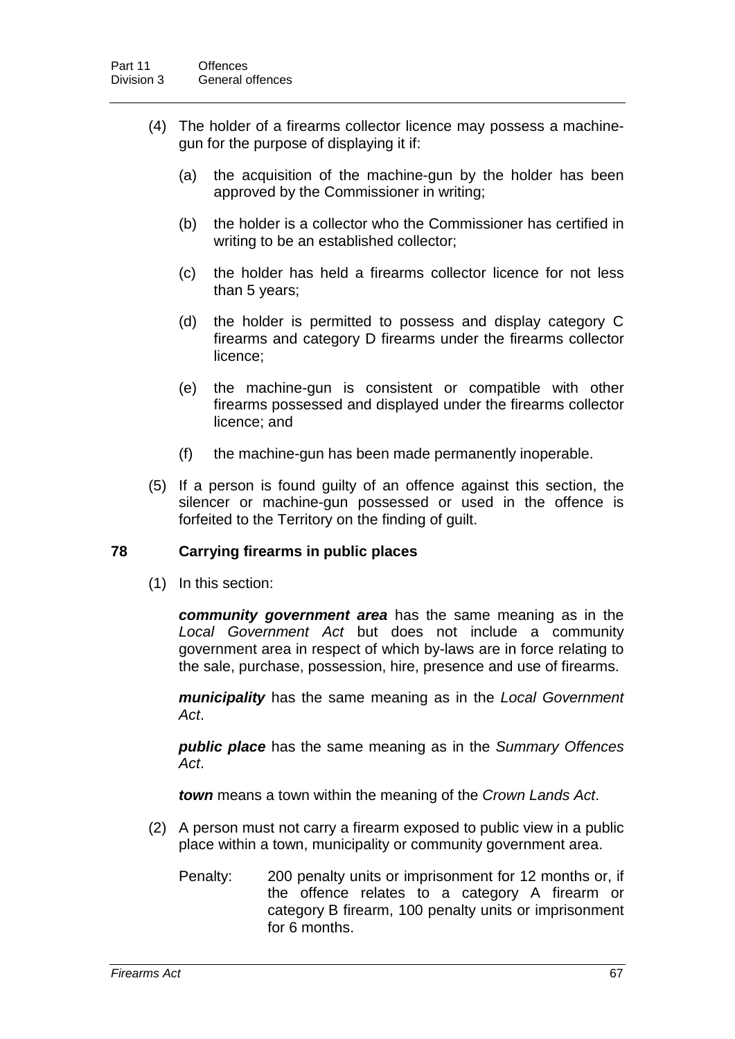(4) The holder of a firearms collector licence may possess a machine-gun for the purpose of displaying it if:

(a) the acquisition of the machine-gun by the holder has been approved by the Commissioner in writing;

(b) the holder is a collector who the Commissioner has certified in writing to be an established collector;

(c) the holder has held a firearms collector licence for not less than 5 years;

(d) the holder is permitted to possess and display category C firearms and category D firearms under the firearms collector licence;

(e) the machine-gun is consistent or compatible with other firearms possessed and displayed under the firearms collector licence; and

(f) the machine-gun has been made permanently inoperable.

(5) If a person is found guilty of an offence against this section, the silencer or machine-gun possessed or used in the offence is forfeited to the Territory on the finding of guilt.

### 78 Carrying firearms in public places

(1) In this section:

***community government area*** has the same meaning as in the *Local Government Act* but does not include a community government area in respect of which by-laws are in force relating to the sale, purchase, possession, hire, presence and use of firearms.

***municipality*** has the same meaning as in the *Local Government Act*.

***public place*** has the same meaning as in the *Summary Offences Act*.

***town*** means a town within the meaning of the *Crown Lands Act*.

(2) A person must not carry a firearm exposed to public view in a public place within a town, municipality or community government area.

Penalty: 200 penalty units or imprisonment for 12 months or, if the offence relates to a category A firearm or category B firearm, 100 penalty units or imprisonment for 6 months.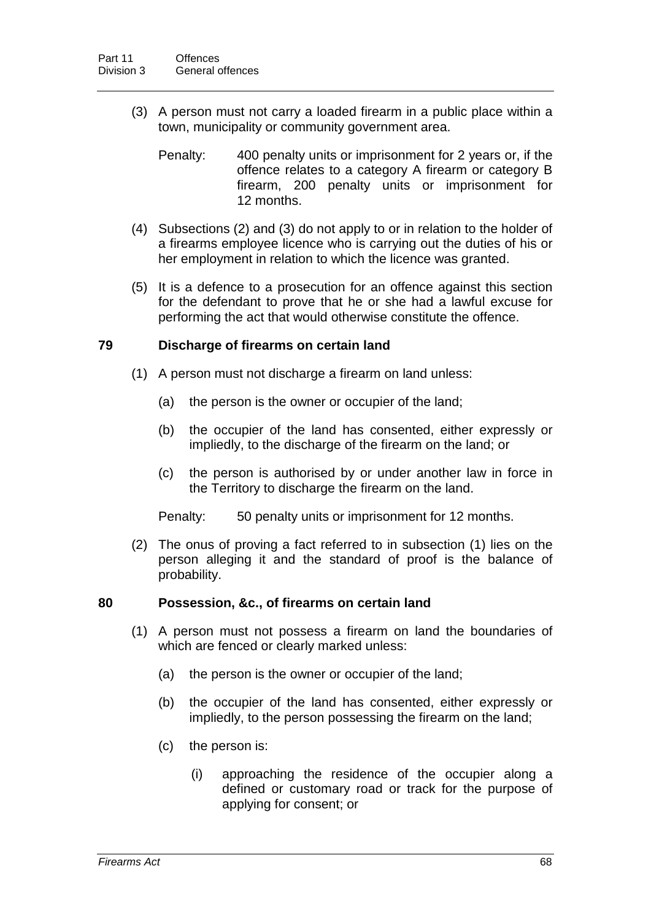(3) A person must not carry a loaded firearm in a public place within a town, municipality or community government area.

Penalty: 400 penalty units or imprisonment for 2 years or, if the offence relates to a category A firearm or category B firearm, 200 penalty units or imprisonment for 12 months.

(4) Subsections (2) and (3) do not apply to or in relation to the holder of a firearms employee licence who is carrying out the duties of his or her employment in relation to which the licence was granted.

(5) It is a defence to a prosecution for an offence against this section for the defendant to prove that he or she had a lawful excuse for performing the act that would otherwise constitute the offence.

### 79 Discharge of firearms on certain land

(1) A person must not discharge a firearm on land unless:

(a) the person is the owner or occupier of the land;

(b) the occupier of the land has consented, either expressly or impliedly, to the discharge of the firearm on the land; or

(c) the person is authorised by or under another law in force in the Territory to discharge the firearm on the land.

Penalty: 50 penalty units or imprisonment for 12 months.

(2) The onus of proving a fact referred to in subsection (1) lies on the person alleging it and the standard of proof is the balance of probability.

### 80 Possession, &c., of firearms on certain land

(1) A person must not possess a firearm on land the boundaries of which are fenced or clearly marked unless:

(a) the person is the owner or occupier of the land;

(b) the occupier of the land has consented, either expressly or impliedly, to the person possessing the firearm on the land;

(c) the person is:

(i) approaching the residence of the occupier along a defined or customary road or track for the purpose of applying for consent; or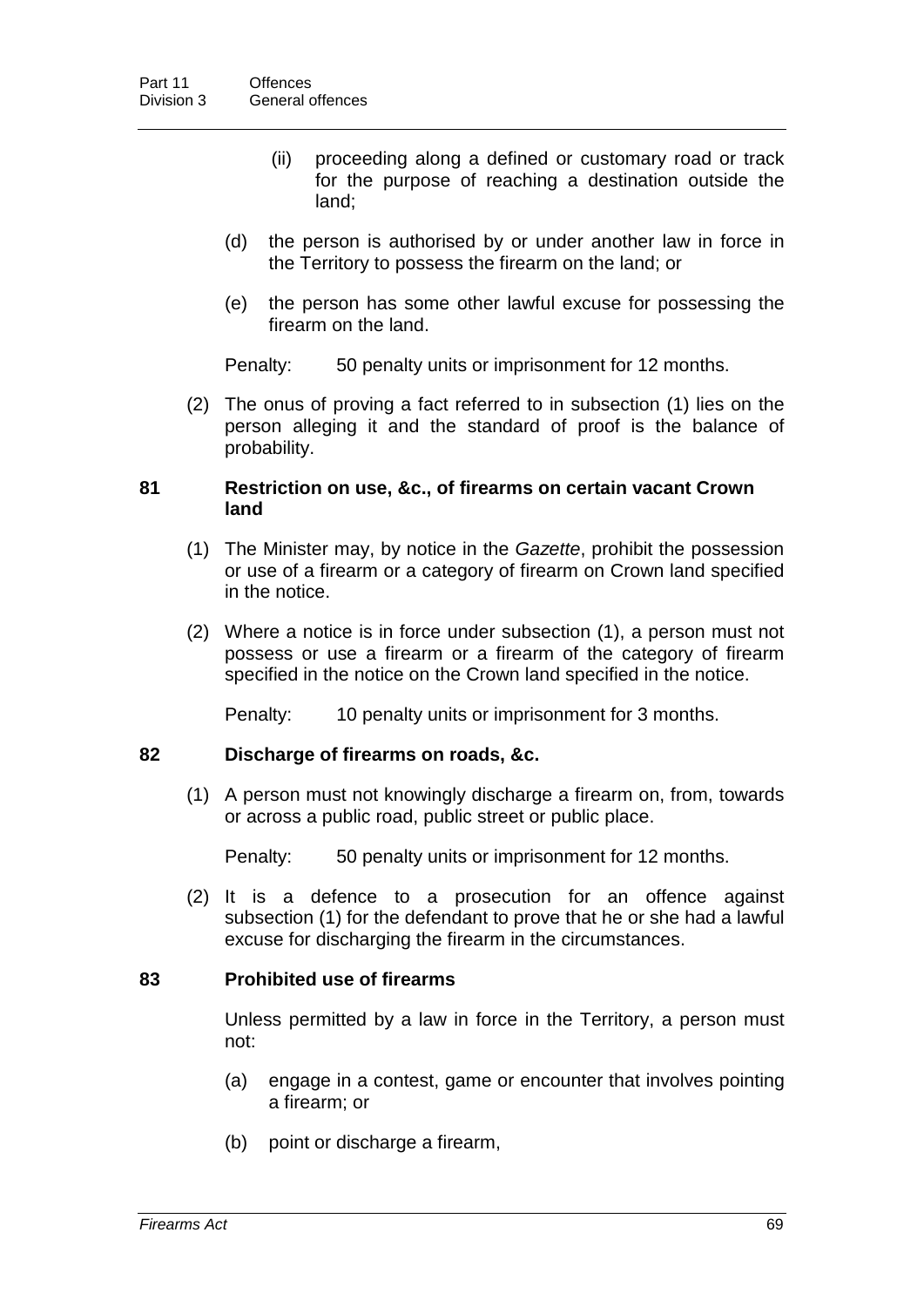(ii) proceeding along a defined or customary road or track for the purpose of reaching a destination outside the land;

(d) the person is authorised by or under another law in force in the Territory to possess the firearm on the land; or

(e) the person has some other lawful excuse for possessing the firearm on the land.

Penalty: 50 penalty units or imprisonment for 12 months.

(2) The onus of proving a fact referred to in subsection (1) lies on the person alleging it and the standard of proof is the balance of probability.

### 81 Restriction on use, &c., of firearms on certain vacant Crown land

(1) The Minister may, by notice in the *Gazette*, prohibit the possession or use of a firearm or a category of firearm on Crown land specified in the notice.

(2) Where a notice is in force under subsection (1), a person must not possess or use a firearm or a firearm of the category of firearm specified in the notice on the Crown land specified in the notice.

Penalty: 10 penalty units or imprisonment for 3 months.

### 82 Discharge of firearms on roads, &c.

(1) A person must not knowingly discharge a firearm on, from, towards or across a public road, public street or public place.

Penalty: 50 penalty units or imprisonment for 12 months.

(2) It is a defence to a prosecution for an offence against subsection (1) for the defendant to prove that he or she had a lawful excuse for discharging the firearm in the circumstances.

### 83 Prohibited use of firearms

Unless permitted by a law in force in the Territory, a person must not:

(a) engage in a contest, game or encounter that involves pointing a firearm; or

(b) point or discharge a firearm,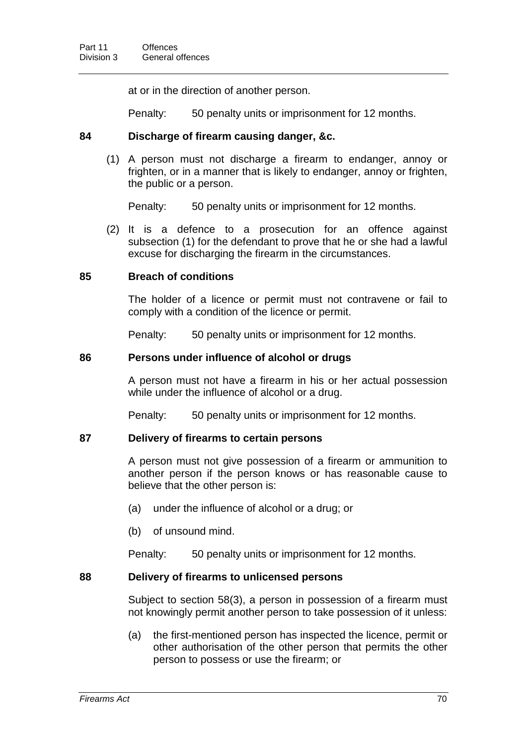at or in the direction of another person.

Penalty: 50 penalty units or imprisonment for 12 months.

### 84 Discharge of firearm causing danger, &c.

(1) A person must not discharge a firearm to endanger, annoy or frighten, or in a manner that is likely to endanger, annoy or frighten, the public or a person.

Penalty: 50 penalty units or imprisonment for 12 months.

(2) It is a defence to a prosecution for an offence against subsection (1) for the defendant to prove that he or she had a lawful excuse for discharging the firearm in the circumstances.

### 85 Breach of conditions

The holder of a licence or permit must not contravene or fail to comply with a condition of the licence or permit.

Penalty: 50 penalty units or imprisonment for 12 months.

### 86 Persons under influence of alcohol or drugs

A person must not have a firearm in his or her actual possession while under the influence of alcohol or a drug.

Penalty: 50 penalty units or imprisonment for 12 months.

### 87 Delivery of firearms to certain persons

A person must not give possession of a firearm or ammunition to another person if the person knows or has reasonable cause to believe that the other person is:

(a) under the influence of alcohol or a drug; or

(b) of unsound mind.

Penalty: 50 penalty units or imprisonment for 12 months.

### 88 Delivery of firearms to unlicensed persons

Subject to section 58(3), a person in possession of a firearm must not knowingly permit another person to take possession of it unless:

(a) the first-mentioned person has inspected the licence, permit or other authorisation of the other person that permits the other person to possess or use the firearm; or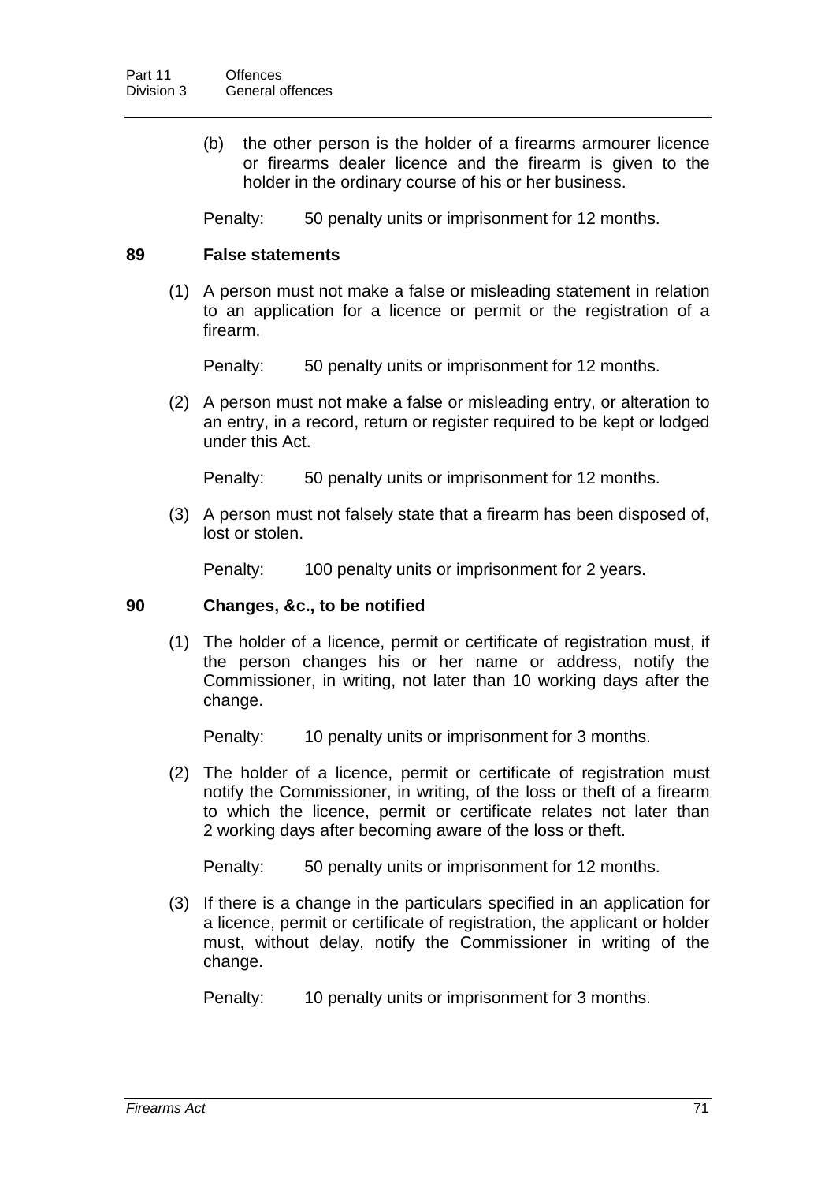(b) the other person is the holder of a firearms armourer licence or firearms dealer licence and the firearm is given to the holder in the ordinary course of his or her business.

Penalty: 50 penalty units or imprisonment for 12 months.

## 89 False statements

(1) A person must not make a false or misleading statement in relation to an application for a licence or permit or the registration of a firearm.

Penalty: 50 penalty units or imprisonment for 12 months.

(2) A person must not make a false or misleading entry, or alteration to an entry, in a record, return or register required to be kept or lodged under this Act.

Penalty: 50 penalty units or imprisonment for 12 months.

(3) A person must not falsely state that a firearm has been disposed of, lost or stolen.

Penalty: 100 penalty units or imprisonment for 2 years.

## 90 Changes, &c., to be notified

(1) The holder of a licence, permit or certificate of registration must, if the person changes his or her name or address, notify the Commissioner, in writing, not later than 10 working days after the change.

Penalty: 10 penalty units or imprisonment for 3 months.

(2) The holder of a licence, permit or certificate of registration must notify the Commissioner, in writing, of the loss or theft of a firearm to which the licence, permit or certificate relates not later than 2 working days after becoming aware of the loss or theft.

Penalty: 50 penalty units or imprisonment for 12 months.

(3) If there is a change in the particulars specified in an application for a licence, permit or certificate of registration, the applicant or holder must, without delay, notify the Commissioner in writing of the change.

Penalty: 10 penalty units or imprisonment for 3 months.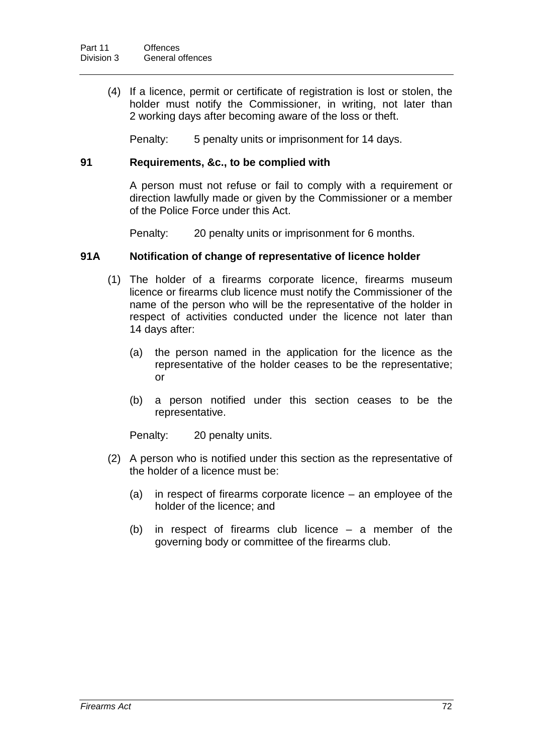(4) If a licence, permit or certificate of registration is lost or stolen, the holder must notify the Commissioner, in writing, not later than 2 working days after becoming aware of the loss or theft.

Penalty: 5 penalty units or imprisonment for 14 days.

### 91 Requirements, &c., to be complied with

A person must not refuse or fail to comply with a requirement or direction lawfully made or given by the Commissioner or a member of the Police Force under this Act.

Penalty: 20 penalty units or imprisonment for 6 months.

### 91A Notification of change of representative of licence holder

(1) The holder of a firearms corporate licence, firearms museum licence or firearms club licence must notify the Commissioner of the name of the person who will be the representative of the holder in respect of activities conducted under the licence not later than 14 days after:

(a) the person named in the application for the licence as the representative of the holder ceases to be the representative; or

(b) a person notified under this section ceases to be the representative.

Penalty: 20 penalty units.

(2) A person who is notified under this section as the representative of the holder of a licence must be:

(a) in respect of firearms corporate licence – an employee of the holder of the licence; and

(b) in respect of firearms club licence – a member of the governing body or committee of the firearms club.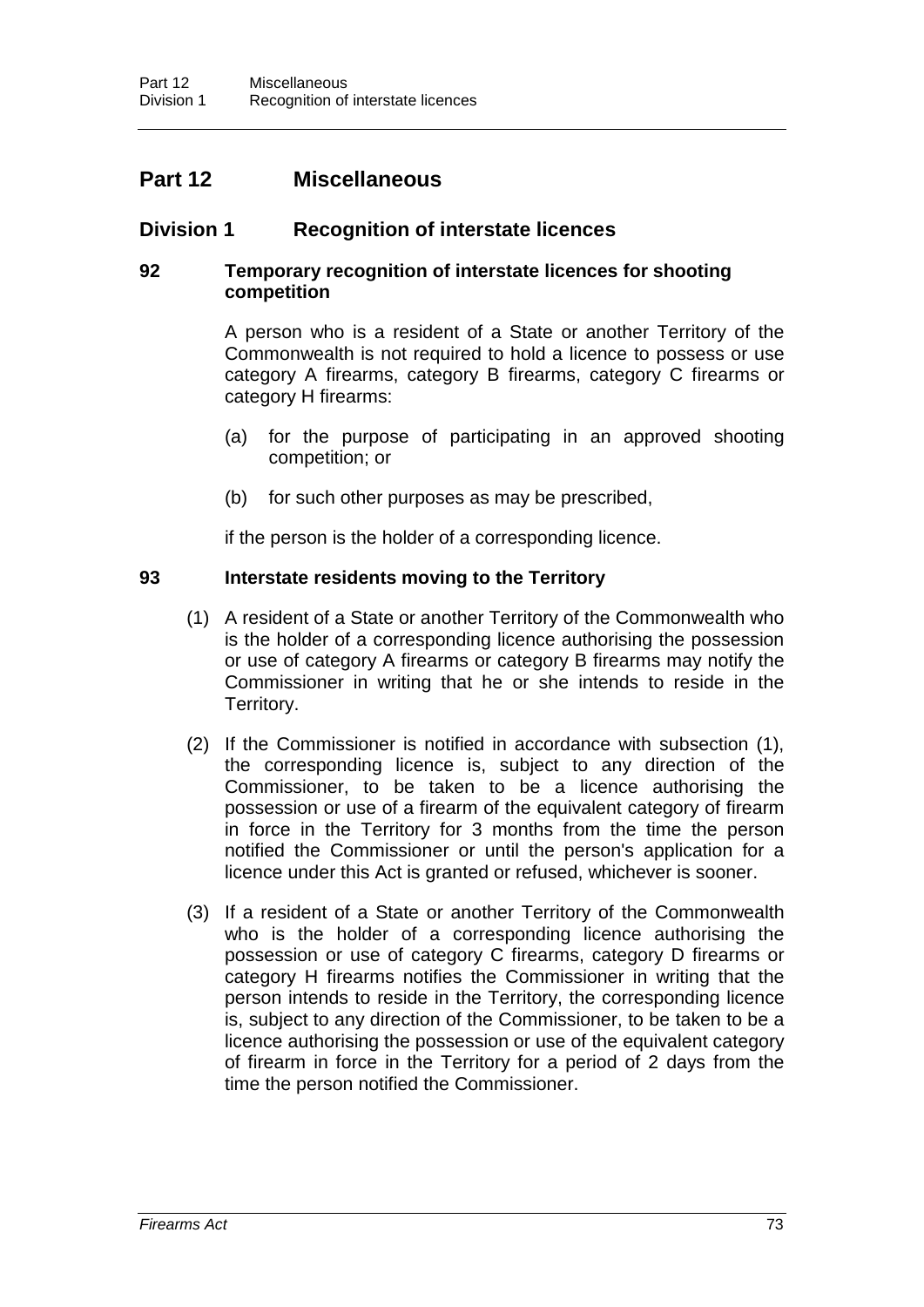# Part 12 Miscellaneous

## Division 1 Recognition of interstate licences

### 92 Temporary recognition of interstate licences for shooting competition

A person who is a resident of a State or another Territory of the Commonwealth is not required to hold a licence to possess or use category A firearms, category B firearms, category C firearms or category H firearms:

(a) for the purpose of participating in an approved shooting competition; or

(b) for such other purposes as may be prescribed,

if the person is the holder of a corresponding licence.

### 93 Interstate residents moving to the Territory

(1) A resident of a State or another Territory of the Commonwealth who is the holder of a corresponding licence authorising the possession or use of category A firearms or category B firearms may notify the Commissioner in writing that he or she intends to reside in the Territory.

(2) If the Commissioner is notified in accordance with subsection (1), the corresponding licence is, subject to any direction of the Commissioner, to be taken to be a licence authorising the possession or use of a firearm of the equivalent category of firearm in force in the Territory for 3 months from the time the person notified the Commissioner or until the person's application for a licence under this Act is granted or refused, whichever is sooner.

(3) If a resident of a State or another Territory of the Commonwealth who is the holder of a corresponding licence authorising the possession or use of category C firearms, category D firearms or category H firearms notifies the Commissioner in writing that the person intends to reside in the Territory, the corresponding licence is, subject to any direction of the Commissioner, to be taken to be a licence authorising the possession or use of the equivalent category of firearm in force in the Territory for a period of 2 days from the time the person notified the Commissioner.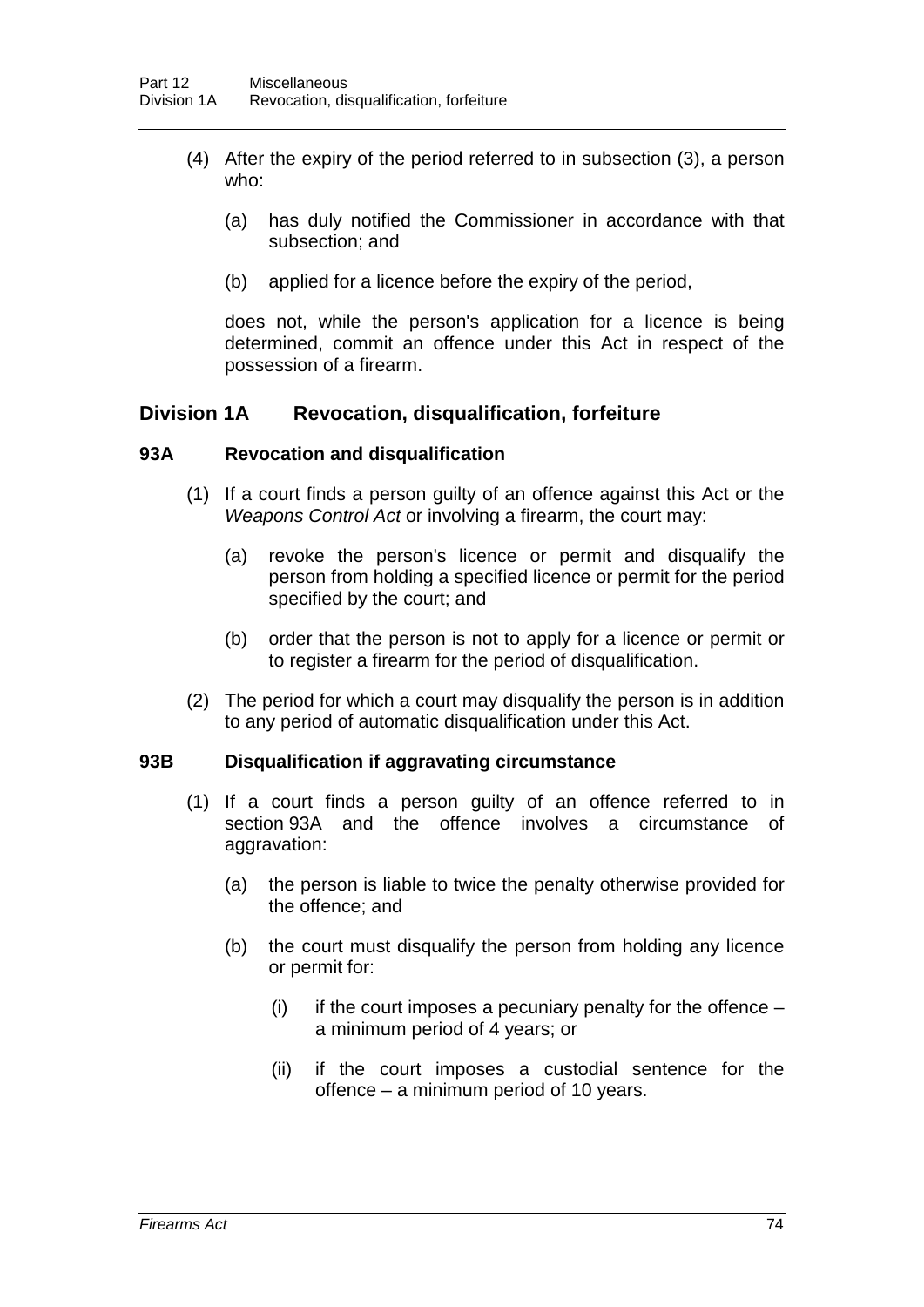(4) After the expiry of the period referred to in subsection (3), a person who:

(a) has duly notified the Commissioner in accordance with that subsection; and

(b) applied for a licence before the expiry of the period,

does not, while the person's application for a licence is being determined, commit an offence under this Act in respect of the possession of a firearm.

## Division 1A Revocation, disqualification, forfeiture

### 93A Revocation and disqualification

(1) If a court finds a person guilty of an offence against this Act or the *Weapons Control Act* or involving a firearm, the court may:

(a) revoke the person's licence or permit and disqualify the person from holding a specified licence or permit for the period specified by the court; and

(b) order that the person is not to apply for a licence or permit or to register a firearm for the period of disqualification.

(2) The period for which a court may disqualify the person is in addition to any period of automatic disqualification under this Act.

### 93B Disqualification if aggravating circumstance

(1) If a court finds a person guilty of an offence referred to in section 93A and the offence involves a circumstance of aggravation:

(a) the person is liable to twice the penalty otherwise provided for the offence; and

(b) the court must disqualify the person from holding any licence or permit for:

(i) if the court imposes a pecuniary penalty for the offence – a minimum period of 4 years; or

(ii) if the court imposes a custodial sentence for the offence – a minimum period of 10 years.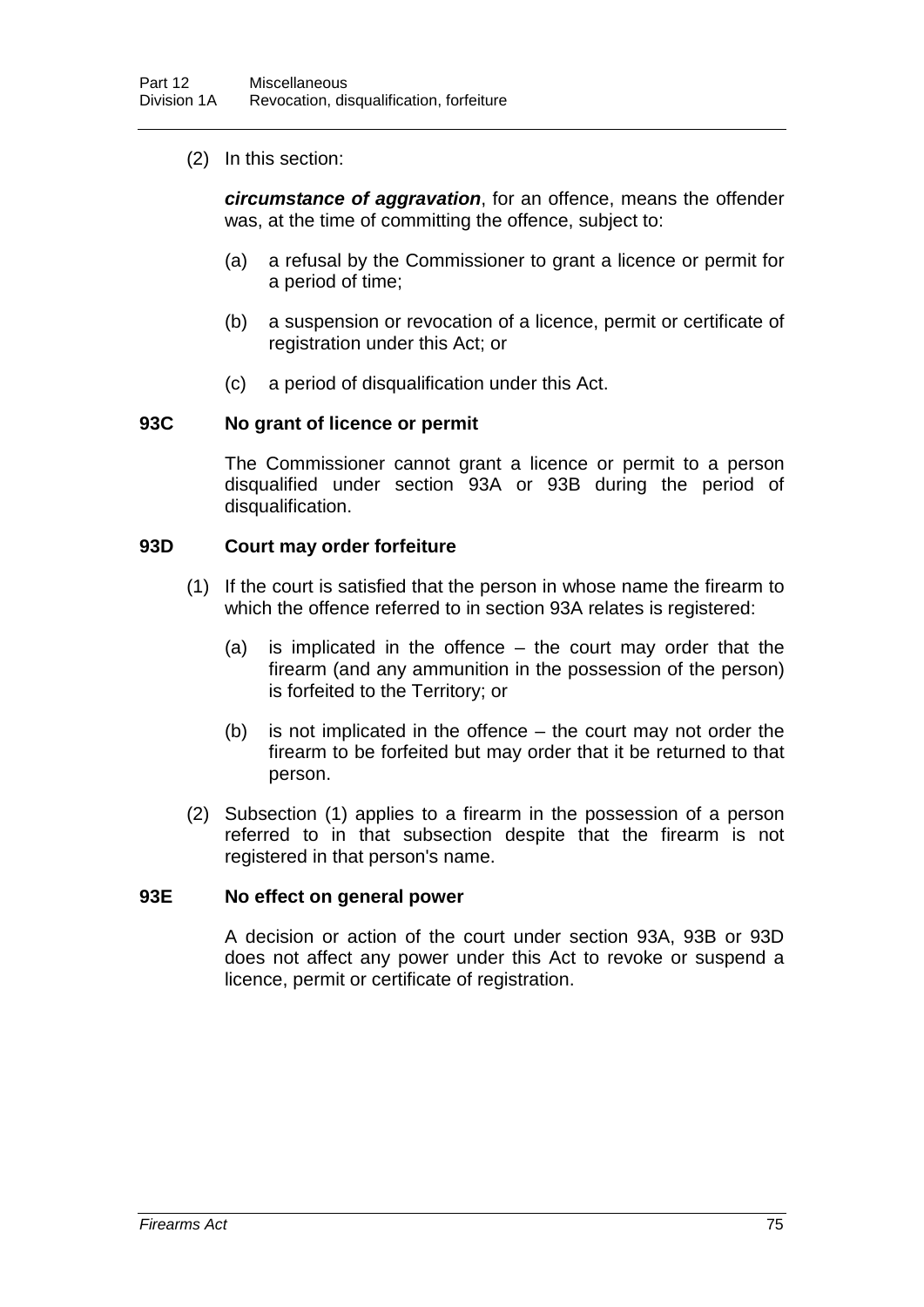(2) In this section:

***circumstance of aggravation***, for an offence, means the offender was, at the time of committing the offence, subject to:

(a) a refusal by the Commissioner to grant a licence or permit for a period of time;

(b) a suspension or revocation of a licence, permit or certificate of registration under this Act; or

(c) a period of disqualification under this Act.

### 93C No grant of licence or permit

The Commissioner cannot grant a licence or permit to a person disqualified under section 93A or 93B during the period of disqualification.

### 93D Court may order forfeiture

(1) If the court is satisfied that the person in whose name the firearm to which the offence referred to in section 93A relates is registered:

(a) is implicated in the offence – the court may order that the firearm (and any ammunition in the possession of the person) is forfeited to the Territory; or

(b) is not implicated in the offence – the court may not order the firearm to be forfeited but may order that it be returned to that person.

(2) Subsection (1) applies to a firearm in the possession of a person referred to in that subsection despite that the firearm is not registered in that person's name.

### 93E No effect on general power

A decision or action of the court under section 93A, 93B or 93D does not affect any power under this Act to revoke or suspend a licence, permit or certificate of registration.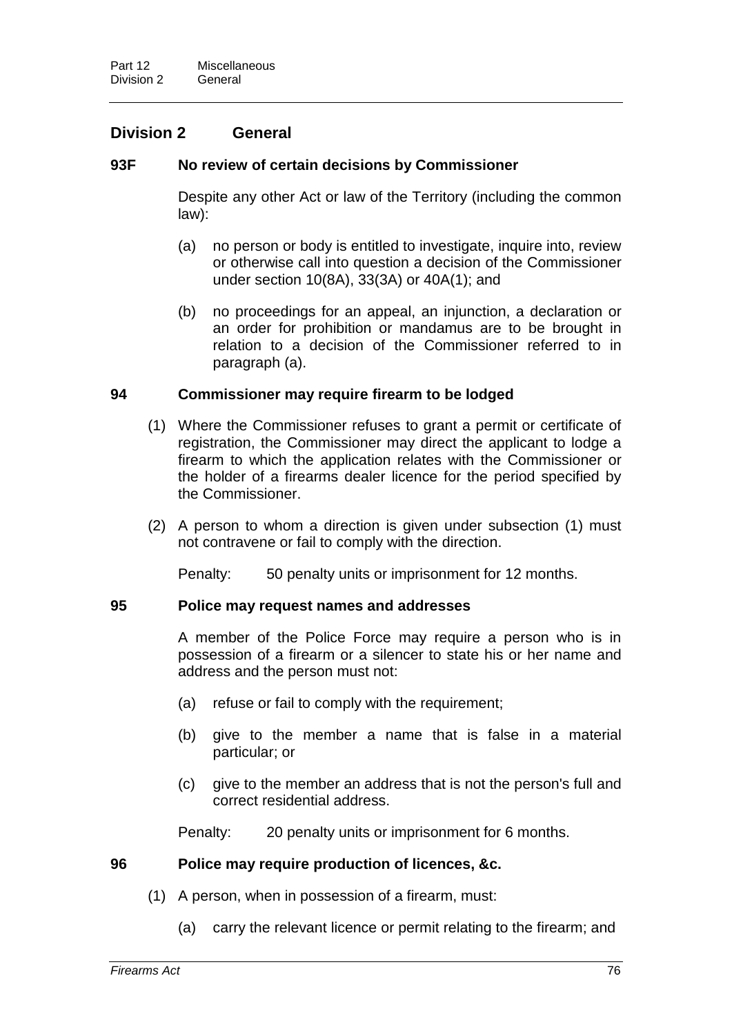## Division 2 General

### 93F No review of certain decisions by Commissioner

Despite any other Act or law of the Territory (including the common law):

(a) no person or body is entitled to investigate, inquire into, review or otherwise call into question a decision of the Commissioner under section 10(8A), 33(3A) or 40A(1); and

(b) no proceedings for an appeal, an injunction, a declaration or an order for prohibition or mandamus are to be brought in relation to a decision of the Commissioner referred to in paragraph (a).

### 94 Commissioner may require firearm to be lodged

(1) Where the Commissioner refuses to grant a permit or certificate of registration, the Commissioner may direct the applicant to lodge a firearm to which the application relates with the Commissioner or the holder of a firearms dealer licence for the period specified by the Commissioner.

(2) A person to whom a direction is given under subsection (1) must not contravene or fail to comply with the direction.

Penalty: 50 penalty units or imprisonment for 12 months.

### 95 Police may request names and addresses

A member of the Police Force may require a person who is in possession of a firearm or a silencer to state his or her name and address and the person must not:

(a) refuse or fail to comply with the requirement;

(b) give to the member a name that is false in a material particular; or

(c) give to the member an address that is not the person's full and correct residential address.

Penalty: 20 penalty units or imprisonment for 6 months.

### 96 Police may require production of licences, &c.

(1) A person, when in possession of a firearm, must:

(a) carry the relevant licence or permit relating to the firearm; and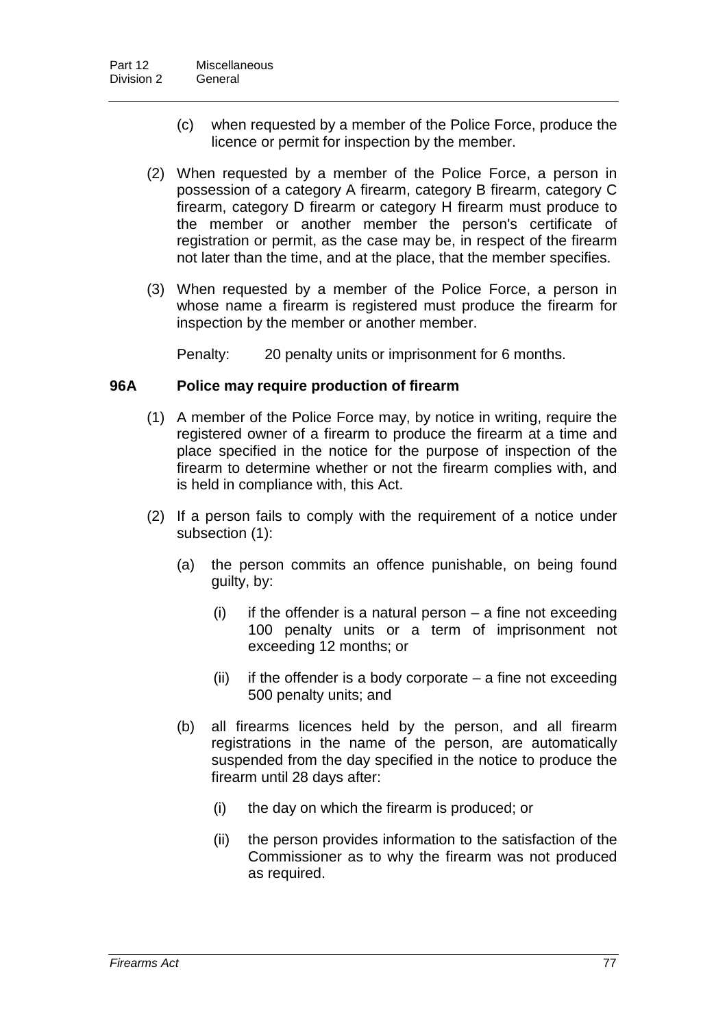(c) when requested by a member of the Police Force, produce the licence or permit for inspection by the member.

(2) When requested by a member of the Police Force, a person in possession of a category A firearm, category B firearm, category C firearm, category D firearm or category H firearm must produce to the member or another member the person's certificate of registration or permit, as the case may be, in respect of the firearm not later than the time, and at the place, that the member specifies.

(3) When requested by a member of the Police Force, a person in whose name a firearm is registered must produce the firearm for inspection by the member or another member.

Penalty: 20 penalty units or imprisonment for 6 months.

### 96A Police may require production of firearm

(1) A member of the Police Force may, by notice in writing, require the registered owner of a firearm to produce the firearm at a time and place specified in the notice for the purpose of inspection of the firearm to determine whether or not the firearm complies with, and is held in compliance with, this Act.

(2) If a person fails to comply with the requirement of a notice under subsection (1):

(a) the person commits an offence punishable, on being found guilty, by:

(i) if the offender is a natural person – a fine not exceeding 100 penalty units or a term of imprisonment not exceeding 12 months; or

(ii) if the offender is a body corporate – a fine not exceeding 500 penalty units; and

(b) all firearms licences held by the person, and all firearm registrations in the name of the person, are automatically suspended from the day specified in the notice to produce the firearm until 28 days after:

(i) the day on which the firearm is produced; or

(ii) the person provides information to the satisfaction of the Commissioner as to why the firearm was not produced as required.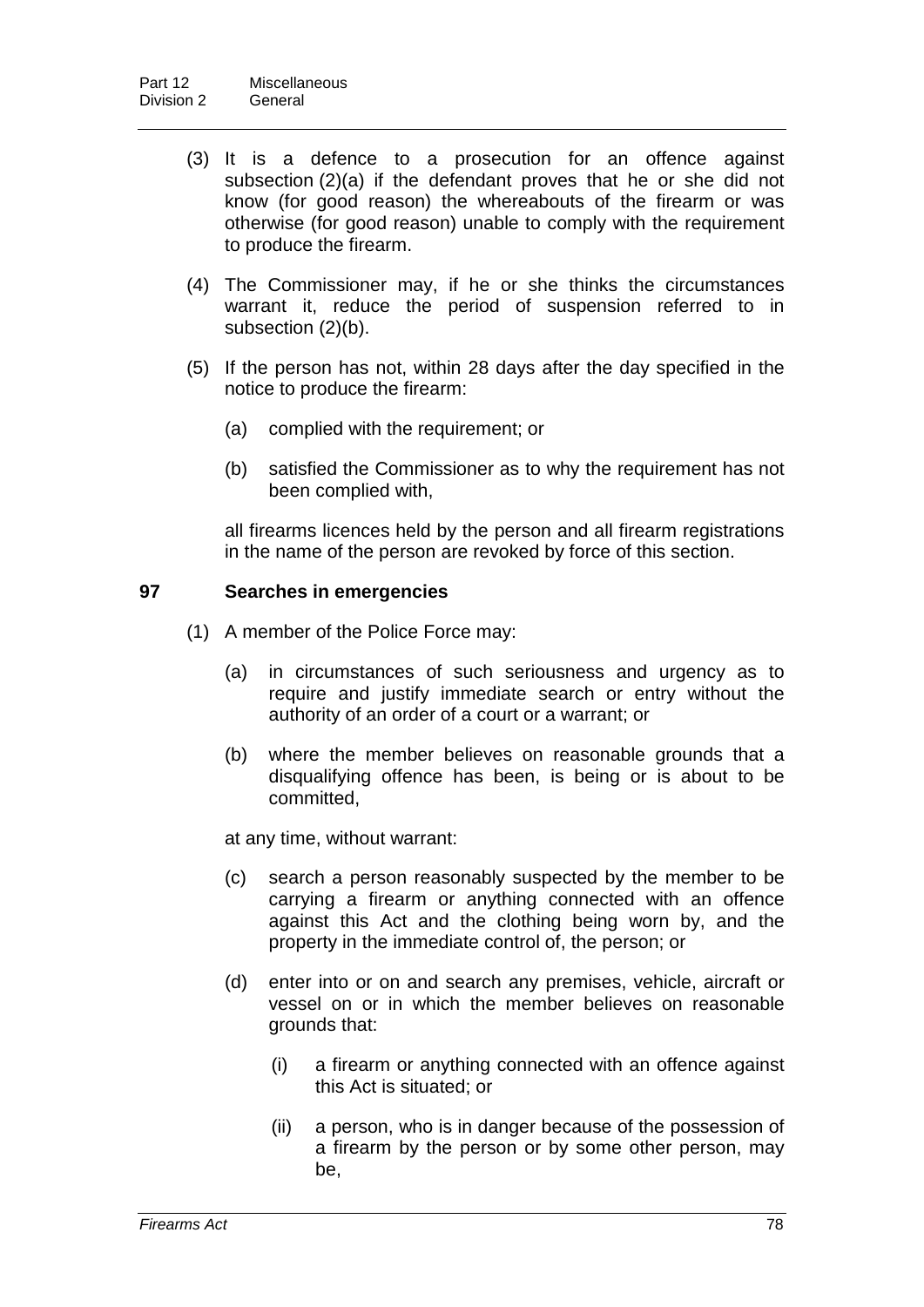(3) It is a defence to a prosecution for an offence against subsection (2)(a) if the defendant proves that he or she did not know (for good reason) the whereabouts of the firearm or was otherwise (for good reason) unable to comply with the requirement to produce the firearm.

(4) The Commissioner may, if he or she thinks the circumstances warrant it, reduce the period of suspension referred to in subsection (2)(b).

(5) If the person has not, within 28 days after the day specified in the notice to produce the firearm:

(a) complied with the requirement; or

(b) satisfied the Commissioner as to why the requirement has not been complied with,

all firearms licences held by the person and all firearm registrations in the name of the person are revoked by force of this section.

### 97 Searches in emergencies

(1) A member of the Police Force may:

(a) in circumstances of such seriousness and urgency as to require and justify immediate search or entry without the authority of an order of a court or a warrant; or

(b) where the member believes on reasonable grounds that a disqualifying offence has been, is being or is about to be committed,

at any time, without warrant:

(c) search a person reasonably suspected by the member to be carrying a firearm or anything connected with an offence against this Act and the clothing being worn by, and the property in the immediate control of, the person; or

(d) enter into or on and search any premises, vehicle, aircraft or vessel on or in which the member believes on reasonable grounds that:

(i) a firearm or anything connected with an offence against this Act is situated; or

(ii) a person, who is in danger because of the possession of a firearm by the person or by some other person, may be,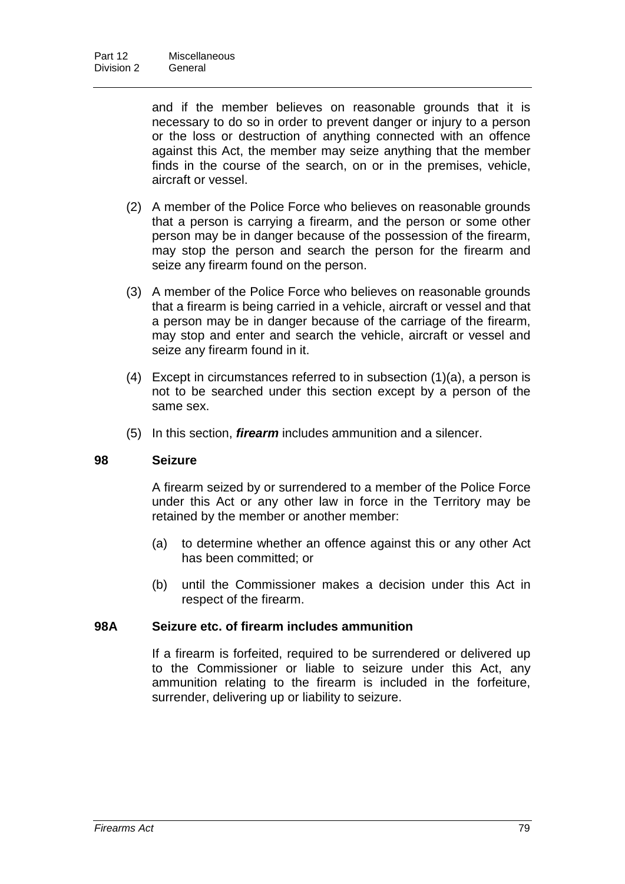and if the member believes on reasonable grounds that it is necessary to do so in order to prevent danger or injury to a person or the loss or destruction of anything connected with an offence against this Act, the member may seize anything that the member finds in the course of the search, on or in the premises, vehicle, aircraft or vessel.

(2) A member of the Police Force who believes on reasonable grounds that a person is carrying a firearm, and the person or some other person may be in danger because of the possession of the firearm, may stop the person and search the person for the firearm and seize any firearm found on the person.

(3) A member of the Police Force who believes on reasonable grounds that a firearm is being carried in a vehicle, aircraft or vessel and that a person may be in danger because of the carriage of the firearm, may stop and enter and search the vehicle, aircraft or vessel and seize any firearm found in it.

(4) Except in circumstances referred to in subsection (1)(a), a person is not to be searched under this section except by a person of the same sex.

(5) In this section, ***firearm*** includes ammunition and a silencer.

### 98 Seizure

A firearm seized by or surrendered to a member of the Police Force under this Act or any other law in force in the Territory may be retained by the member or another member:

(a) to determine whether an offence against this or any other Act has been committed; or

(b) until the Commissioner makes a decision under this Act in respect of the firearm.

### 98A Seizure etc. of firearm includes ammunition

If a firearm is forfeited, required to be surrendered or delivered up to the Commissioner or liable to seizure under this Act, any ammunition relating to the firearm is included in the forfeiture, surrender, delivering up or liability to seizure.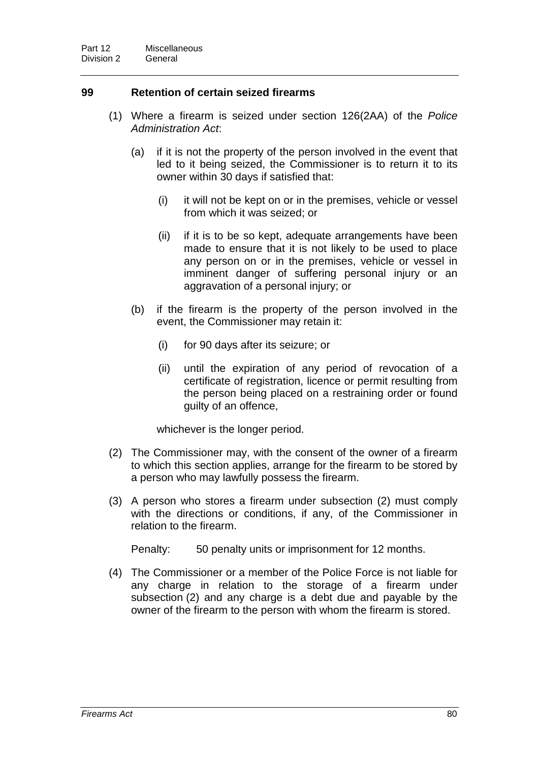## 99 Retention of certain seized firearms

(1) Where a firearm is seized under section 126(2AA) of the *Police Administration Act*:

(a) if it is not the property of the person involved in the event that led to it being seized, the Commissioner is to return it to its owner within 30 days if satisfied that:

(i) it will not be kept on or in the premises, vehicle or vessel from which it was seized; or

(ii) if it is to be so kept, adequate arrangements have been made to ensure that it is not likely to be used to place any person on or in the premises, vehicle or vessel in imminent danger of suffering personal injury or an aggravation of a personal injury; or

(b) if the firearm is the property of the person involved in the event, the Commissioner may retain it:

(i) for 90 days after its seizure; or

(ii) until the expiration of any period of revocation of a certificate of registration, licence or permit resulting from the person being placed on a restraining order or found guilty of an offence,

whichever is the longer period.

(2) The Commissioner may, with the consent of the owner of a firearm to which this section applies, arrange for the firearm to be stored by a person who may lawfully possess the firearm.

(3) A person who stores a firearm under subsection (2) must comply with the directions or conditions, if any, of the Commissioner in relation to the firearm.

Penalty: 50 penalty units or imprisonment for 12 months.

(4) The Commissioner or a member of the Police Force is not liable for any charge in relation to the storage of a firearm under subsection (2) and any charge is a debt due and payable by the owner of the firearm to the person with whom the firearm is stored.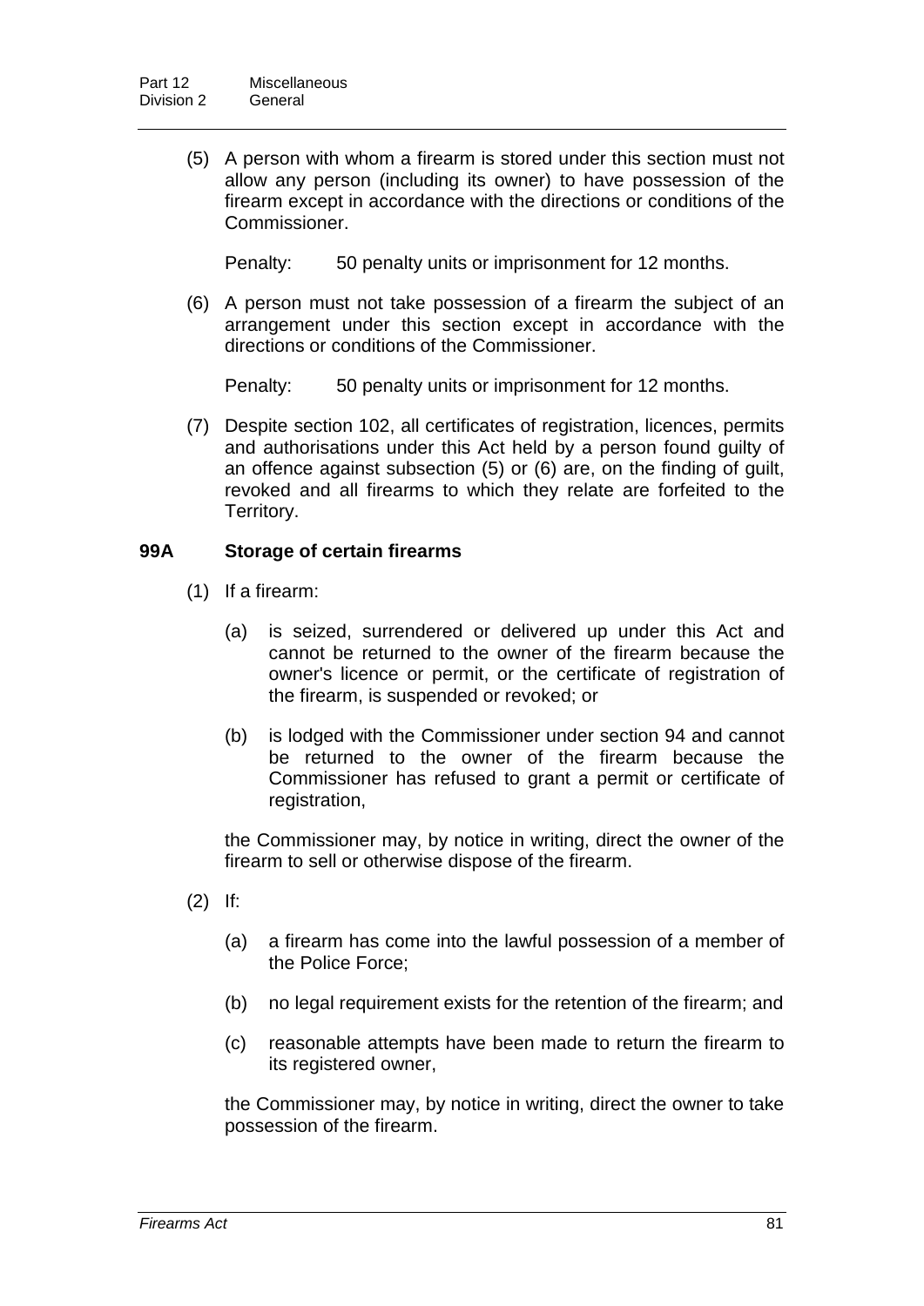(5) A person with whom a firearm is stored under this section must not allow any person (including its owner) to have possession of the firearm except in accordance with the directions or conditions of the Commissioner.

Penalty: 50 penalty units or imprisonment for 12 months.

(6) A person must not take possession of a firearm the subject of an arrangement under this section except in accordance with the directions or conditions of the Commissioner.

Penalty: 50 penalty units or imprisonment for 12 months.

(7) Despite section 102, all certificates of registration, licences, permits and authorisations under this Act held by a person found guilty of an offence against subsection (5) or (6) are, on the finding of guilt, revoked and all firearms to which they relate are forfeited to the Territory.

### 99A Storage of certain firearms

(1) If a firearm:

(a) is seized, surrendered or delivered up under this Act and cannot be returned to the owner of the firearm because the owner's licence or permit, or the certificate of registration of the firearm, is suspended or revoked; or

(b) is lodged with the Commissioner under section 94 and cannot be returned to the owner of the firearm because the Commissioner has refused to grant a permit or certificate of registration,

the Commissioner may, by notice in writing, direct the owner of the firearm to sell or otherwise dispose of the firearm.

(2) If:

(a) a firearm has come into the lawful possession of a member of the Police Force;

(b) no legal requirement exists for the retention of the firearm; and

(c) reasonable attempts have been made to return the firearm to its registered owner,

the Commissioner may, by notice in writing, direct the owner to take possession of the firearm.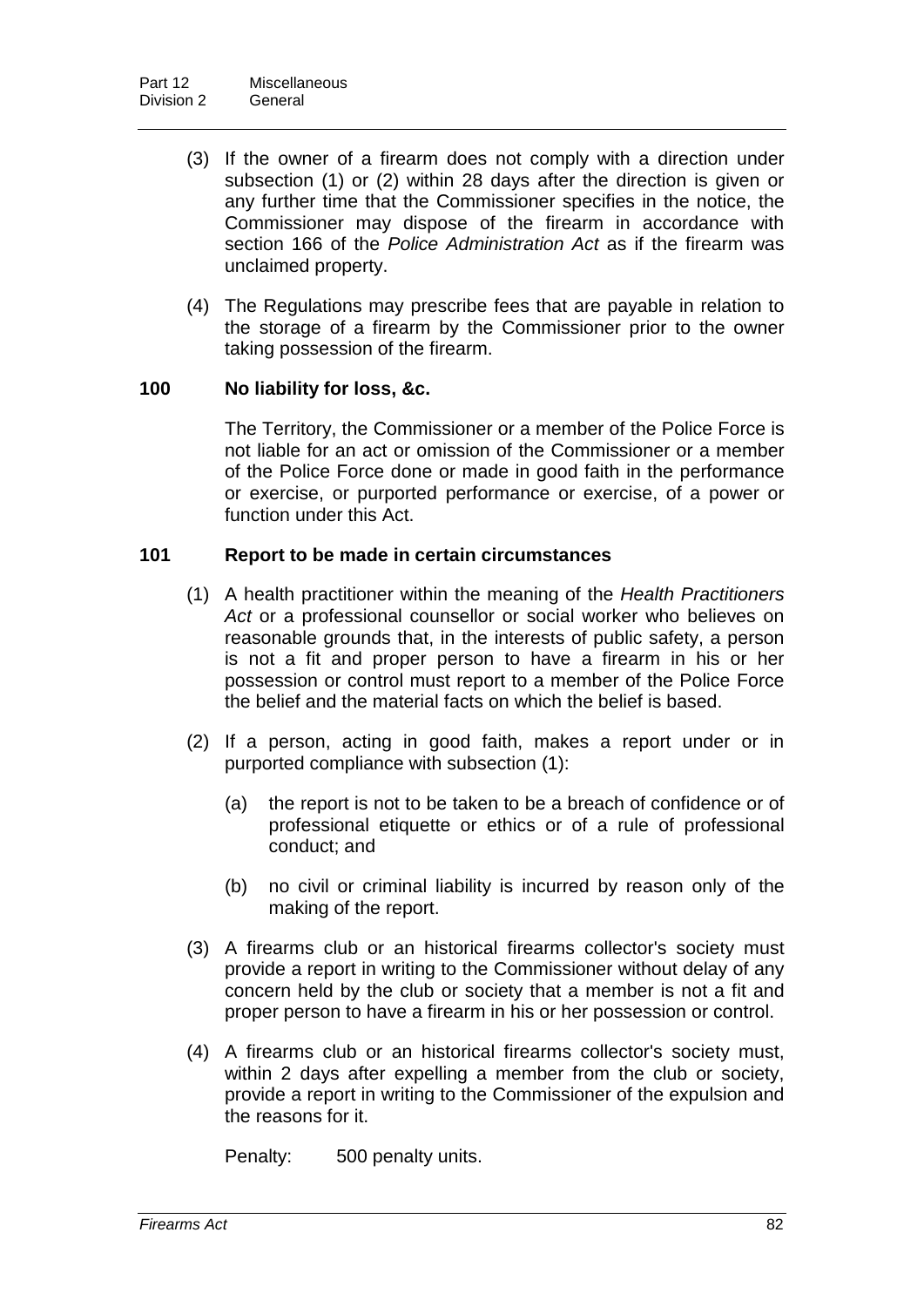(3) If the owner of a firearm does not comply with a direction under subsection (1) or (2) within 28 days after the direction is given or any further time that the Commissioner specifies in the notice, the Commissioner may dispose of the firearm in accordance with section 166 of the *Police Administration Act* as if the firearm was unclaimed property.

(4) The Regulations may prescribe fees that are payable in relation to the storage of a firearm by the Commissioner prior to the owner taking possession of the firearm.

### 100 No liability for loss, &c.

The Territory, the Commissioner or a member of the Police Force is not liable for an act or omission of the Commissioner or a member of the Police Force done or made in good faith in the performance or exercise, or purported performance or exercise, of a power or function under this Act.

### 101 Report to be made in certain circumstances

(1) A health practitioner within the meaning of the *Health Practitioners Act* or a professional counsellor or social worker who believes on reasonable grounds that, in the interests of public safety, a person is not a fit and proper person to have a firearm in his or her possession or control must report to a member of the Police Force the belief and the material facts on which the belief is based.

(2) If a person, acting in good faith, makes a report under or in purported compliance with subsection (1):

(a) the report is not to be taken to be a breach of confidence or of professional etiquette or ethics or of a rule of professional conduct; and

(b) no civil or criminal liability is incurred by reason only of the making of the report.

(3) A firearms club or an historical firearms collector's society must provide a report in writing to the Commissioner without delay of any concern held by the club or society that a member is not a fit and proper person to have a firearm in his or her possession or control.

(4) A firearms club or an historical firearms collector's society must, within 2 days after expelling a member from the club or society, provide a report in writing to the Commissioner of the expulsion and the reasons for it.

Penalty: 500 penalty units.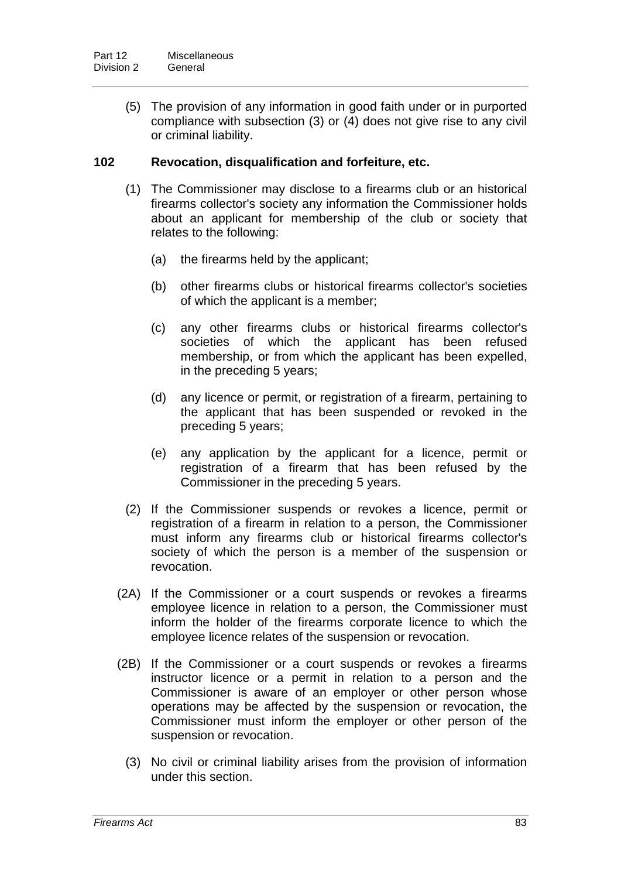(5) The provision of any information in good faith under or in purported compliance with subsection (3) or (4) does not give rise to any civil or criminal liability.

### 102 Revocation, disqualification and forfeiture, etc.

(1) The Commissioner may disclose to a firearms club or an historical firearms collector's society any information the Commissioner holds about an applicant for membership of the club or society that relates to the following:

- (a) the firearms held by the applicant;
- (b) other firearms clubs or historical firearms collector's societies of which the applicant is a member;
- (c) any other firearms clubs or historical firearms collector's societies of which the applicant has been refused membership, or from which the applicant has been expelled, in the preceding 5 years;
- (d) any licence or permit, or registration of a firearm, pertaining to the applicant that has been suspended or revoked in the preceding 5 years;
- (e) any application by the applicant for a licence, permit or registration of a firearm that has been refused by the Commissioner in the preceding 5 years.

(2) If the Commissioner suspends or revokes a licence, permit or registration of a firearm in relation to a person, the Commissioner must inform any firearms club or historical firearms collector's society of which the person is a member of the suspension or revocation.

(2A) If the Commissioner or a court suspends or revokes a firearms employee licence in relation to a person, the Commissioner must inform the holder of the firearms corporate licence to which the employee licence relates of the suspension or revocation.

(2B) If the Commissioner or a court suspends or revokes a firearms instructor licence or a permit in relation to a person and the Commissioner is aware of an employer or other person whose operations may be affected by the suspension or revocation, the Commissioner must inform the employer or other person of the suspension or revocation.

(3) No civil or criminal liability arises from the provision of information under this section.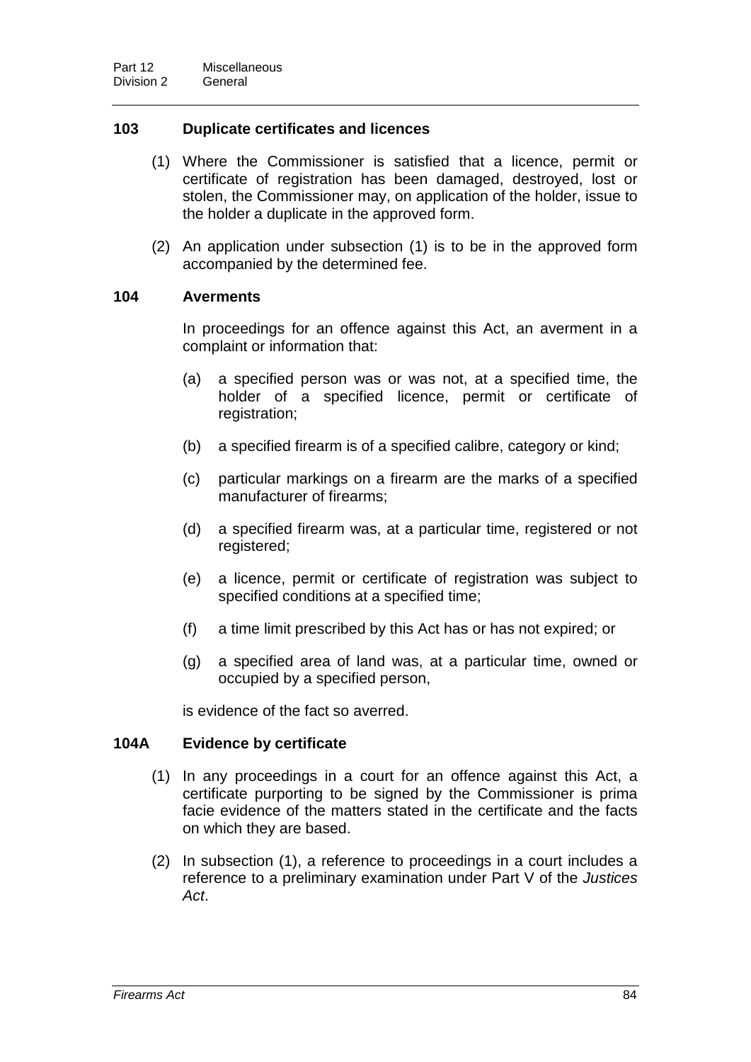### 103 Duplicate certificates and licences

(1) Where the Commissioner is satisfied that a licence, permit or certificate of registration has been damaged, destroyed, lost or stolen, the Commissioner may, on application of the holder, issue to the holder a duplicate in the approved form.

(2) An application under subsection (1) is to be in the approved form accompanied by the determined fee.

### 104 Averments

In proceedings for an offence against this Act, an averment in a complaint or information that:

(a) a specified person was or was not, at a specified time, the holder of a specified licence, permit or certificate of registration;

(b) a specified firearm is of a specified calibre, category or kind;

(c) particular markings on a firearm are the marks of a specified manufacturer of firearms;

(d) a specified firearm was, at a particular time, registered or not registered;

(e) a licence, permit or certificate of registration was subject to specified conditions at a specified time;

(f) a time limit prescribed by this Act has or has not expired; or

(g) a specified area of land was, at a particular time, owned or occupied by a specified person,

is evidence of the fact so averred.

### 104A Evidence by certificate

(1) In any proceedings in a court for an offence against this Act, a certificate purporting to be signed by the Commissioner is prima facie evidence of the matters stated in the certificate and the facts on which they are based.

(2) In subsection (1), a reference to proceedings in a court includes a reference to a preliminary examination under Part V of the *Justices Act*.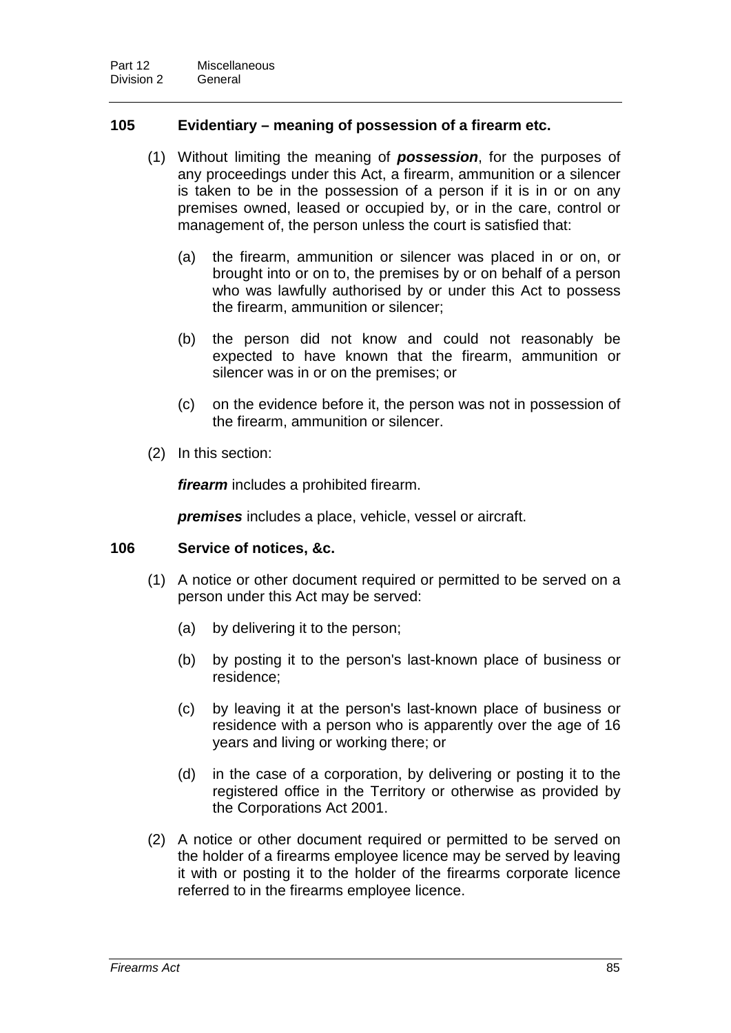### 105 Evidentiary – meaning of possession of a firearm etc.

(1) Without limiting the meaning of ***possession***, for the purposes of any proceedings under this Act, a firearm, ammunition or a silencer is taken to be in the possession of a person if it is in or on any premises owned, leased or occupied by, or in the care, control or management of, the person unless the court is satisfied that:

(a) the firearm, ammunition or silencer was placed in or on, or brought into or on to, the premises by or on behalf of a person who was lawfully authorised by or under this Act to possess the firearm, ammunition or silencer;

(b) the person did not know and could not reasonably be expected to have known that the firearm, ammunition or silencer was in or on the premises; or

(c) on the evidence before it, the person was not in possession of the firearm, ammunition or silencer.

(2) In this section:

***firearm*** includes a prohibited firearm.

***premises*** includes a place, vehicle, vessel or aircraft.

### 106 Service of notices, &c.

(1) A notice or other document required or permitted to be served on a person under this Act may be served:

(a) by delivering it to the person;

(b) by posting it to the person's last-known place of business or residence;

(c) by leaving it at the person's last-known place of business or residence with a person who is apparently over the age of 16 years and living or working there; or

(d) in the case of a corporation, by delivering or posting it to the registered office in the Territory or otherwise as provided by the Corporations Act 2001.

(2) A notice or other document required or permitted to be served on the holder of a firearms employee licence may be served by leaving it with or posting it to the holder of the firearms corporate licence referred to in the firearms employee licence.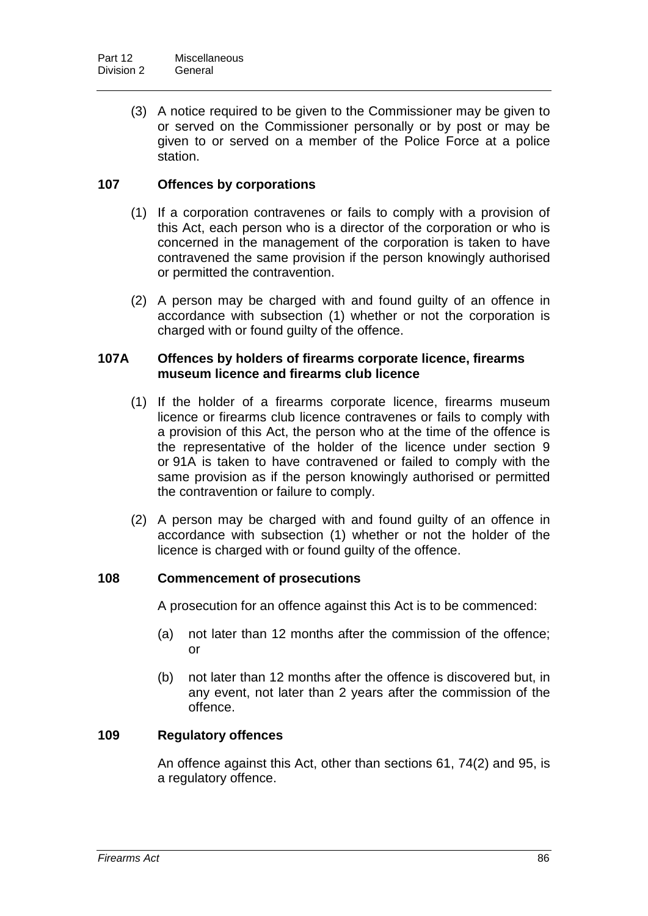(3) A notice required to be given to the Commissioner may be given to or served on the Commissioner personally or by post or may be given to or served on a member of the Police Force at a police station.

### 107 Offences by corporations

(1) If a corporation contravenes or fails to comply with a provision of this Act, each person who is a director of the corporation or who is concerned in the management of the corporation is taken to have contravened the same provision if the person knowingly authorised or permitted the contravention.

(2) A person may be charged with and found guilty of an offence in accordance with subsection (1) whether or not the corporation is charged with or found guilty of the offence.

### 107A Offences by holders of firearms corporate licence, firearms museum licence and firearms club licence

(1) If the holder of a firearms corporate licence, firearms museum licence or firearms club licence contravenes or fails to comply with a provision of this Act, the person who at the time of the offence is the representative of the holder of the licence under section 9 or 91A is taken to have contravened or failed to comply with the same provision as if the person knowingly authorised or permitted the contravention or failure to comply.

(2) A person may be charged with and found guilty of an offence in accordance with subsection (1) whether or not the holder of the licence is charged with or found guilty of the offence.

### 108 Commencement of prosecutions

A prosecution for an offence against this Act is to be commenced:

(a) not later than 12 months after the commission of the offence; or

(b) not later than 12 months after the offence is discovered but, in any event, not later than 2 years after the commission of the offence.

### 109 Regulatory offences

An offence against this Act, other than sections 61, 74(2) and 95, is a regulatory offence.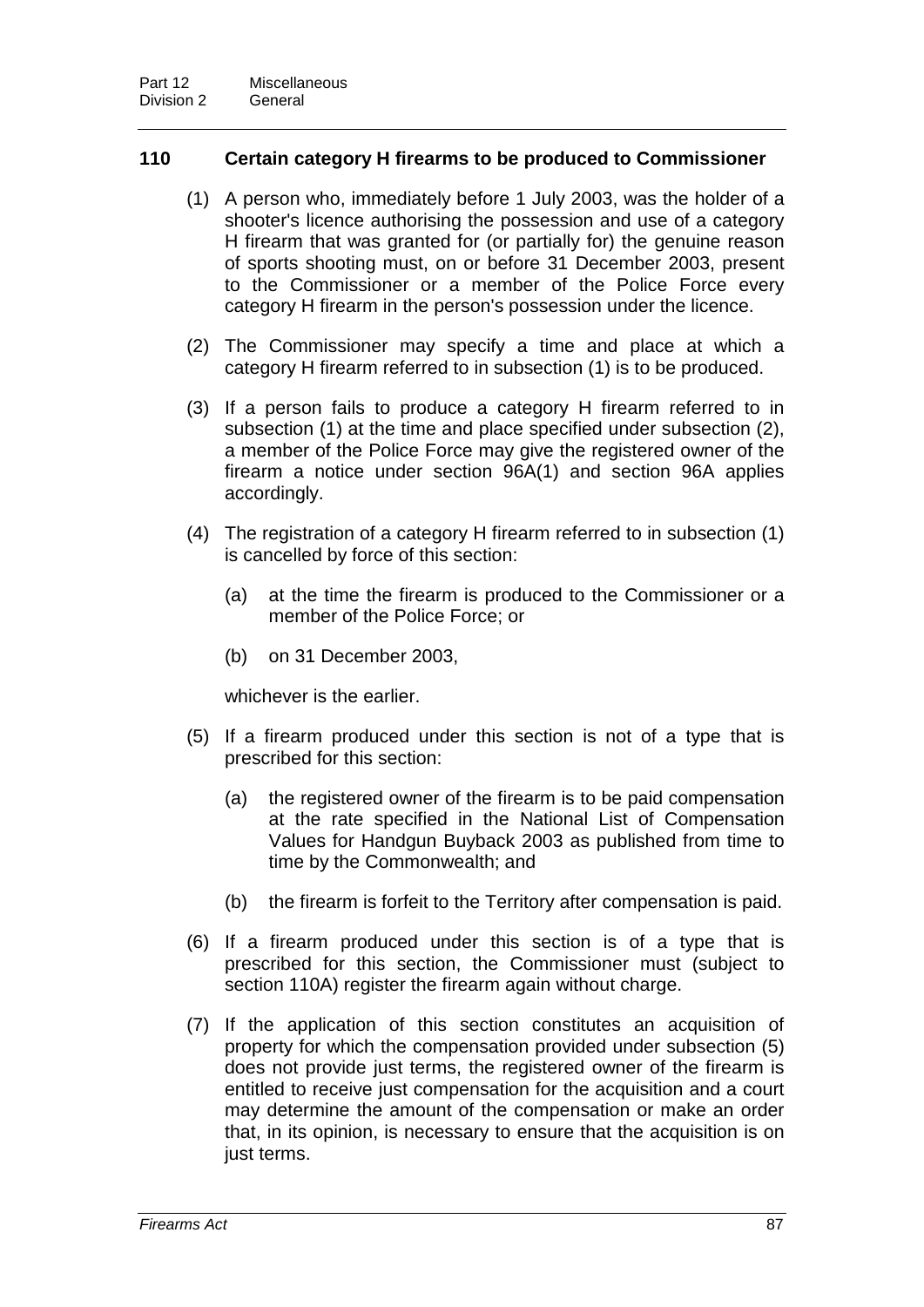## 110 Certain category H firearms to be produced to Commissioner

(1) A person who, immediately before 1 July 2003, was the holder of a shooter's licence authorising the possession and use of a category H firearm that was granted for (or partially for) the genuine reason of sports shooting must, on or before 31 December 2003, present to the Commissioner or a member of the Police Force every category H firearm in the person's possession under the licence.

(2) The Commissioner may specify a time and place at which a category H firearm referred to in subsection (1) is to be produced.

(3) If a person fails to produce a category H firearm referred to in subsection (1) at the time and place specified under subsection (2), a member of the Police Force may give the registered owner of the firearm a notice under section 96A(1) and section 96A applies accordingly.

(4) The registration of a category H firearm referred to in subsection (1) is cancelled by force of this section:

(a) at the time the firearm is produced to the Commissioner or a member of the Police Force; or

(b) on 31 December 2003,

whichever is the earlier.

(5) If a firearm produced under this section is not of a type that is prescribed for this section:

(a) the registered owner of the firearm is to be paid compensation at the rate specified in the National List of Compensation Values for Handgun Buyback 2003 as published from time to time by the Commonwealth; and

(b) the firearm is forfeit to the Territory after compensation is paid.

(6) If a firearm produced under this section is of a type that is prescribed for this section, the Commissioner must (subject to section 110A) register the firearm again without charge.

(7) If the application of this section constitutes an acquisition of property for which the compensation provided under subsection (5) does not provide just terms, the registered owner of the firearm is entitled to receive just compensation for the acquisition and a court may determine the amount of the compensation or make an order that, in its opinion, is necessary to ensure that the acquisition is on just terms.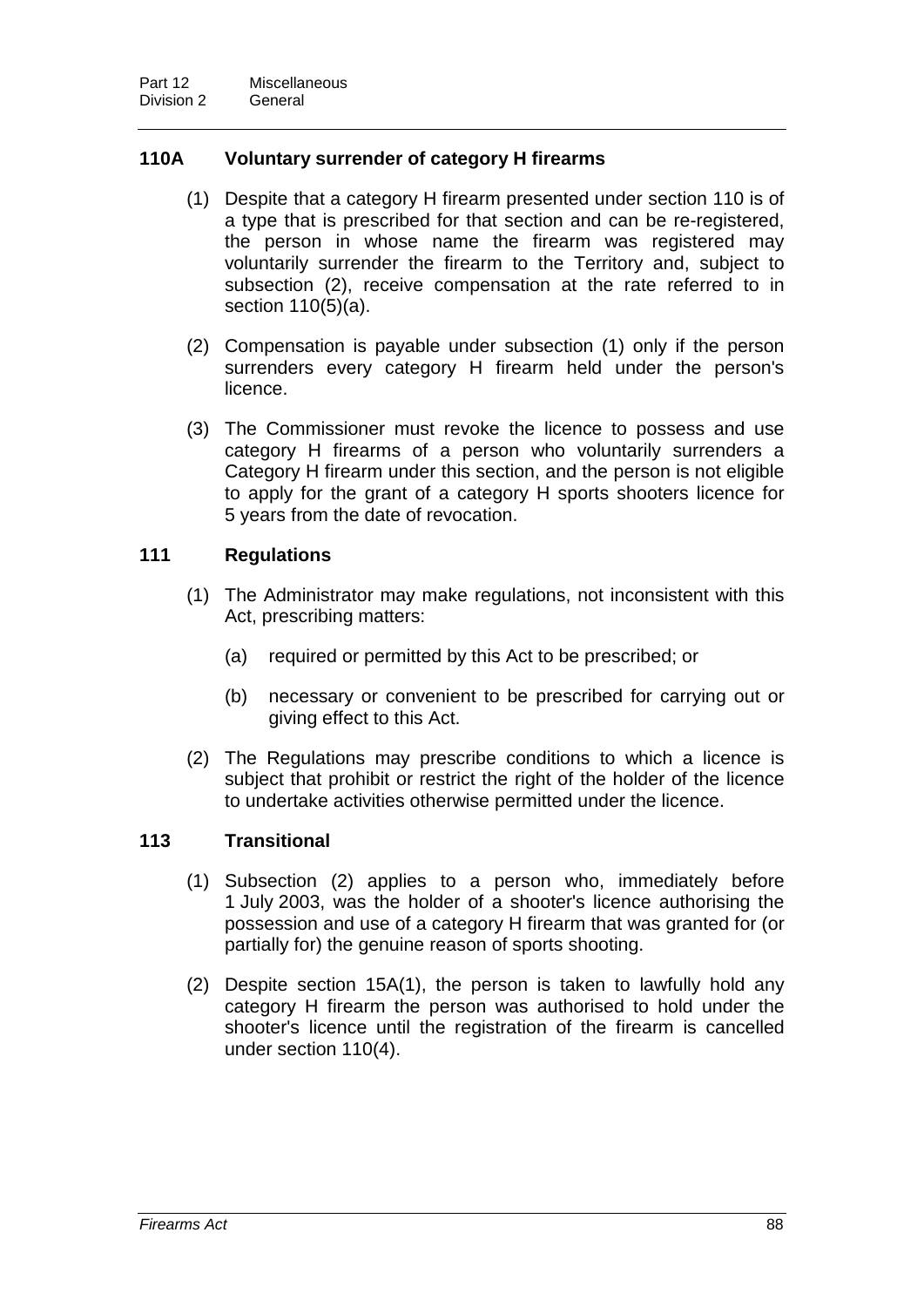### 110A Voluntary surrender of category H firearms

(1) Despite that a category H firearm presented under section 110 is of a type that is prescribed for that section and can be re-registered, the person in whose name the firearm was registered may voluntarily surrender the firearm to the Territory and, subject to subsection (2), receive compensation at the rate referred to in section 110(5)(a).

(2) Compensation is payable under subsection (1) only if the person surrenders every category H firearm held under the person's licence.

(3) The Commissioner must revoke the licence to possess and use category H firearms of a person who voluntarily surrenders a Category H firearm under this section, and the person is not eligible to apply for the grant of a category H sports shooters licence for 5 years from the date of revocation.

### 111 Regulations

(1) The Administrator may make regulations, not inconsistent with this Act, prescribing matters:

- (a) required or permitted by this Act to be prescribed; or
- (b) necessary or convenient to be prescribed for carrying out or giving effect to this Act.

(2) The Regulations may prescribe conditions to which a licence is subject that prohibit or restrict the right of the holder of the licence to undertake activities otherwise permitted under the licence.

### 113 Transitional

(1) Subsection (2) applies to a person who, immediately before 1 July 2003, was the holder of a shooter's licence authorising the possession and use of a category H firearm that was granted for (or partially for) the genuine reason of sports shooting.

(2) Despite section 15A(1), the person is taken to lawfully hold any category H firearm the person was authorised to hold under the shooter's licence until the registration of the firearm is cancelled under section 110(4).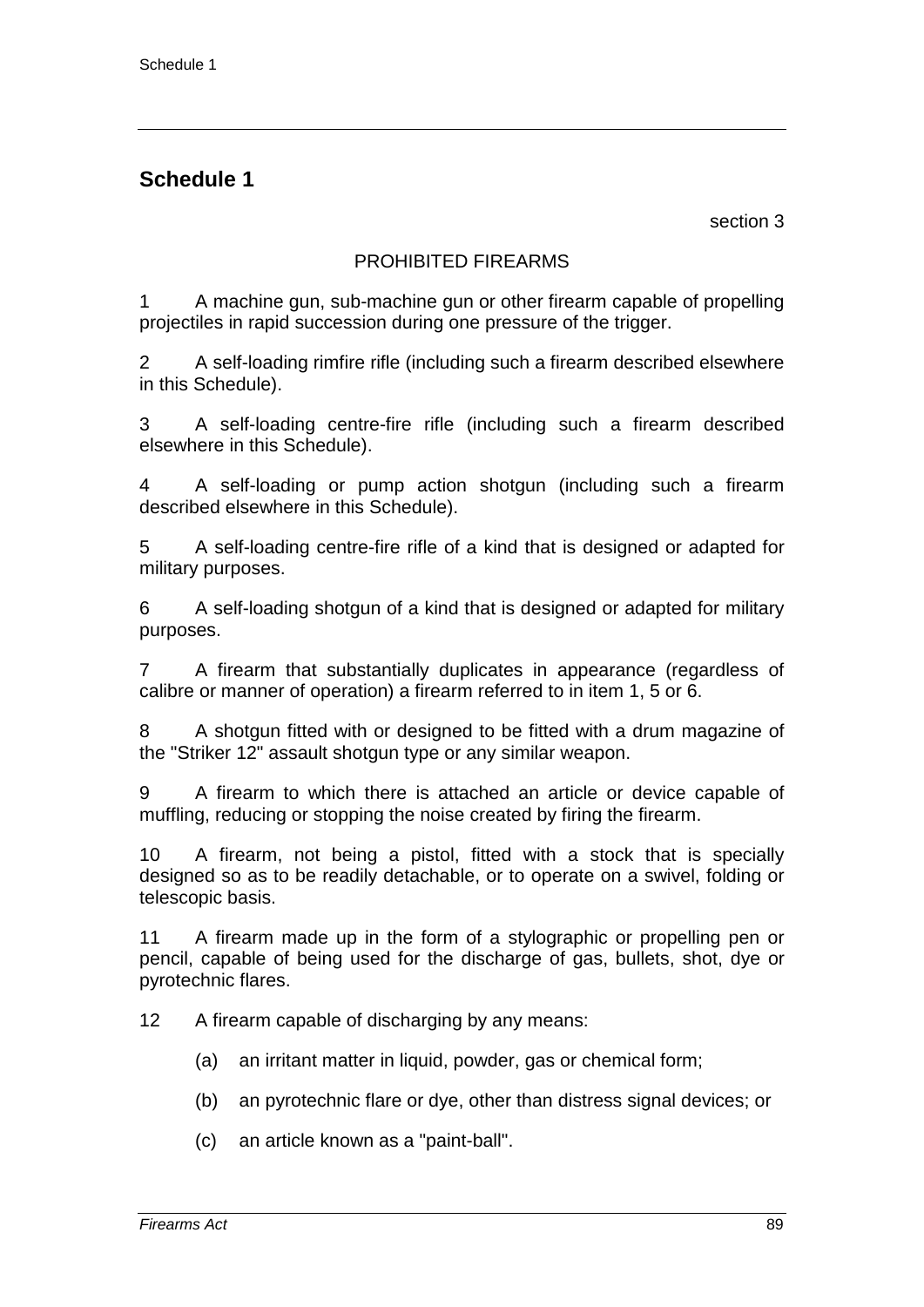# Schedule 1

section 3

PROHIBITED FIREARMS

1 A machine gun, sub-machine gun or other firearm capable of propelling projectiles in rapid succession during one pressure of the trigger.

2 A self-loading rimfire rifle (including such a firearm described elsewhere in this Schedule).

3 A self-loading centre-fire rifle (including such a firearm described elsewhere in this Schedule).

4 A self-loading or pump action shotgun (including such a firearm described elsewhere in this Schedule).

5 A self-loading centre-fire rifle of a kind that is designed or adapted for military purposes.

6 A self-loading shotgun of a kind that is designed or adapted for military purposes.

7 A firearm that substantially duplicates in appearance (regardless of calibre or manner of operation) a firearm referred to in item 1, 5 or 6.

8 A shotgun fitted with or designed to be fitted with a drum magazine of the "Striker 12" assault shotgun type or any similar weapon.

9 A firearm to which there is attached an article or device capable of muffling, reducing or stopping the noise created by firing the firearm.

10 A firearm, not being a pistol, fitted with a stock that is specially designed so as to be readily detachable, or to operate on a swivel, folding or telescopic basis.

11 A firearm made up in the form of a stylographic or propelling pen or pencil, capable of being used for the discharge of gas, bullets, shot, dye or pyrotechnic flares.

12 A firearm capable of discharging by any means:

(a) an irritant matter in liquid, powder, gas or chemical form;

(b) an pyrotechnic flare or dye, other than distress signal devices; or

(c) an article known as a "paint-ball".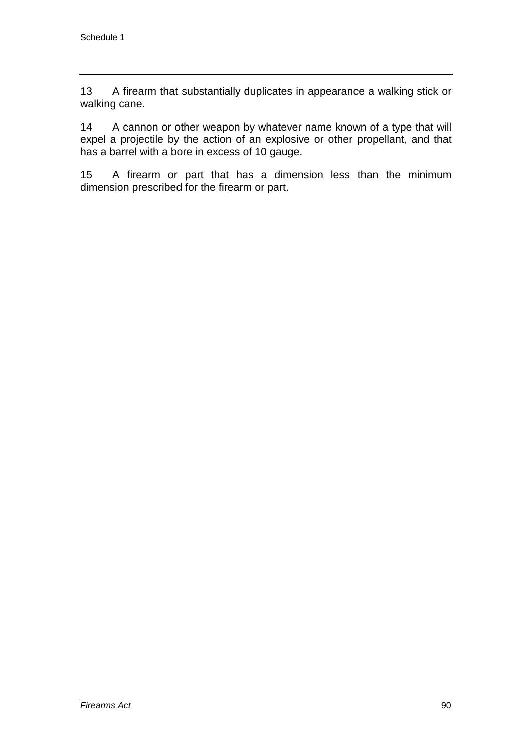13 A firearm that substantially duplicates in appearance a walking stick or walking cane.

14 A cannon or other weapon by whatever name known of a type that will expel a projectile by the action of an explosive or other propellant, and that has a barrel with a bore in excess of 10 gauge.

15 A firearm or part that has a dimension less than the minimum dimension prescribed for the firearm or part.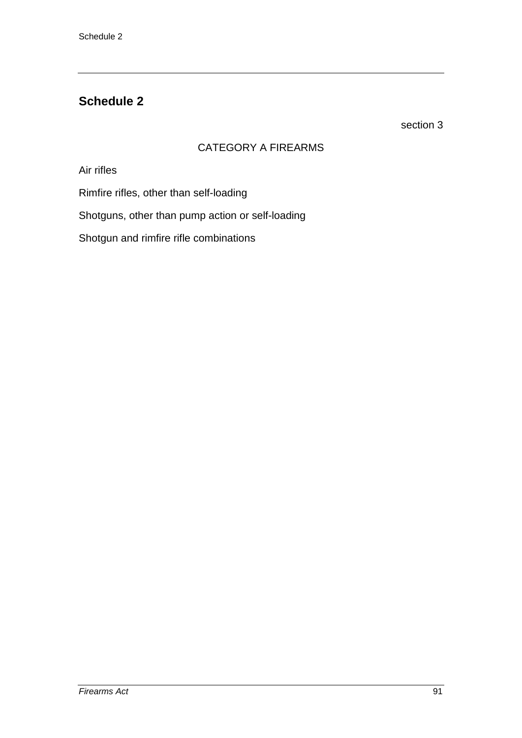## Schedule 2

section 3

CATEGORY A FIREARMS

Air rifles

Rimfire rifles, other than self-loading

Shotguns, other than pump action or self-loading

Shotgun and rimfire rifle combinations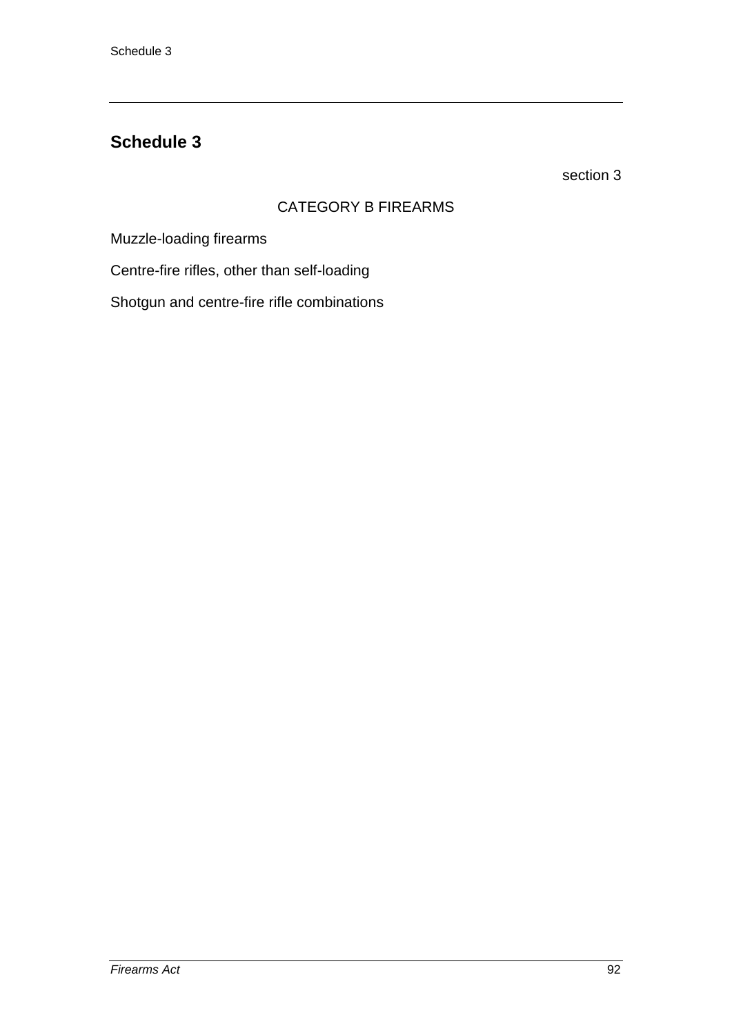## Schedule 3

section 3

CATEGORY B FIREARMS

Muzzle-loading firearms

Centre-fire rifles, other than self-loading

Shotgun and centre-fire rifle combinations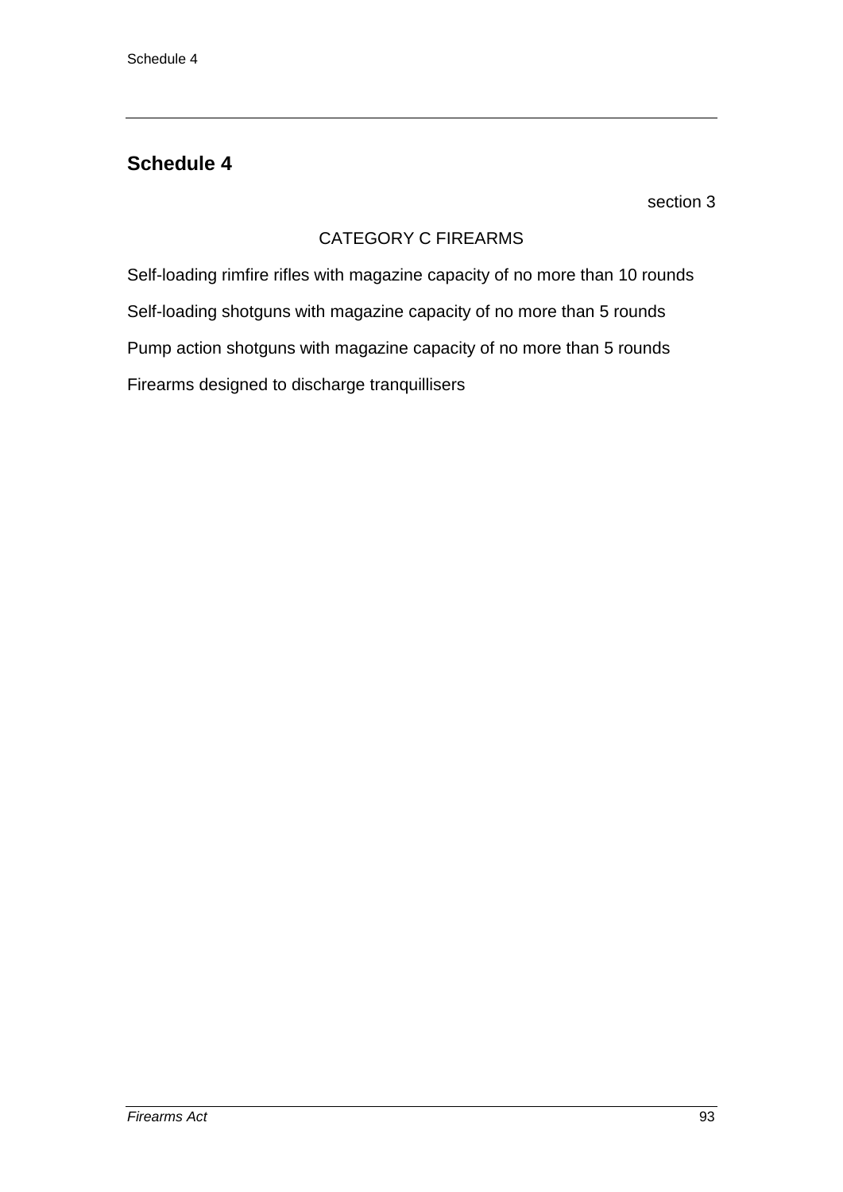## Schedule 4

section 3

CATEGORY C FIREARMS

Self-loading rimfire rifles with magazine capacity of no more than 10 rounds

Self-loading shotguns with magazine capacity of no more than 5 rounds

Pump action shotguns with magazine capacity of no more than 5 rounds

Firearms designed to discharge tranquillisers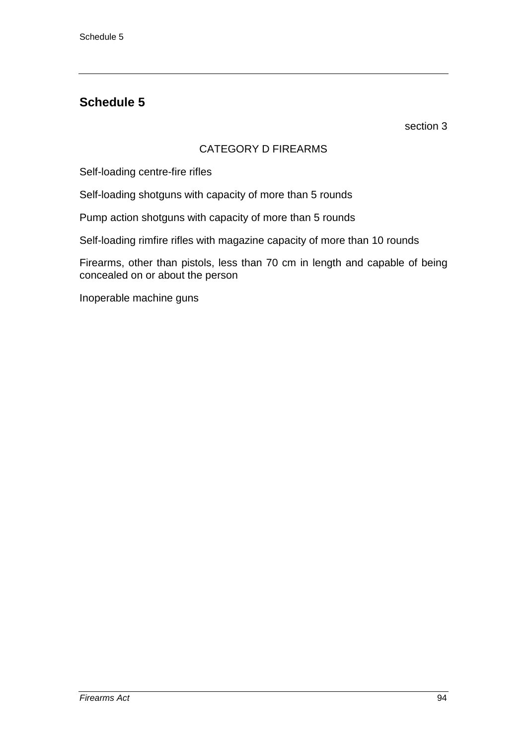## Schedule 5

section 3

CATEGORY D FIREARMS

Self-loading centre-fire rifles

Self-loading shotguns with capacity of more than 5 rounds

Pump action shotguns with capacity of more than 5 rounds

Self-loading rimfire rifles with magazine capacity of more than 10 rounds

Firearms, other than pistols, less than 70 cm in length and capable of being concealed on or about the person

Inoperable machine guns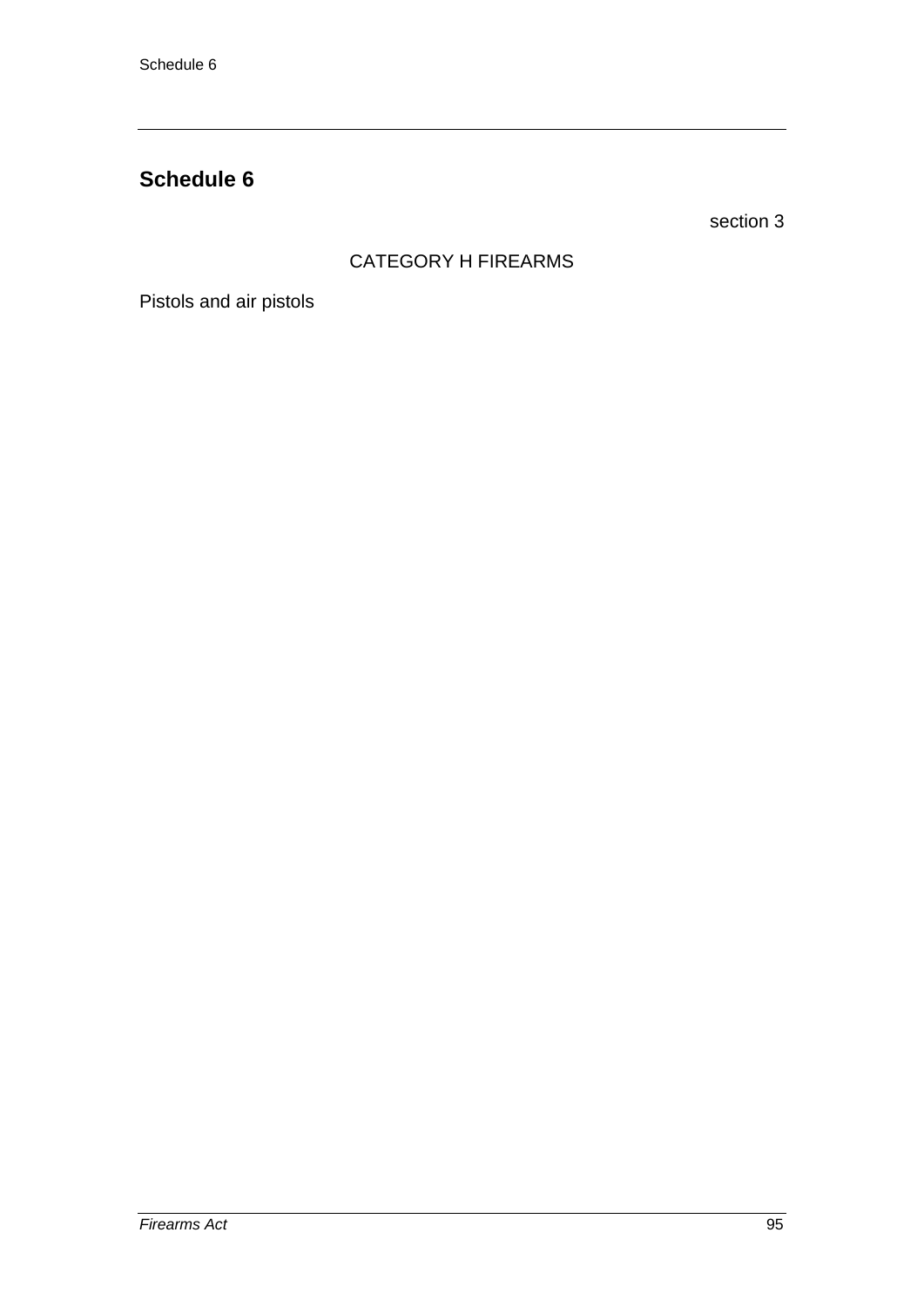## Schedule 6

section 3

CATEGORY H FIREARMS

Pistols and air pistols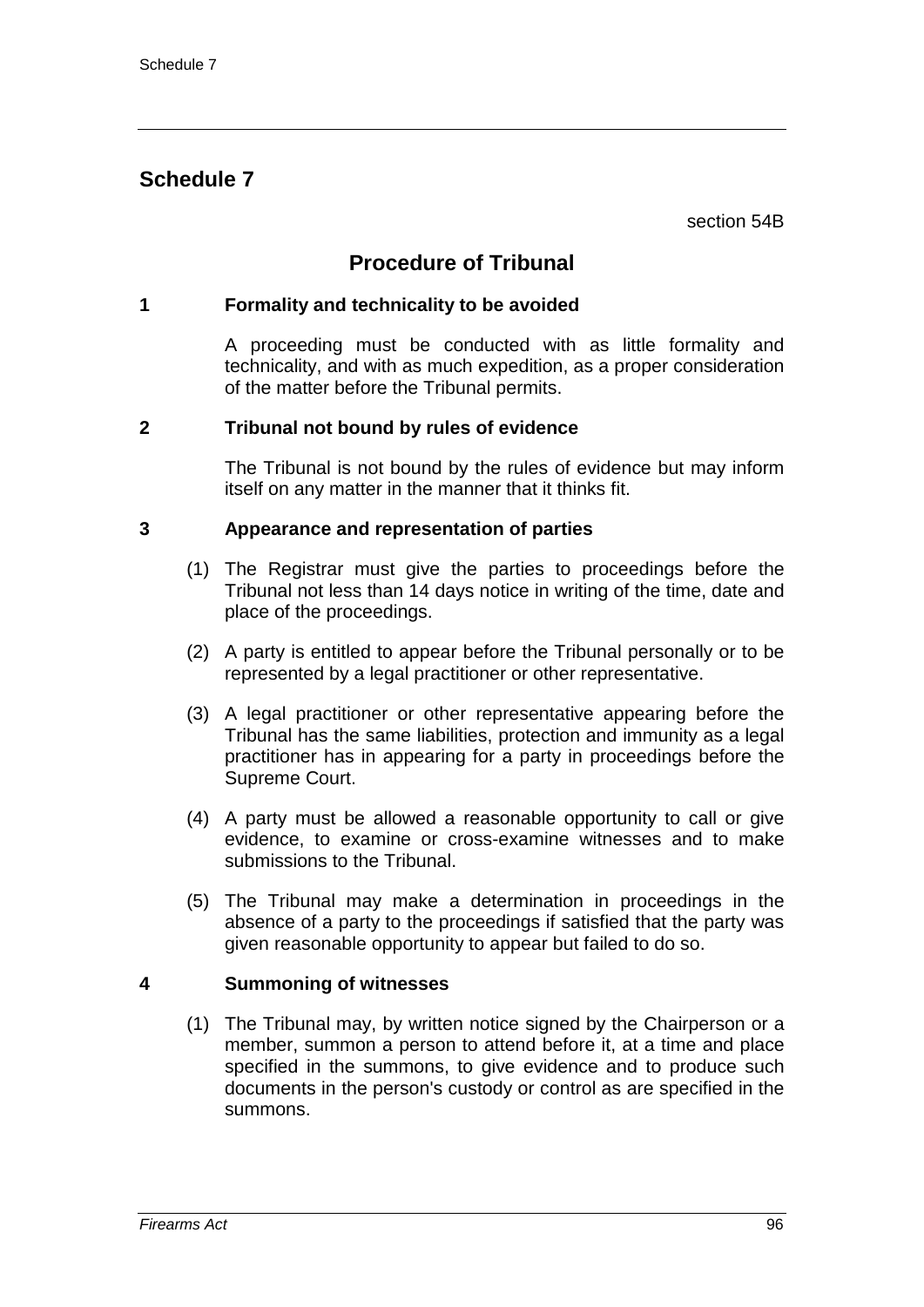# Schedule 7

section 54B

## Procedure of Tribunal

### 1 Formality and technicality to be avoided

A proceeding must be conducted with as little formality and technicality, and with as much expedition, as a proper consideration of the matter before the Tribunal permits.

### 2 Tribunal not bound by rules of evidence

The Tribunal is not bound by the rules of evidence but may inform itself on any matter in the manner that it thinks fit.

### 3 Appearance and representation of parties

(1) The Registrar must give the parties to proceedings before the Tribunal not less than 14 days notice in writing of the time, date and place of the proceedings.

(2) A party is entitled to appear before the Tribunal personally or to be represented by a legal practitioner or other representative.

(3) A legal practitioner or other representative appearing before the Tribunal has the same liabilities, protection and immunity as a legal practitioner has in appearing for a party in proceedings before the Supreme Court.

(4) A party must be allowed a reasonable opportunity to call or give evidence, to examine or cross-examine witnesses and to make submissions to the Tribunal.

(5) The Tribunal may make a determination in proceedings in the absence of a party to the proceedings if satisfied that the party was given reasonable opportunity to appear but failed to do so.

### 4 Summoning of witnesses

(1) The Tribunal may, by written notice signed by the Chairperson or a member, summon a person to attend before it, at a time and place specified in the summons, to give evidence and to produce such documents in the person's custody or control as are specified in the summons.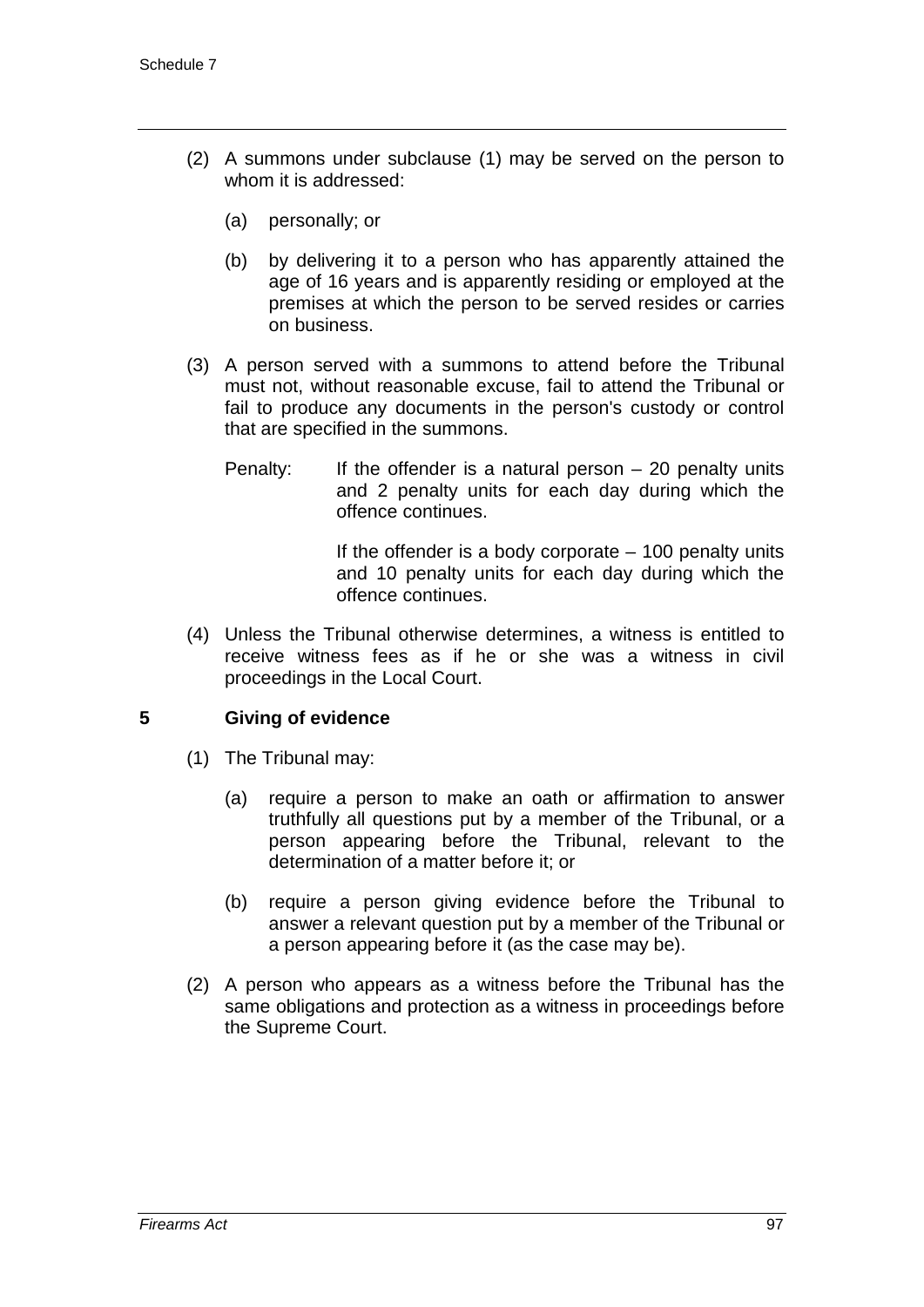(2) A summons under subclause (1) may be served on the person to whom it is addressed:

(a) personally; or

(b) by delivering it to a person who has apparently attained the age of 16 years and is apparently residing or employed at the premises at which the person to be served resides or carries on business.

(3) A person served with a summons to attend before the Tribunal must not, without reasonable excuse, fail to attend the Tribunal or fail to produce any documents in the person's custody or control that are specified in the summons.

Penalty: If the offender is a natural person – 20 penalty units and 2 penalty units for each day during which the offence continues.

If the offender is a body corporate – 100 penalty units and 10 penalty units for each day during which the offence continues.

(4) Unless the Tribunal otherwise determines, a witness is entitled to receive witness fees as if he or she was a witness in civil proceedings in the Local Court.

### 5 Giving of evidence

(1) The Tribunal may:

(a) require a person to make an oath or affirmation to answer truthfully all questions put by a member of the Tribunal, or a person appearing before the Tribunal, relevant to the determination of a matter before it; or

(b) require a person giving evidence before the Tribunal to answer a relevant question put by a member of the Tribunal or a person appearing before it (as the case may be).

(2) A person who appears as a witness before the Tribunal has the same obligations and protection as a witness in proceedings before the Supreme Court.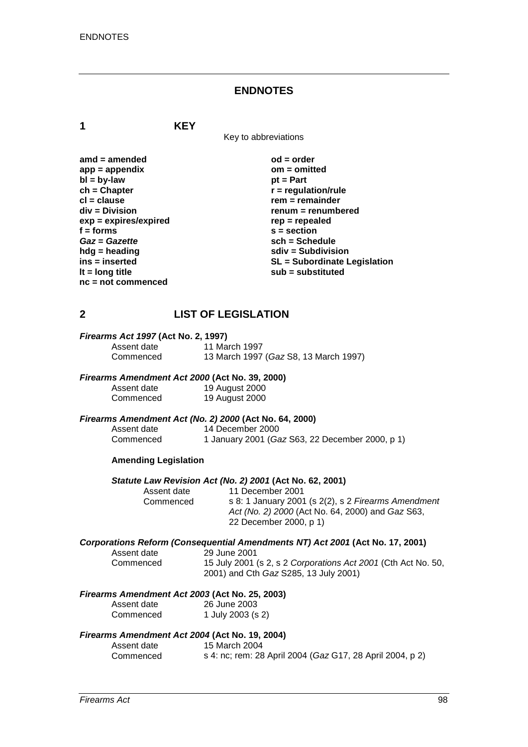# ENDNOTES

## 1 KEY

Key to abbreviations

**amd = amended**
**app = appendix**
**bl = by-law**
**ch = Chapter**
**cl = clause**
**div = Division**
**exp = expires/expired**
**f = forms**
***Gaz = Gazette***
**hdg = heading**
**ins = inserted**
**lt = long title**
**nc = not commenced**
**od = order**
**om = omitted**
**pt = Part**
**r = regulation/rule**
**rem = remainder**
**renum = renumbered**
**rep = repealed**
**s = section**
**sch = Schedule**
**sdiv = Subdivision**
**SL = Subordinate Legislation**
**sub = substituted**

## 2 LIST OF LEGISLATION

***Firearms Act 1997* (Act No. 2, 1997)**

Assent date 11 March 1997
Commenced 13 March 1997 (*Gaz* S8, 13 March 1997)

***Firearms Amendment Act 2000* (Act No. 39, 2000)**

Assent date 19 August 2000
Commenced 19 August 2000

***Firearms Amendment Act (No. 2) 2000* (Act No. 64, 2000)**

Assent date 14 December 2000
Commenced 1 January 2001 (*Gaz* S63, 22 December 2000, p 1)

**Amending Legislation**

***Statute Law Revision Act (No. 2) 2001* (Act No. 62, 2001)**

Assent date 11 December 2001
Commenced s 8: 1 January 2001 (s 2(2), s 2 *Firearms Amendment Act (No. 2) 2000* (Act No. 64, 2000) and *Gaz* S63, 22 December 2000, p 1)

***Corporations Reform (Consequential Amendments NT) Act 2001* (Act No. 17, 2001)**

Assent date 29 June 2001
Commenced 15 July 2001 (s 2, s 2 *Corporations Act 2001* (Cth Act No. 50, 2001) and Cth *Gaz* S285, 13 July 2001)

***Firearms Amendment Act 2003* (Act No. 25, 2003)**

Assent date 26 June 2003
Commenced 1 July 2003 (s 2)

***Firearms Amendment Act 2004* (Act No. 19, 2004)**

Assent date 15 March 2004
Commenced s 4: nc; rem: 28 April 2004 (*Gaz* G17, 28 April 2004, p 2)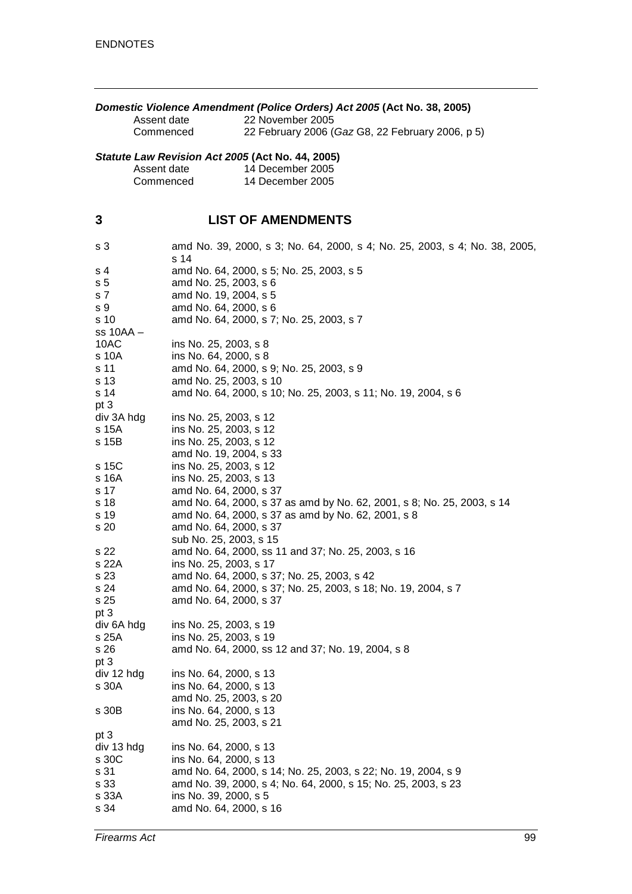***Domestic Violence Amendment (Police Orders) Act 2005*** **(Act No. 38, 2005)**

| | |
|---|---|
| Assent date | 22 November 2005 |
| Commenced | 22 February 2006 (*Gaz* G8, 22 February 2006, p 5) |

***Statute Law Revision Act 2005*** **(Act No. 44, 2005)**

| | |
|---|---|
| Assent date | 14 December 2005 |
| Commenced | 14 December 2005 |

## 3 LIST OF AMENDMENTS

| | |
|---|---|
| s 3 | amd No. 39, 2000, s 3; No. 64, 2000, s 4; No. 25, 2003, s 4; No. 38, 2005, s 14 |
| s 4 | amd No. 64, 2000, s 5; No. 25, 2003, s 5 |
| s 5 | amd No. 25, 2003, s 6 |
| s 7 | amd No. 19, 2004, s 5 |
| s 9 | amd No. 64, 2000, s 6 |
| s 10 | amd No. 64, 2000, s 7; No. 25, 2003, s 7 |
| ss 10AA – 10AC | ins No. 25, 2003, s 8 |
| s 10A | ins No. 64, 2000, s 8 |
| s 11 | amd No. 64, 2000, s 9; No. 25, 2003, s 9 |
| s 13 | amd No. 25, 2003, s 10 |
| s 14 | amd No. 64, 2000, s 10; No. 25, 2003, s 11; No. 19, 2004, s 6 |
| pt 3 | |
| div 3A hdg | ins No. 25, 2003, s 12 |
| s 15A | ins No. 25, 2003, s 12 |
| s 15B | ins No. 25, 2003, s 12 |
| | amd No. 19, 2004, s 33 |
| s 15C | ins No. 25, 2003, s 12 |
| s 16A | ins No. 25, 2003, s 13 |
| s 17 | amd No. 64, 2000, s 37 |
| s 18 | amd No. 64, 2000, s 37 as amd by No. 62, 2001, s 8; No. 25, 2003, s 14 |
| s 19 | amd No. 64, 2000, s 37 as amd by No. 62, 2001, s 8 |
| s 20 | amd No. 64, 2000, s 37 |
| | sub No. 25, 2003, s 15 |
| s 22 | amd No. 64, 2000, ss 11 and 37; No. 25, 2003, s 16 |
| s 22A | ins No. 25, 2003, s 17 |
| s 23 | amd No. 64, 2000, s 37; No. 25, 2003, s 42 |
| s 24 | amd No. 64, 2000, s 37; No. 25, 2003, s 18; No. 19, 2004, s 7 |
| s 25 | amd No. 64, 2000, s 37 |
| pt 3 | |
| div 6A hdg | ins No. 25, 2003, s 19 |
| s 25A | ins No. 25, 2003, s 19 |
| s 26 | amd No. 64, 2000, ss 12 and 37; No. 19, 2004, s 8 |
| pt 3 | |
| div 12 hdg | ins No. 64, 2000, s 13 |
| s 30A | ins No. 64, 2000, s 13 |
| | amd No. 25, 2003, s 20 |
| s 30B | ins No. 64, 2000, s 13 |
| | amd No. 25, 2003, s 21 |
| pt 3 | |
| div 13 hdg | ins No. 64, 2000, s 13 |
| s 30C | ins No. 64, 2000, s 13 |
| s 31 | amd No. 64, 2000, s 14; No. 25, 2003, s 22; No. 19, 2004, s 9 |
| s 33 | amd No. 39, 2000, s 4; No. 64, 2000, s 15; No. 25, 2003, s 23 |
| s 33A | ins No. 39, 2000, s 5 |
| s 34 | amd No. 64, 2000, s 16 |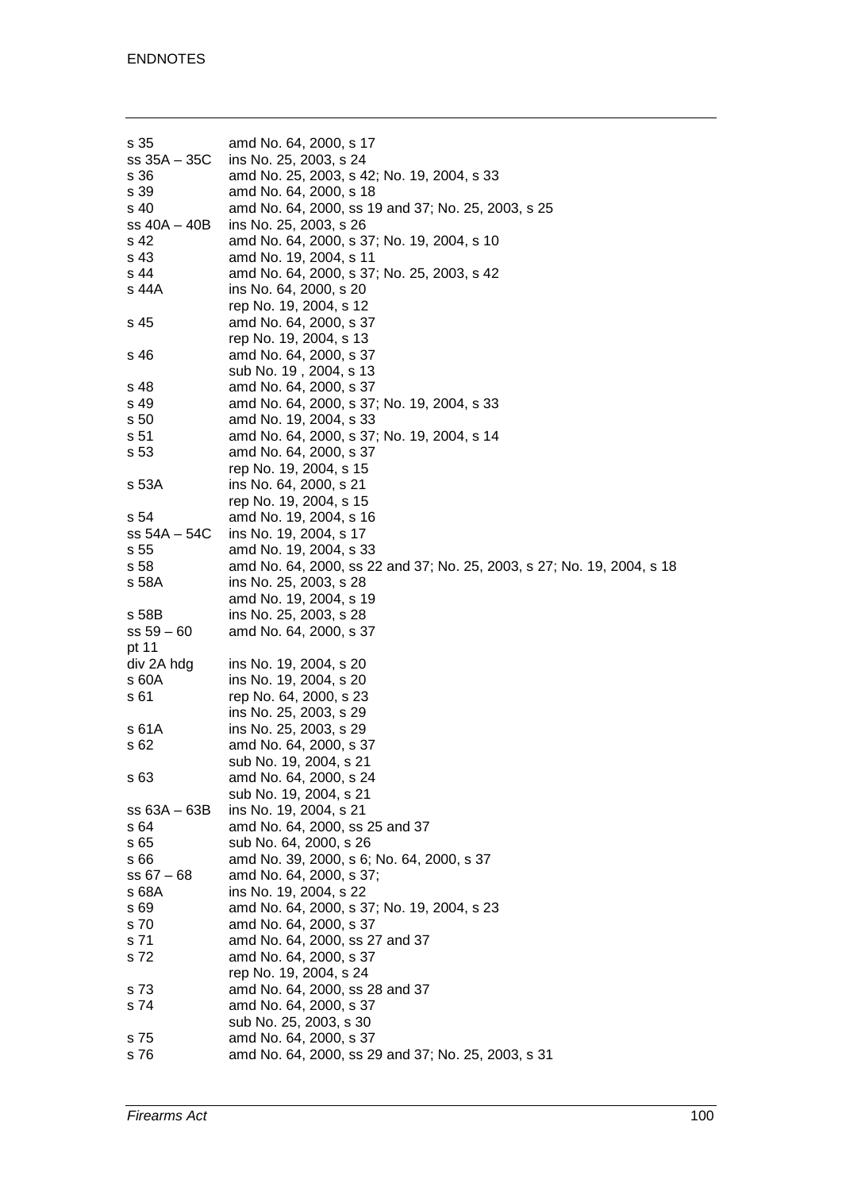| | |
|---|---|
| s 35 | amd No. 64, 2000, s 17 |
| ss 35A – 35C | ins No. 25, 2003, s 24 |
| s 36 | amd No. 25, 2003, s 42; No. 19, 2004, s 33 |
| s 39 | amd No. 64, 2000, s 18 |
| s 40 | amd No. 64, 2000, ss 19 and 37; No. 25, 2003, s 25 |
| ss 40A – 40B | ins No. 25, 2003, s 26 |
| s 42 | amd No. 64, 2000, s 37; No. 19, 2004, s 10 |
| s 43 | amd No. 19, 2004, s 11 |
| s 44 | amd No. 64, 2000, s 37; No. 25, 2003, s 42 |
| s 44A | ins No. 64, 2000, s 20 |
| | rep No. 19, 2004, s 12 |
| s 45 | amd No. 64, 2000, s 37 |
| | rep No. 19, 2004, s 13 |
| s 46 | amd No. 64, 2000, s 37 |
| | sub No. 19 , 2004, s 13 |
| s 48 | amd No. 64, 2000, s 37 |
| s 49 | amd No. 64, 2000, s 37; No. 19, 2004, s 33 |
| s 50 | amd No. 19, 2004, s 33 |
| s 51 | amd No. 64, 2000, s 37; No. 19, 2004, s 14 |
| s 53 | amd No. 64, 2000, s 37 |
| | rep No. 19, 2004, s 15 |
| s 53A | ins No. 64, 2000, s 21 |
| | rep No. 19, 2004, s 15 |
| s 54 | amd No. 19, 2004, s 16 |
| ss 54A – 54C | ins No. 19, 2004, s 17 |
| s 55 | amd No. 19, 2004, s 33 |
| s 58 | amd No. 64, 2000, ss 22 and 37; No. 25, 2003, s 27; No. 19, 2004, s 18 |
| s 58A | ins No. 25, 2003, s 28 |
| | amd No. 19, 2004, s 19 |
| s 58B | ins No. 25, 2003, s 28 |
| ss 59 – 60 | amd No. 64, 2000, s 37 |
| pt 11 | |
| div 2A hdg | ins No. 19, 2004, s 20 |
| s 60A | ins No. 19, 2004, s 20 |
| s 61 | rep No. 64, 2000, s 23 |
| | ins No. 25, 2003, s 29 |
| s 61A | ins No. 25, 2003, s 29 |
| s 62 | amd No. 64, 2000, s 37 |
| | sub No. 19, 2004, s 21 |
| s 63 | amd No. 64, 2000, s 24 |
| | sub No. 19, 2004, s 21 |
| ss 63A – 63B | ins No. 19, 2004, s 21 |
| s 64 | amd No. 64, 2000, ss 25 and 37 |
| s 65 | sub No. 64, 2000, s 26 |
| s 66 | amd No. 39, 2000, s 6; No. 64, 2000, s 37 |
| ss 67 – 68 | amd No. 64, 2000, s 37; |
| s 68A | ins No. 19, 2004, s 22 |
| s 69 | amd No. 64, 2000, s 37; No. 19, 2004, s 23 |
| s 70 | amd No. 64, 2000, s 37 |
| s 71 | amd No. 64, 2000, ss 27 and 37 |
| s 72 | amd No. 64, 2000, s 37 |
| | rep No. 19, 2004, s 24 |
| s 73 | amd No. 64, 2000, ss 28 and 37 |
| s 74 | amd No. 64, 2000, s 37 |
| | sub No. 25, 2003, s 30 |
| s 75 | amd No. 64, 2000, s 37 |
| s 76 | amd No. 64, 2000, ss 29 and 37; No. 25, 2003, s 31 |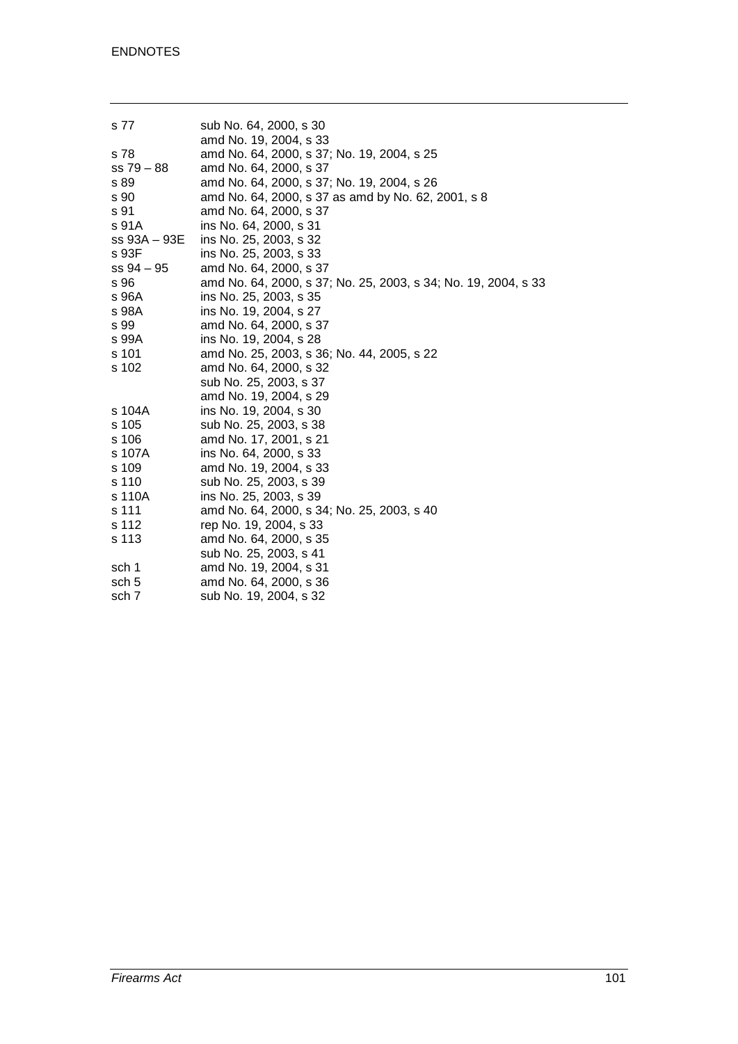| | |
|---|---|
| s 77 | sub No. 64, 2000, s 30 |
| | amd No. 19, 2004, s 33 |
| s 78 | amd No. 64, 2000, s 37; No. 19, 2004, s 25 |
| ss 79 – 88 | amd No. 64, 2000, s 37 |
| s 89 | amd No. 64, 2000, s 37; No. 19, 2004, s 26 |
| s 90 | amd No. 64, 2000, s 37 as amd by No. 62, 2001, s 8 |
| s 91 | amd No. 64, 2000, s 37 |
| s 91A | ins No. 64, 2000, s 31 |
| ss 93A – 93E | ins No. 25, 2003, s 32 |
| s 93F | ins No. 25, 2003, s 33 |
| ss 94 – 95 | amd No. 64, 2000, s 37 |
| s 96 | amd No. 64, 2000, s 37; No. 25, 2003, s 34; No. 19, 2004, s 33 |
| s 96A | ins No. 25, 2003, s 35 |
| s 98A | ins No. 19, 2004, s 27 |
| s 99 | amd No. 64, 2000, s 37 |
| s 99A | ins No. 19, 2004, s 28 |
| s 101 | amd No. 25, 2003, s 36; No. 44, 2005, s 22 |
| s 102 | amd No. 64, 2000, s 32 |
| | sub No. 25, 2003, s 37 |
| | amd No. 19, 2004, s 29 |
| s 104A | ins No. 19, 2004, s 30 |
| s 105 | sub No. 25, 2003, s 38 |
| s 106 | amd No. 17, 2001, s 21 |
| s 107A | ins No. 64, 2000, s 33 |
| s 109 | amd No. 19, 2004, s 33 |
| s 110 | sub No. 25, 2003, s 39 |
| s 110A | ins No. 25, 2003, s 39 |
| s 111 | amd No. 64, 2000, s 34; No. 25, 2003, s 40 |
| s 112 | rep No. 19, 2004, s 33 |
| s 113 | amd No. 64, 2000, s 35 |
| | sub No. 25, 2003, s 41 |
| sch 1 | amd No. 19, 2004, s 31 |
| sch 5 | amd No. 64, 2000, s 36 |
| sch 7 | sub No. 19, 2004, s 32 |